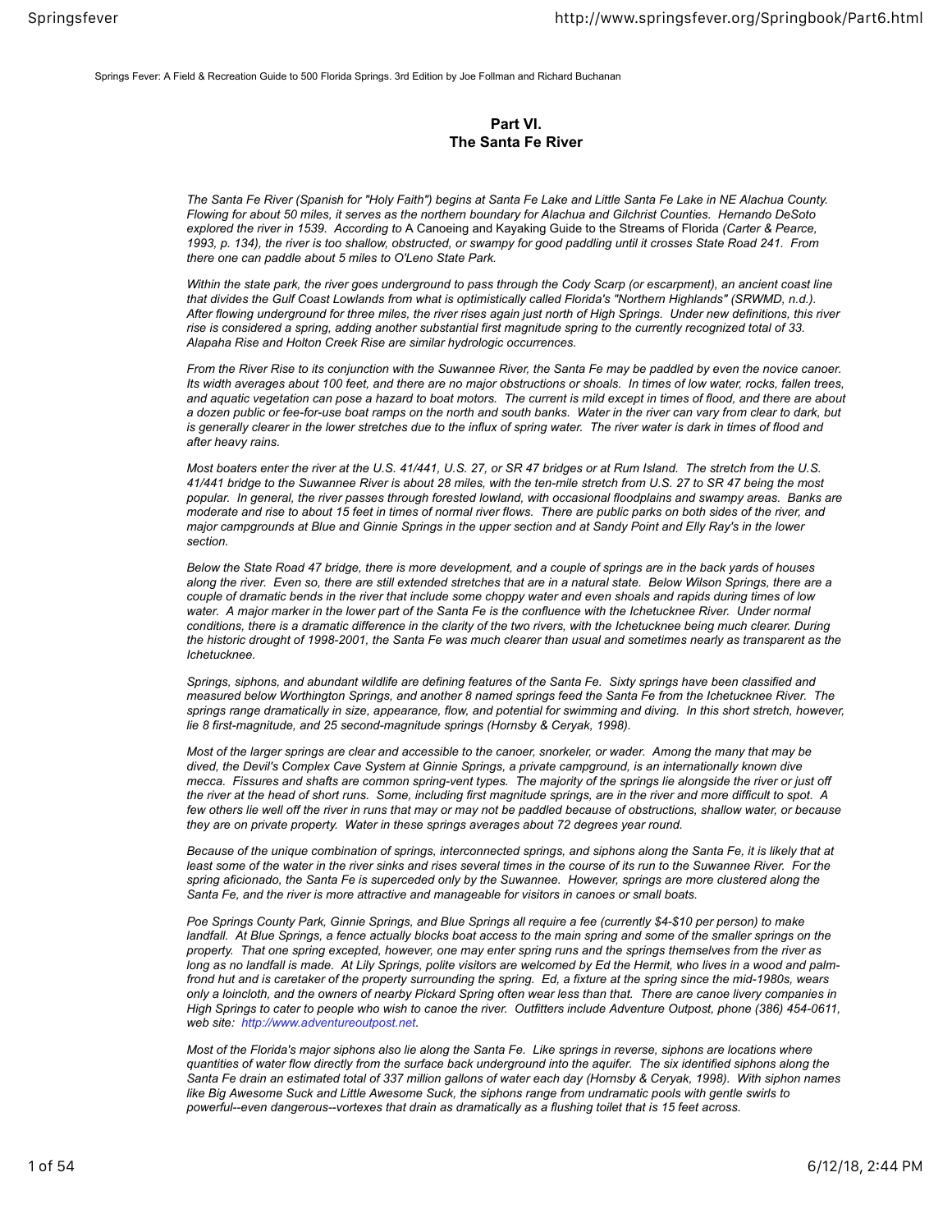Springs Fever: A Field & Recreation Guide to 500 Florida Springs. 3rd Edition by Joe Follman and Richard Buchanan

## Part VI.
## The Santa Fe River

*The Santa Fe River (Spanish for "Holy Faith") begins at Santa Fe Lake and Little Santa Fe Lake in NE Alachua County. Flowing for about 50 miles, it serves as the northern boundary for Alachua and Gilchrist Counties. Hernando DeSoto explored the river in 1539. According to* A Canoeing and Kayaking Guide to the Streams of Florida *(Carter & Pearce, 1993, p. 134), the river is too shallow, obstructed, or swampy for good paddling until it crosses State Road 241. From there one can paddle about 5 miles to O'Leno State Park.*

*Within the state park, the river goes underground to pass through the Cody Scarp (or escarpment), an ancient coast line that divides the Gulf Coast Lowlands from what is optimistically called Florida's "Northern Highlands" (SRWMD, n.d.). After flowing underground for three miles, the river rises again just north of High Springs. Under new definitions, this river rise is considered a spring, adding another substantial first magnitude spring to the currently recognized total of 33. Alapaha Rise and Holton Creek Rise are similar hydrologic occurrences.*

*From the River Rise to its conjunction with the Suwannee River, the Santa Fe may be paddled by even the novice canoer. Its width averages about 100 feet, and there are no major obstructions or shoals. In times of low water, rocks, fallen trees, and aquatic vegetation can pose a hazard to boat motors. The current is mild except in times of flood, and there are about a dozen public or fee-for-use boat ramps on the north and south banks. Water in the river can vary from clear to dark, but is generally clearer in the lower stretches due to the influx of spring water. The river water is dark in times of flood and after heavy rains.*

*Most boaters enter the river at the U.S. 41/441, U.S. 27, or SR 47 bridges or at Rum Island. The stretch from the U.S. 41/441 bridge to the Suwannee River is about 28 miles, with the ten-mile stretch from U.S. 27 to SR 47 being the most popular. In general, the river passes through forested lowland, with occasional floodplains and swampy areas. Banks are moderate and rise to about 15 feet in times of normal river flows. There are public parks on both sides of the river, and major campgrounds at Blue and Ginnie Springs in the upper section and at Sandy Point and Elly Ray's in the lower section.*

*Below the State Road 47 bridge, there is more development, and a couple of springs are in the back yards of houses along the river. Even so, there are still extended stretches that are in a natural state. Below Wilson Springs, there are a couple of dramatic bends in the river that include some choppy water and even shoals and rapids during times of low water. A major marker in the lower part of the Santa Fe is the confluence with the Ichetucknee River. Under normal conditions, there is a dramatic difference in the clarity of the two rivers, with the Ichetucknee being much clearer. During the historic drought of 1998-2001, the Santa Fe was much clearer than usual and sometimes nearly as transparent as the Ichetucknee.*

*Springs, siphons, and abundant wildlife are defining features of the Santa Fe. Sixty springs have been classified and measured below Worthington Springs, and another 8 named springs feed the Santa Fe from the Ichetucknee River. The springs range dramatically in size, appearance, flow, and potential for swimming and diving. In this short stretch, however, lie 8 first-magnitude, and 25 second-magnitude springs (Hornsby & Ceryak, 1998).*

*Most of the larger springs are clear and accessible to the canoer, snorkeler, or wader. Among the many that may be dived, the Devil's Complex Cave System at Ginnie Springs, a private campground, is an internationally known dive mecca. Fissures and shafts are common spring-vent types. The majority of the springs lie alongside the river or just off the river at the head of short runs. Some, including first magnitude springs, are in the river and more difficult to spot. A few others lie well off the river in runs that may or may not be paddled because of obstructions, shallow water, or because they are on private property. Water in these springs averages about 72 degrees year round.*

*Because of the unique combination of springs, interconnected springs, and siphons along the Santa Fe, it is likely that at least some of the water in the river sinks and rises several times in the course of its run to the Suwannee River. For the spring aficionado, the Santa Fe is superceded only by the Suwannee. However, springs are more clustered along the Santa Fe, and the river is more attractive and manageable for visitors in canoes or small boats.*

*Poe Springs County Park, Ginnie Springs, and Blue Springs all require a fee (currently $4-$10 per person) to make landfall. At Blue Springs, a fence actually blocks boat access to the main spring and some of the smaller springs on the property. That one spring excepted, however, one may enter spring runs and the springs themselves from the river as long as no landfall is made. At Lily Springs, polite visitors are welcomed by Ed the Hermit, who lives in a wood and palm-frond hut and is caretaker of the property surrounding the spring. Ed, a fixture at the spring since the mid-1980s, wears only a loincloth, and the owners of nearby Pickard Spring often wear less than that. There are canoe livery companies in High Springs to cater to people who wish to canoe the river. Outfitters include Adventure Outpost, phone (386) 454-0611, web site: http://www.adventureoutpost.net.*

*Most of the Florida's major siphons also lie along the Santa Fe. Like springs in reverse, siphons are locations where quantities of water flow directly from the surface back underground into the aquifer. The six identified siphons along the Santa Fe drain an estimated total of 337 million gallons of water each day (Hornsby & Ceryak, 1998). With siphon names like Big Awesome Suck and Little Awesome Suck, the siphons range from undramatic pools with gentle swirls to powerful--even dangerous--vortexes that drain as dramatically as a flushing toilet that is 15 feet across.*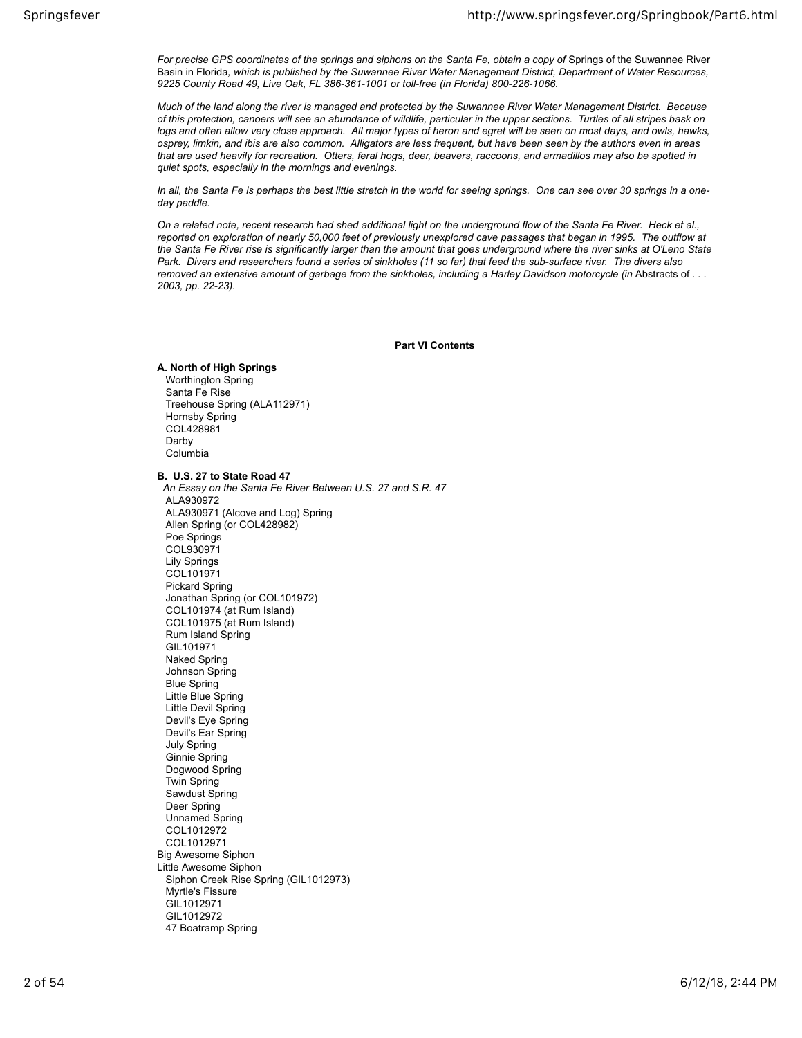*For precise GPS coordinates of the springs and siphons on the Santa Fe, obtain a copy of* Springs of the Suwannee River Basin in Florida*, which is published by the Suwannee River Water Management District, Department of Water Resources, 9225 County Road 49, Live Oak, FL 386-361-1001 or toll-free (in Florida) 800-226-1066.*

*Much of the land along the river is managed and protected by the Suwannee River Water Management District. Because of this protection, canoers will see an abundance of wildlife, particular in the upper sections. Turtles of all stripes bask on logs and often allow very close approach. All major types of heron and egret will be seen on most days, and owls, hawks, osprey, limkin, and ibis are also common. Alligators are less frequent, but have been seen by the authors even in areas that are used heavily for recreation. Otters, feral hogs, deer, beavers, raccoons, and armadillos may also be spotted in quiet spots, especially in the mornings and evenings.*

*In all, the Santa Fe is perhaps the best little stretch in the world for seeing springs. One can see over 30 springs in a one-day paddle.*

*On a related note, recent research had shed additional light on the underground flow of the Santa Fe River. Heck et al., reported on exploration of nearly 50,000 feet of previously unexplored cave passages that began in 1995. The outflow at the Santa Fe River rise is significantly larger than the amount that goes underground where the river sinks at O'Leno State Park. Divers and researchers found a series of sinkholes (11 so far) that feed the sub-surface river. The divers also removed an extensive amount of garbage from the sinkholes, including a Harley Davidson motorcycle (in* Abstracts of . . . *2003, pp. 22-23).*

**Part VI Contents**

**A. North of High Springs**

- Worthington Spring
- Santa Fe Rise
- Treehouse Spring (ALA112971)
- Hornsby Spring
- COL428981
- Darby
- Columbia

**B. U.S. 27 to State Road 47**

- *An Essay on the Santa Fe River Between U.S. 27 and S.R. 47*
- ALA930972
- ALA930971 (Alcove and Log) Spring
- Allen Spring (or COL428982)
- Poe Springs
- COL930971
- Lily Springs
- COL101971
- Pickard Spring
- Jonathan Spring (or COL101972)
- COL101974 (at Rum Island)
- COL101975 (at Rum Island)
- Rum Island Spring
- GIL101971
- Naked Spring
- Johnson Spring
- Blue Spring
- Little Blue Spring
- Little Devil Spring
- Devil's Eye Spring
- Devil's Ear Spring
- July Spring
- Ginnie Spring
- Dogwood Spring
- Twin Spring
- Sawdust Spring
- Deer Spring
- Unnamed Spring
- COL1012972
- COL1012971

Big Awesome Siphon

Little Awesome Siphon

- Siphon Creek Rise Spring (GIL1012973)
- Myrtle's Fissure
- GIL1012971
- GIL1012972
- 47 Boatramp Spring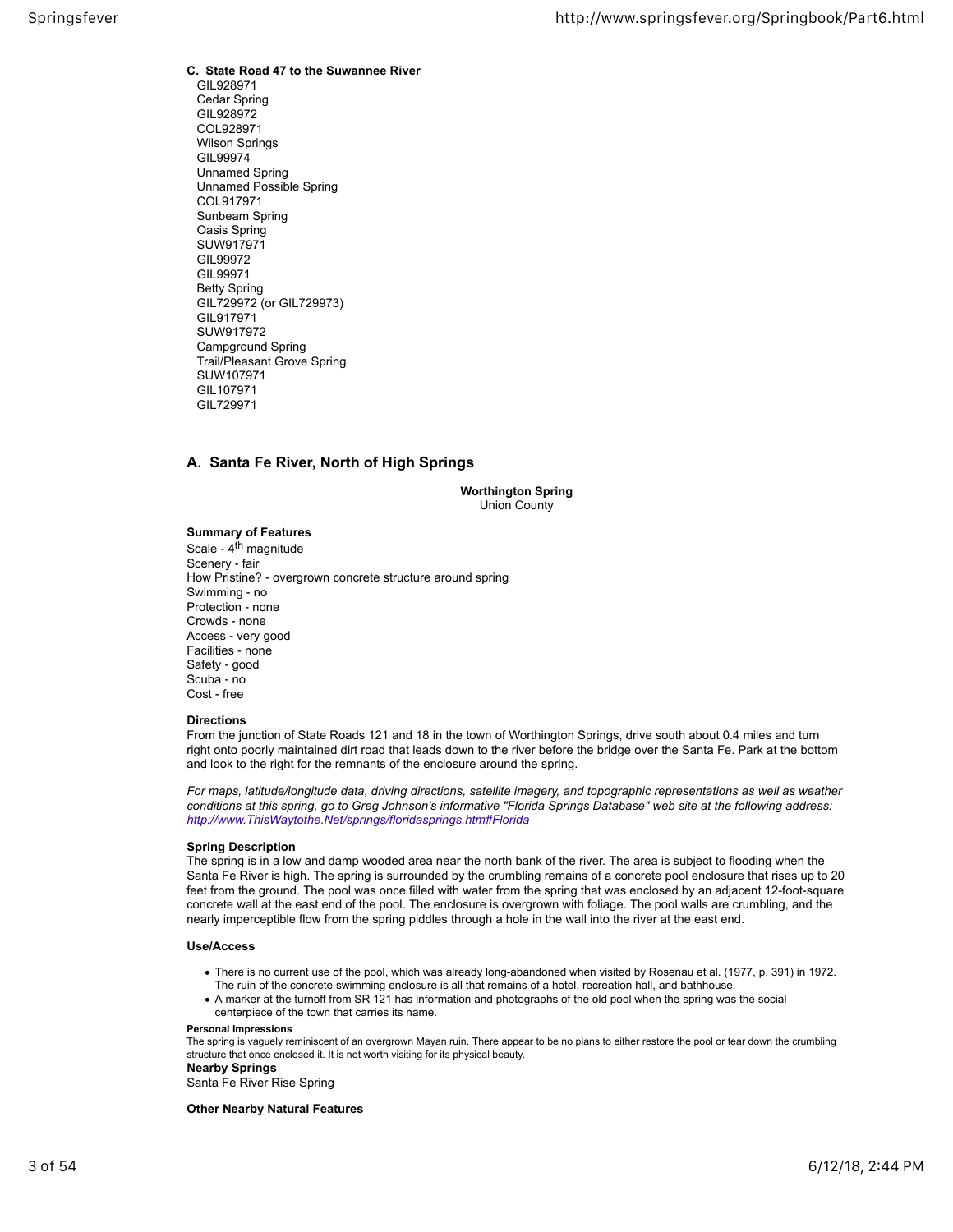**C. State Road 47 to the Suwannee River**

GIL928971
Cedar Spring
GIL928972
COL928971
Wilson Springs
GIL99974
Unnamed Spring
Unnamed Possible Spring
COL917971
Sunbeam Spring
Oasis Spring
SUW917971
GIL99972
GIL99971
Betty Spring
GIL729972 (or GIL729973)
GIL917971
SUW917972
Campground Spring
Trail/Pleasant Grove Spring
SUW107971
GIL107971
GIL729971

## A. Santa Fe River, North of High Springs

**Worthington Spring**
Union County

**Summary of Features**

Scale - 4th magnitude
Scenery - fair
How Pristine? - overgrown concrete structure around spring
Swimming - no
Protection - none
Crowds - none
Access - very good
Facilities - none
Safety - good
Scuba - no
Cost - free

**Directions**

From the junction of State Roads 121 and 18 in the town of Worthington Springs, drive south about 0.4 miles and turn right onto poorly maintained dirt road that leads down to the river before the bridge over the Santa Fe. Park at the bottom and look to the right for the remnants of the enclosure around the spring.

*For maps, latitude/longitude data, driving directions, satellite imagery, and topographic representations as well as weather conditions at this spring, go to Greg Johnson's informative "Florida Springs Database" web site at the following address: http://www.ThisWaytothe.Net/springs/floridasprings.htm#Florida*

**Spring Description**

The spring is in a low and damp wooded area near the north bank of the river. The area is subject to flooding when the Santa Fe River is high. The spring is surrounded by the crumbling remains of a concrete pool enclosure that rises up to 20 feet from the ground. The pool was once filled with water from the spring that was enclosed by an adjacent 12-foot-square concrete wall at the east end of the pool. The enclosure is overgrown with foliage. The pool walls are crumbling, and the nearly imperceptible flow from the spring piddles through a hole in the wall into the river at the east end.

**Use/Access**

- There is no current use of the pool, which was already long-abandoned when visited by Rosenau et al. (1977, p. 391) in 1972. The ruin of the concrete swimming enclosure is all that remains of a hotel, recreation hall, and bathhouse.
- A marker at the turnoff from SR 121 has information and photographs of the old pool when the spring was the social centerpiece of the town that carries its name.

**Personal Impressions**

The spring is vaguely reminiscent of an overgrown Mayan ruin. There appear to be no plans to either restore the pool or tear down the crumbling structure that once enclosed it. It is not worth visiting for its physical beauty.

**Nearby Springs**

Santa Fe River Rise Spring

**Other Nearby Natural Features**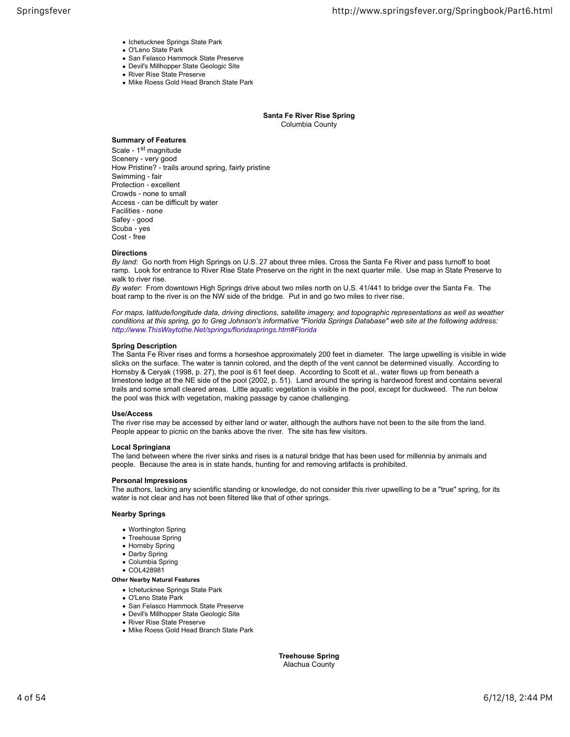- Ichetucknee Springs State Park
- O'Leno State Park
- San Felasco Hammock State Preserve
- Devil's Millhopper State Geologic Site
- River Rise State Preserve
- Mike Roess Gold Head Branch State Park

## Santa Fe River Rise Spring

Columbia County

**Summary of Features**

Scale - 1st magnitude
Scenery - very good
How Pristine? - trails around spring, fairly pristine
Swimming - fair
Protection - excellent
Crowds - none to small
Access - can be difficult by water
Facilities - none
Safey - good
Scuba - yes
Cost - free

**Directions**

*By land*: Go north from High Springs on U.S. 27 about three miles. Cross the Santa Fe River and pass turnoff to boat ramp. Look for entrance to River Rise State Preserve on the right in the next quarter mile. Use map in State Preserve to walk to river rise.
*By water*: From downtown High Springs drive about two miles north on U.S. 41/441 to bridge over the Santa Fe. The boat ramp to the river is on the NW side of the bridge. Put in and go two miles to river rise.

*For maps, latitude/longitude data, driving directions, satellite imagery, and topographic representations as well as weather conditions at this spring, go to Greg Johnson's informative "Florida Springs Database" web site at the following address: http://www.ThisWaytothe.Net/springs/floridasprings.htm#Florida*

**Spring Description**

The Santa Fe River rises and forms a horseshoe approximately 200 feet in diameter. The large upwelling is visible in wide slicks on the surface. The water is tannin colored, and the depth of the vent cannot be determined visually. According to Hornsby & Ceryak (1998, p. 27), the pool is 61 feet deep. According to Scott et al., water flows up from beneath a limestone ledge at the NE side of the pool (2002, p. 51). Land around the spring is hardwood forest and contains several trails and some small cleared areas. Little aquatic vegetation is visible in the pool, except for duckweed. The run below the pool was thick with vegetation, making passage by canoe challenging.

**Use/Access**

The river rise may be accessed by either land or water, although the authors have not been to the site from the land. People appear to picnic on the banks above the river. The site has few visitors.

**Local Springiana**

The land between where the river sinks and rises is a natural bridge that has been used for millennia by animals and people. Because the area is in state hands, hunting for and removing artifacts is prohibited.

**Personal Impressions**

The authors, lacking any scientific standing or knowledge, do not consider this river upwelling to be a "true" spring, for its water is not clear and has not been filtered like that of other springs.

**Nearby Springs**

- Worthington Spring
- Treehouse Spring
- Hornsby Spring
- Darby Spring
- Columbia Spring
- COL428981

**Other Nearby Natural Features**

- Ichetucknee Springs State Park
- O'Leno State Park
- San Felasco Hammock State Preserve
- Devil's Millhopper State Geologic Site
- River Rise State Preserve
- Mike Roess Gold Head Branch State Park

## Treehouse Spring

Alachua County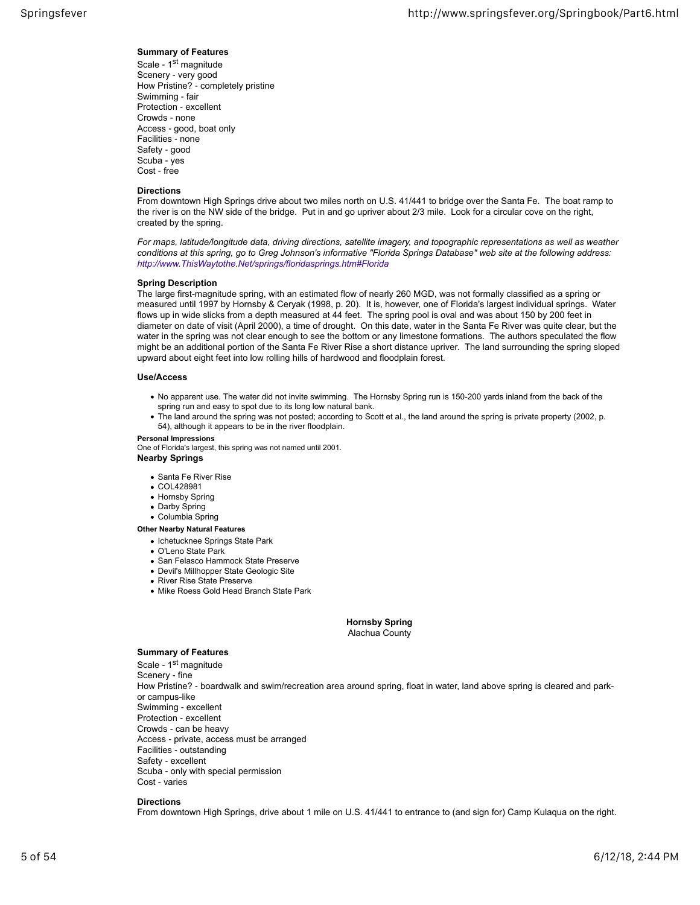**Summary of Features**

Scale - 1st magnitude
Scenery - very good
How Pristine? - completely pristine
Swimming - fair
Protection - excellent
Crowds - none
Access - good, boat only
Facilities - none
Safety - good
Scuba - yes
Cost - free

**Directions**

From downtown High Springs drive about two miles north on U.S. 41/441 to bridge over the Santa Fe. The boat ramp to the river is on the NW side of the bridge. Put in and go upriver about 2/3 mile. Look for a circular cove on the right, created by the spring.

*For maps, latitude/longitude data, driving directions, satellite imagery, and topographic representations as well as weather conditions at this spring, go to Greg Johnson's informative "Florida Springs Database" web site at the following address: http://www.ThisWaytothe.Net/springs/floridasprings.htm#Florida*

**Spring Description**

The large first-magnitude spring, with an estimated flow of nearly 260 MGD, was not formally classified as a spring or measured until 1997 by Hornsby & Ceryak (1998, p. 20). It is, however, one of Florida's largest individual springs. Water flows up in wide slicks from a depth measured at 44 feet. The spring pool is oval and was about 150 by 200 feet in diameter on date of visit (April 2000), a time of drought. On this date, water in the Santa Fe River was quite clear, but the water in the spring was not clear enough to see the bottom or any limestone formations. The authors speculated the flow might be an additional portion of the Santa Fe River Rise a short distance upriver. The land surrounding the spring sloped upward about eight feet into low rolling hills of hardwood and floodplain forest.

**Use/Access**

- No apparent use. The water did not invite swimming. The Hornsby Spring run is 150-200 yards inland from the back of the spring run and easy to spot due to its long low natural bank.
- The land around the spring was not posted; according to Scott et al., the land around the spring is private property (2002, p. 54), although it appears to be in the river floodplain.

**Personal Impressions**

One of Florida's largest, this spring was not named until 2001.

**Nearby Springs**

- Santa Fe River Rise
- COL428981
- Hornsby Spring
- Darby Spring
- Columbia Spring

**Other Nearby Natural Features**

- Ichetucknee Springs State Park
- O'Leno State Park
- San Felasco Hammock State Preserve
- Devil's Millhopper State Geologic Site
- River Rise State Preserve
- Mike Roess Gold Head Branch State Park

## Hornsby Spring

Alachua County

**Summary of Features**

Scale - 1st magnitude
Scenery - fine
How Pristine? - boardwalk and swim/recreation area around spring, float in water, land above spring is cleared and park- or campus-like
Swimming - excellent
Protection - excellent
Crowds - can be heavy
Access - private, access must be arranged
Facilities - outstanding
Safety - excellent
Scuba - only with special permission
Cost - varies

**Directions**

From downtown High Springs, drive about 1 mile on U.S. 41/441 to entrance to (and sign for) Camp Kulaqua on the right.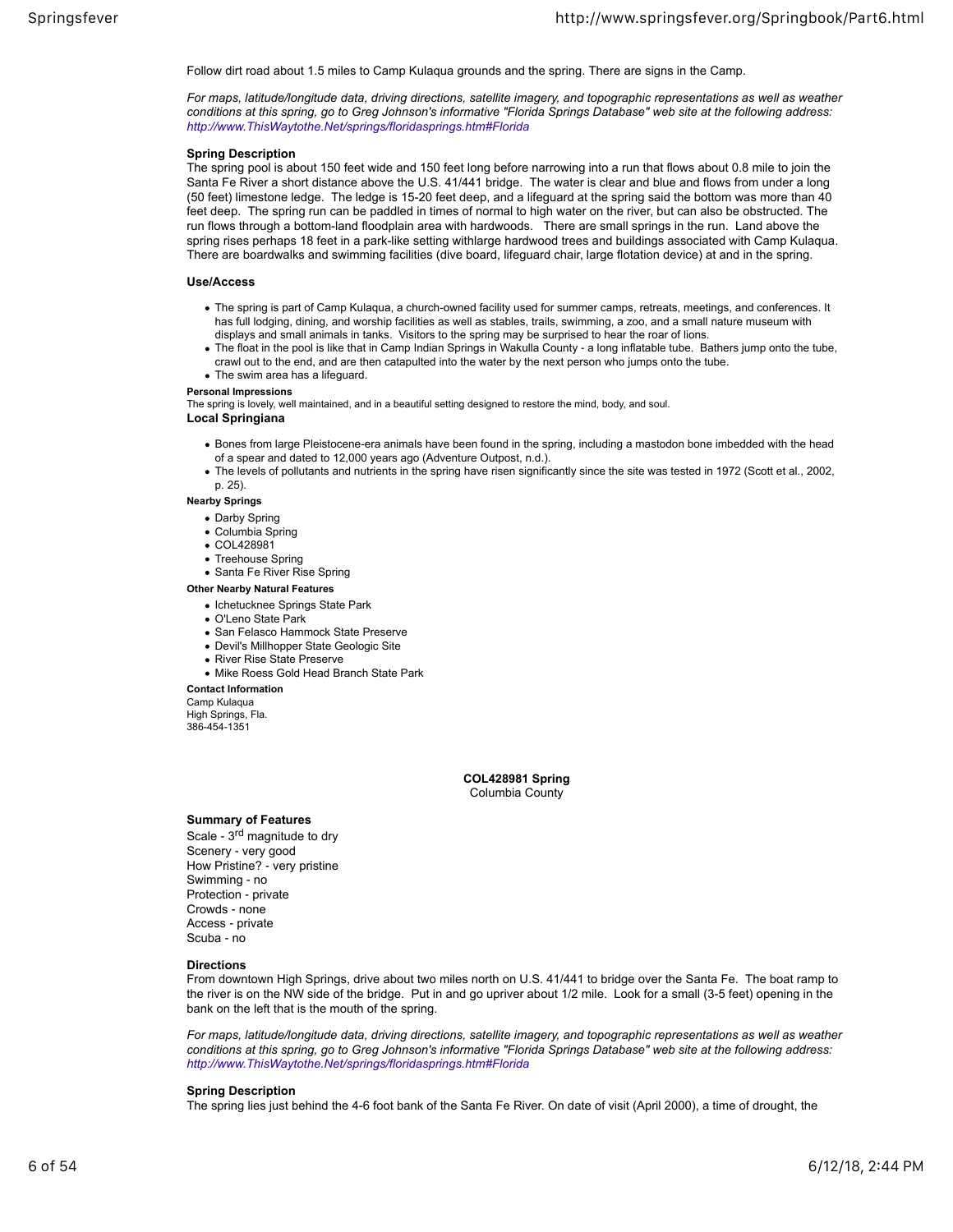Follow dirt road about 1.5 miles to Camp Kulaqua grounds and the spring. There are signs in the Camp.

*For maps, latitude/longitude data, driving directions, satellite imagery, and topographic representations as well as weather conditions at this spring, go to Greg Johnson's informative "Florida Springs Database" web site at the following address: http://www.ThisWaytothe.Net/springs/floridasprings.htm#Florida*

**Spring Description**

The spring pool is about 150 feet wide and 150 feet long before narrowing into a run that flows about 0.8 mile to join the Santa Fe River a short distance above the U.S. 41/441 bridge. The water is clear and blue and flows from under a long (50 feet) limestone ledge. The ledge is 15-20 feet deep, and a lifeguard at the spring said the bottom was more than 40 feet deep. The spring run can be paddled in times of normal to high water on the river, but can also be obstructed. The run flows through a bottom-land floodplain area with hardwoods. There are small springs in the run. Land above the spring rises perhaps 18 feet in a park-like setting withlarge hardwood trees and buildings associated with Camp Kulaqua. There are boardwalks and swimming facilities (dive board, lifeguard chair, large flotation device) at and in the spring.

**Use/Access**

- The spring is part of Camp Kulaqua, a church-owned facility used for summer camps, retreats, meetings, and conferences. It has full lodging, dining, and worship facilities as well as stables, trails, swimming, a zoo, and a small nature museum with displays and small animals in tanks. Visitors to the spring may be surprised to hear the roar of lions.
- The float in the pool is like that in Camp Indian Springs in Wakulla County - a long inflatable tube. Bathers jump onto the tube, crawl out to the end, and are then catapulted into the water by the next person who jumps onto the tube.
- The swim area has a lifeguard.

**Personal Impressions**

The spring is lovely, well maintained, and in a beautiful setting designed to restore the mind, body, and soul.

**Local Springiana**

- Bones from large Pleistocene-era animals have been found in the spring, including a mastodon bone imbedded with the head of a spear and dated to 12,000 years ago (Adventure Outpost, n.d.).
- The levels of pollutants and nutrients in the spring have risen significantly since the site was tested in 1972 (Scott et al., 2002, p. 25).

**Nearby Springs**

- Darby Spring
- Columbia Spring
- COL428981
- Treehouse Spring
- Santa Fe River Rise Spring

**Other Nearby Natural Features**

- Ichetucknee Springs State Park
- O'Leno State Park
- San Felasco Hammock State Preserve
- Devil's Millhopper State Geologic Site
- River Rise State Preserve
- Mike Roess Gold Head Branch State Park

**Contact Information**

Camp Kulaqua
High Springs, Fla.
386-454-1351

## COL428981 Spring

Columbia County

**Summary of Features**

Scale - 3rd magnitude to dry
Scenery - very good
How Pristine? - very pristine
Swimming - no
Protection - private
Crowds - none
Access - private
Scuba - no

**Directions**

From downtown High Springs, drive about two miles north on U.S. 41/441 to bridge over the Santa Fe. The boat ramp to the river is on the NW side of the bridge. Put in and go upriver about 1/2 mile. Look for a small (3-5 feet) opening in the bank on the left that is the mouth of the spring.

*For maps, latitude/longitude data, driving directions, satellite imagery, and topographic representations as well as weather conditions at this spring, go to Greg Johnson's informative "Florida Springs Database" web site at the following address: http://www.ThisWaytothe.Net/springs/floridasprings.htm#Florida*

**Spring Description**

The spring lies just behind the 4-6 foot bank of the Santa Fe River. On date of visit (April 2000), a time of drought, the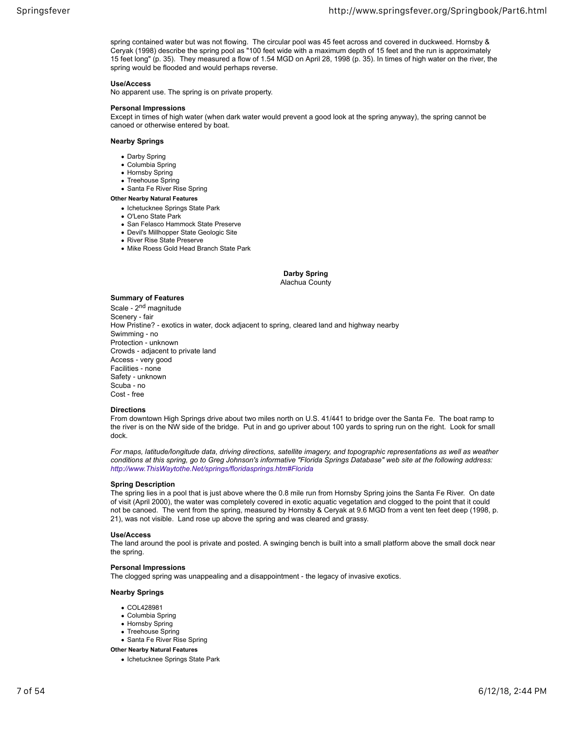spring contained water but was not flowing. The circular pool was 45 feet across and covered in duckweed. Hornsby & Ceryak (1998) describe the spring pool as "100 feet wide with a maximum depth of 15 feet and the run is approximately 15 feet long" (p. 35). They measured a flow of 1.54 MGD on April 28, 1998 (p. 35). In times of high water on the river, the spring would be flooded and would perhaps reverse.

**Use/Access**

No apparent use. The spring is on private property.

**Personal Impressions**

Except in times of high water (when dark water would prevent a good look at the spring anyway), the spring cannot be canoed or otherwise entered by boat.

**Nearby Springs**

- Darby Spring
- Columbia Spring
- Hornsby Spring
- Treehouse Spring
- Santa Fe River Rise Spring

**Other Nearby Natural Features**

- Ichetucknee Springs State Park
- O'Leno State Park
- San Felasco Hammock State Preserve
- Devil's Millhopper State Geologic Site
- River Rise State Preserve
- Mike Roess Gold Head Branch State Park

## Darby Spring

Alachua County

**Summary of Features**

Scale - 2nd magnitude
Scenery - fair
How Pristine? - exotics in water, dock adjacent to spring, cleared land and highway nearby
Swimming - no
Protection - unknown
Crowds - adjacent to private land
Access - very good
Facilities - none
Safety - unknown
Scuba - no
Cost - free

**Directions**

From downtown High Springs drive about two miles north on U.S. 41/441 to bridge over the Santa Fe. The boat ramp to the river is on the NW side of the bridge. Put in and go upriver about 100 yards to spring run on the right. Look for small dock.

*For maps, latitude/longitude data, driving directions, satellite imagery, and topographic representations as well as weather conditions at this spring, go to Greg Johnson's informative "Florida Springs Database" web site at the following address: http://www.ThisWaytothe.Net/springs/floridasprings.htm#Florida*

**Spring Description**

The spring lies in a pool that is just above where the 0.8 mile run from Hornsby Spring joins the Santa Fe River. On date of visit (April 2000), the water was completely covered in exotic aquatic vegetation and clogged to the point that it could not be canoed. The vent from the spring, measured by Hornsby & Ceryak at 9.6 MGD from a vent ten feet deep (1998, p. 21), was not visible. Land rose up above the spring and was cleared and grassy.

**Use/Access**

The land around the pool is private and posted. A swinging bench is built into a small platform above the small dock near the spring.

**Personal Impressions**

The clogged spring was unappealing and a disappointment - the legacy of invasive exotics.

**Nearby Springs**

- COL428981
- Columbia Spring
- Hornsby Spring
- Treehouse Spring
- Santa Fe River Rise Spring

**Other Nearby Natural Features**

- Ichetucknee Springs State Park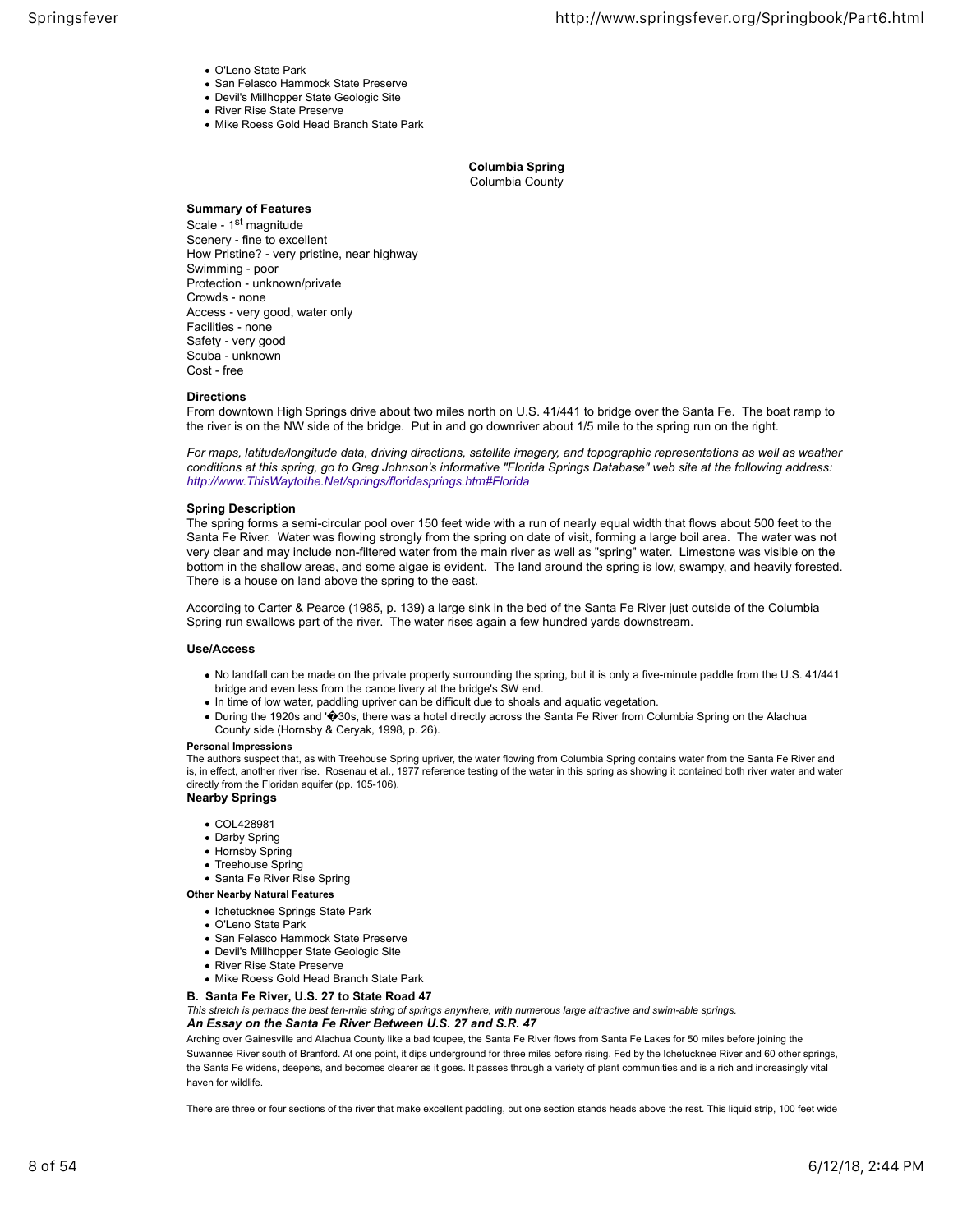- O'Leno State Park
- San Felasco Hammock State Preserve
- Devil's Millhopper State Geologic Site
- River Rise State Preserve
- Mike Roess Gold Head Branch State Park

**Columbia Spring**
Columbia County

**Summary of Features**
Scale - 1st magnitude
Scenery - fine to excellent
How Pristine? - very pristine, near highway
Swimming - poor
Protection - unknown/private
Crowds - none
Access - very good, water only
Facilities - none
Safety - very good
Scuba - unknown
Cost - free

**Directions**
From downtown High Springs drive about two miles north on U.S. 41/441 to bridge over the Santa Fe. The boat ramp to the river is on the NW side of the bridge. Put in and go downriver about 1/5 mile to the spring run on the right.

*For maps, latitude/longitude data, driving directions, satellite imagery, and topographic representations as well as weather conditions at this spring, go to Greg Johnson's informative "Florida Springs Database" web site at the following address: http://www.ThisWaytothe.Net/springs/floridasprings.htm#Florida*

**Spring Description**
The spring forms a semi-circular pool over 150 feet wide with a run of nearly equal width that flows about 500 feet to the Santa Fe River. Water was flowing strongly from the spring on date of visit, forming a large boil area. The water was not very clear and may include non-filtered water from the main river as well as "spring" water. Limestone was visible on the bottom in the shallow areas, and some algae is evident. The land around the spring is low, swampy, and heavily forested. There is a house on land above the spring to the east.

According to Carter & Pearce (1985, p. 139) a large sink in the bed of the Santa Fe River just outside of the Columbia Spring run swallows part of the river. The water rises again a few hundred yards downstream.

**Use/Access**

- No landfall can be made on the private property surrounding the spring, but it is only a five-minute paddle from the U.S. 41/441 bridge and even less from the canoe livery at the bridge's SW end.
- In time of low water, paddling upriver can be difficult due to shoals and aquatic vegetation.
- During the 1920s and '�30s, there was a hotel directly across the Santa Fe River from Columbia Spring on the Alachua County side (Hornsby & Ceryak, 1998, p. 26).

**Personal Impressions**
The authors suspect that, as with Treehouse Spring upriver, the water flowing from Columbia Spring contains water from the Santa Fe River and is, in effect, another river rise. Rosenau et al., 1977 reference testing of the water in this spring as showing it contained both river water and water directly from the Floridan aquifer (pp. 105-106).

**Nearby Springs**

- COL428981
- Darby Spring
- Hornsby Spring
- Treehouse Spring
- Santa Fe River Rise Spring

**Other Nearby Natural Features**

- Ichetucknee Springs State Park
- O'Leno State Park
- San Felasco Hammock State Preserve
- Devil's Millhopper State Geologic Site
- River Rise State Preserve
- Mike Roess Gold Head Branch State Park

**B. Santa Fe River, U.S. 27 to State Road 47**
*This stretch is perhaps the best ten-mile string of springs anywhere, with numerous large attractive and swim-able springs.*

***An Essay on the Santa Fe River Between U.S. 27 and S.R. 47***

Arching over Gainesville and Alachua County like a bad toupee, the Santa Fe River flows from Santa Fe Lakes for 50 miles before joining the Suwannee River south of Branford. At one point, it dips underground for three miles before rising. Fed by the Ichetucknee River and 60 other springs, the Santa Fe widens, deepens, and becomes clearer as it goes. It passes through a variety of plant communities and is a rich and increasingly vital haven for wildlife.

There are three or four sections of the river that make excellent paddling, but one section stands heads above the rest. This liquid strip, 100 feet wide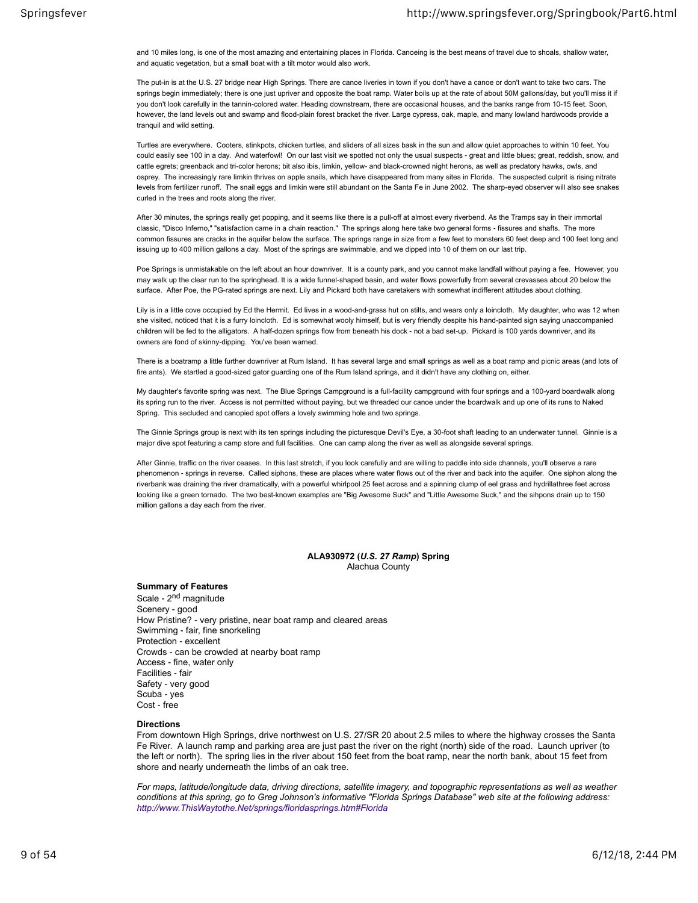and 10 miles long, is one of the most amazing and entertaining places in Florida. Canoeing is the best means of travel due to shoals, shallow water, and aquatic vegetation, but a small boat with a tilt motor would also work.

The put-in is at the U.S. 27 bridge near High Springs. There are canoe liveries in town if you don't have a canoe or don't want to take two cars. The springs begin immediately; there is one just upriver and opposite the boat ramp. Water boils up at the rate of about 50M gallons/day, but you'll miss it if you don't look carefully in the tannin-colored water. Heading downstream, there are occasional houses, and the banks range from 10-15 feet. Soon, however, the land levels out and swamp and flood-plain forest bracket the river. Large cypress, oak, maple, and many lowland hardwoods provide a tranquil and wild setting.

Turtles are everywhere. Cooters, stinkpots, chicken turtles, and sliders of all sizes bask in the sun and allow quiet approaches to within 10 feet. You could easily see 100 in a day. And waterfowl! On our last visit we spotted not only the usual suspects - great and little blues; great, reddish, snow, and cattle egrets; greenback and tri-color herons; bit also ibis, limkin, yellow- and black-crowned night herons, as well as predatory hawks, owls, and osprey. The increasingly rare limkin thrives on apple snails, which have disappeared from many sites in Florida. The suspected culprit is rising nitrate levels from fertilizer runoff. The snail eggs and limkin were still abundant on the Santa Fe in June 2002. The sharp-eyed observer will also see snakes curled in the trees and roots along the river.

After 30 minutes, the springs really get popping, and it seems like there is a pull-off at almost every riverbend. As the Tramps say in their immortal classic, "Disco Inferno," "satisfaction came in a chain reaction." The springs along here take two general forms - fissures and shafts. The more common fissures are cracks in the aquifer below the surface. The springs range in size from a few feet to monsters 60 feet deep and 100 feet long and issuing up to 400 million gallons a day. Most of the springs are swimmable, and we dipped into 10 of them on our last trip.

Poe Springs is unmistakable on the left about an hour downriver. It is a county park, and you cannot make landfall without paying a fee. However, you may walk up the clear run to the springhead. It is a wide funnel-shaped basin, and water flows powerfully from several crevasses about 20 below the surface. After Poe, the PG-rated springs are next. Lily and Pickard both have caretakers with somewhat indifferent attitudes about clothing.

Lily is in a little cove occupied by Ed the Hermit. Ed lives in a wood-and-grass hut on stilts, and wears only a loincloth. My daughter, who was 12 when she visited, noticed that it is a furry loincloth. Ed is somewhat wooly himself, but is very friendly despite his hand-painted sign saying unaccompanied children will be fed to the alligators. A half-dozen springs flow from beneath his dock - not a bad set-up. Pickard is 100 yards downriver, and its owners are fond of skinny-dipping. You've been warned.

There is a boatramp a little further downriver at Rum Island. It has several large and small springs as well as a boat ramp and picnic areas (and lots of fire ants). We startled a good-sized gator guarding one of the Rum Island springs, and it didn't have any clothing on, either.

My daughter's favorite spring was next. The Blue Springs Campground is a full-facility campground with four springs and a 100-yard boardwalk along its spring run to the river. Access is not permitted without paying, but we threaded our canoe under the boardwalk and up one of its runs to Naked Spring. This secluded and canopied spot offers a lovely swimming hole and two springs.

The Ginnie Springs group is next with its ten springs including the picturesque Devil's Eye, a 30-foot shaft leading to an underwater tunnel. Ginnie is a major dive spot featuring a camp store and full facilities. One can camp along the river as well as alongside several springs.

After Ginnie, traffic on the river ceases. In this last stretch, if you look carefully and are willing to paddle into side channels, you'll observe a rare phenomenon - springs in reverse. Called siphons, these are places where water flows out of the river and back into the aquifer. One siphon along the riverbank was draining the river dramatically, with a powerful whirlpool 25 feet across and a spinning clump of eel grass and hydrillathree feet across looking like a green tornado. The two best-known examples are "Big Awesome Suck" and "Little Awesome Suck," and the sihpons drain up to 150 million gallons a day each from the river.

## ALA930972 (*U.S. 27 Ramp*) Spring
Alachua County

**Summary of Features**

Scale - 2nd magnitude
Scenery - good
How Pristine? - very pristine, near boat ramp and cleared areas
Swimming - fair, fine snorkeling
Protection - excellent
Crowds - can be crowded at nearby boat ramp
Access - fine, water only
Facilities - fair
Safety - very good
Scuba - yes
Cost - free

**Directions**

From downtown High Springs, drive northwest on U.S. 27/SR 20 about 2.5 miles to where the highway crosses the Santa Fe River. A launch ramp and parking area are just past the river on the right (north) side of the road. Launch upriver (to the left or north). The spring lies in the river about 150 feet from the boat ramp, near the north bank, about 15 feet from shore and nearly underneath the limbs of an oak tree.

*For maps, latitude/longitude data, driving directions, satellite imagery, and topographic representations as well as weather conditions at this spring, go to Greg Johnson's informative "Florida Springs Database" web site at the following address: http://www.ThisWaytothe.Net/springs/floridasprings.htm#Florida*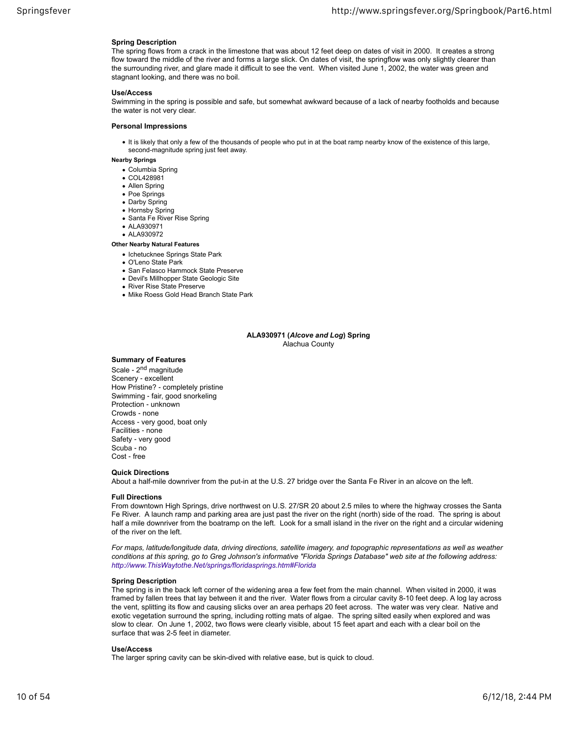**Spring Description**

The spring flows from a crack in the limestone that was about 12 feet deep on dates of visit in 2000. It creates a strong flow toward the middle of the river and forms a large slick. On dates of visit, the springflow was only slightly clearer than the surrounding river, and glare made it difficult to see the vent. When visited June 1, 2002, the water was green and stagnant looking, and there was no boil.

**Use/Access**

Swimming in the spring is possible and safe, but somewhat awkward because of a lack of nearby footholds and because the water is not very clear.

**Personal Impressions**

- It is likely that only a few of the thousands of people who put in at the boat ramp nearby know of the existence of this large, second-magnitude spring just feet away.

**Nearby Springs**

- Columbia Spring
- COL428981
- Allen Spring
- Poe Springs
- Darby Spring
- Hornsby Spring
- Santa Fe River Rise Spring
- ALA930971
- ALA930972

**Other Nearby Natural Features**

- Ichetucknee Springs State Park
- O'Leno State Park
- San Felasco Hammock State Preserve
- Devil's Millhopper State Geologic Site
- River Rise State Preserve
- Mike Roess Gold Head Branch State Park

## ALA930971 (*Alcove and Log*) Spring

Alachua County

**Summary of Features**

Scale - 2nd magnitude
Scenery - excellent
How Pristine? - completely pristine
Swimming - fair, good snorkeling
Protection - unknown
Crowds - none
Access - very good, boat only
Facilities - none
Safety - very good
Scuba - no
Cost - free

**Quick Directions**

About a half-mile downriver from the put-in at the U.S. 27 bridge over the Santa Fe River in an alcove on the left.

**Full Directions**

From downtown High Springs, drive northwest on U.S. 27/SR 20 about 2.5 miles to where the highway crosses the Santa Fe River. A launch ramp and parking area are just past the river on the right (north) side of the road. The spring is about half a mile downriver from the boatramp on the left. Look for a small island in the river on the right and a circular widening of the river on the left.

*For maps, latitude/longitude data, driving directions, satellite imagery, and topographic representations as well as weather conditions at this spring, go to Greg Johnson's informative "Florida Springs Database" web site at the following address: http://www.ThisWaytothe.Net/springs/floridasprings.htm#Florida*

**Spring Description**

The spring is in the back left corner of the widening area a few feet from the main channel. When visited in 2000, it was framed by fallen trees that lay between it and the river. Water flows from a circular cavity 8-10 feet deep. A log lay across the vent, splitting its flow and causing slicks over an area perhaps 20 feet across. The water was very clear. Native and exotic vegetation surround the spring, including rotting mats of algae. The spring silted easily when explored and was slow to clear. On June 1, 2002, two flows were clearly visible, about 15 feet apart and each with a clear boil on the surface that was 2-5 feet in diameter.

**Use/Access**

The larger spring cavity can be skin-dived with relative ease, but is quick to cloud.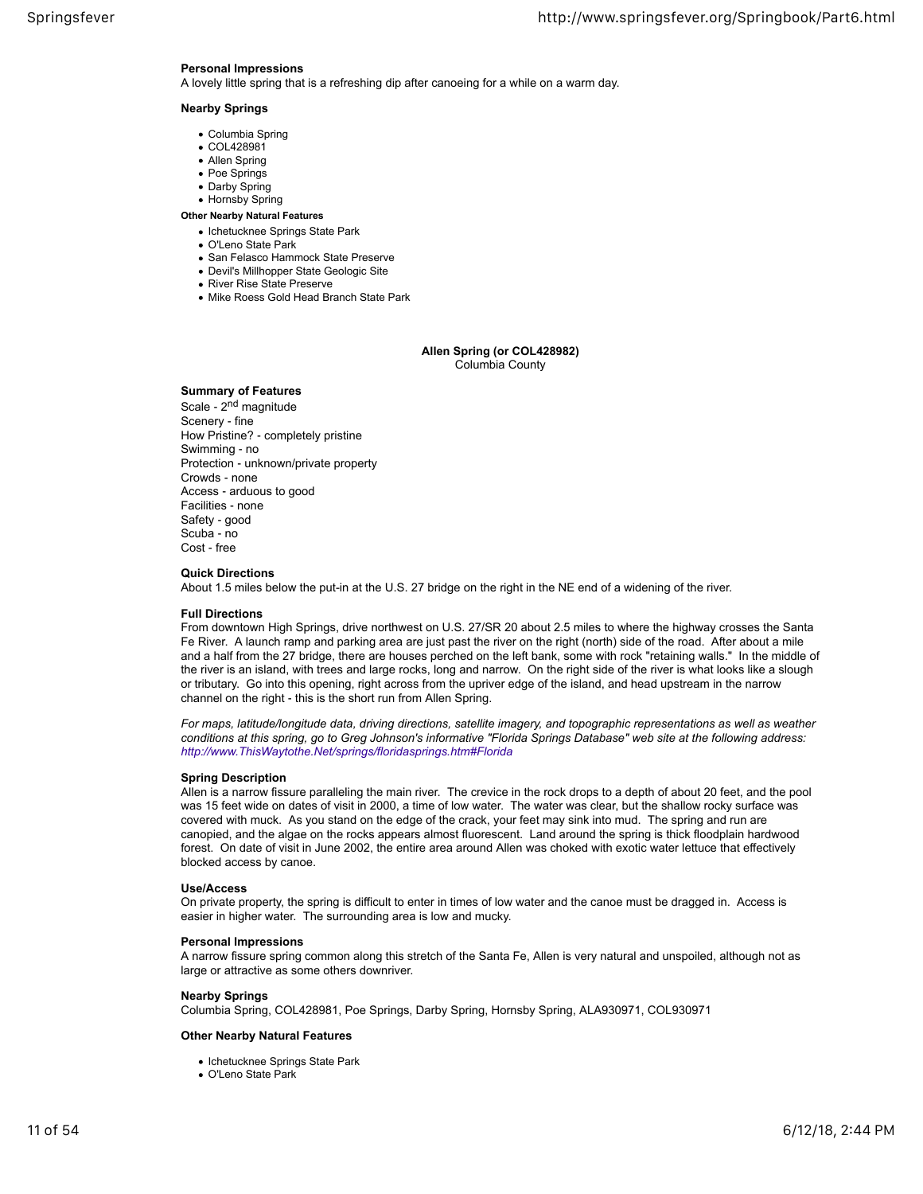**Personal Impressions**

A lovely little spring that is a refreshing dip after canoeing for a while on a warm day.

**Nearby Springs**

- Columbia Spring
- COL428981
- Allen Spring
- Poe Springs
- Darby Spring
- Hornsby Spring

**Other Nearby Natural Features**

- Ichetucknee Springs State Park
- O'Leno State Park
- San Felasco Hammock State Preserve
- Devil's Millhopper State Geologic Site
- River Rise State Preserve
- Mike Roess Gold Head Branch State Park

## Allen Spring (or COL428982)

Columbia County

**Summary of Features**

Scale - 2nd magnitude
Scenery - fine
How Pristine? - completely pristine
Swimming - no
Protection - unknown/private property
Crowds - none
Access - arduous to good
Facilities - none
Safety - good
Scuba - no
Cost - free

**Quick Directions**

About 1.5 miles below the put-in at the U.S. 27 bridge on the right in the NE end of a widening of the river.

**Full Directions**

From downtown High Springs, drive northwest on U.S. 27/SR 20 about 2.5 miles to where the highway crosses the Santa Fe River. A launch ramp and parking area are just past the river on the right (north) side of the road. After about a mile and a half from the 27 bridge, there are houses perched on the left bank, some with rock "retaining walls." In the middle of the river is an island, with trees and large rocks, long and narrow. On the right side of the river is what looks like a slough or tributary. Go into this opening, right across from the upriver edge of the island, and head upstream in the narrow channel on the right - this is the short run from Allen Spring.

*For maps, latitude/longitude data, driving directions, satellite imagery, and topographic representations as well as weather conditions at this spring, go to Greg Johnson's informative "Florida Springs Database" web site at the following address: http://www.ThisWaytothe.Net/springs/floridasprings.htm#Florida*

**Spring Description**

Allen is a narrow fissure paralleling the main river. The crevice in the rock drops to a depth of about 20 feet, and the pool was 15 feet wide on dates of visit in 2000, a time of low water. The water was clear, but the shallow rocky surface was covered with muck. As you stand on the edge of the crack, your feet may sink into mud. The spring and run are canopied, and the algae on the rocks appears almost fluorescent. Land around the spring is thick floodplain hardwood forest. On date of visit in June 2002, the entire area around Allen was choked with exotic water lettuce that effectively blocked access by canoe.

**Use/Access**

On private property, the spring is difficult to enter in times of low water and the canoe must be dragged in. Access is easier in higher water. The surrounding area is low and mucky.

**Personal Impressions**

A narrow fissure spring common along this stretch of the Santa Fe, Allen is very natural and unspoiled, although not as large or attractive as some others downriver.

**Nearby Springs**

Columbia Spring, COL428981, Poe Springs, Darby Spring, Hornsby Spring, ALA930971, COL930971

**Other Nearby Natural Features**

- Ichetucknee Springs State Park
- O'Leno State Park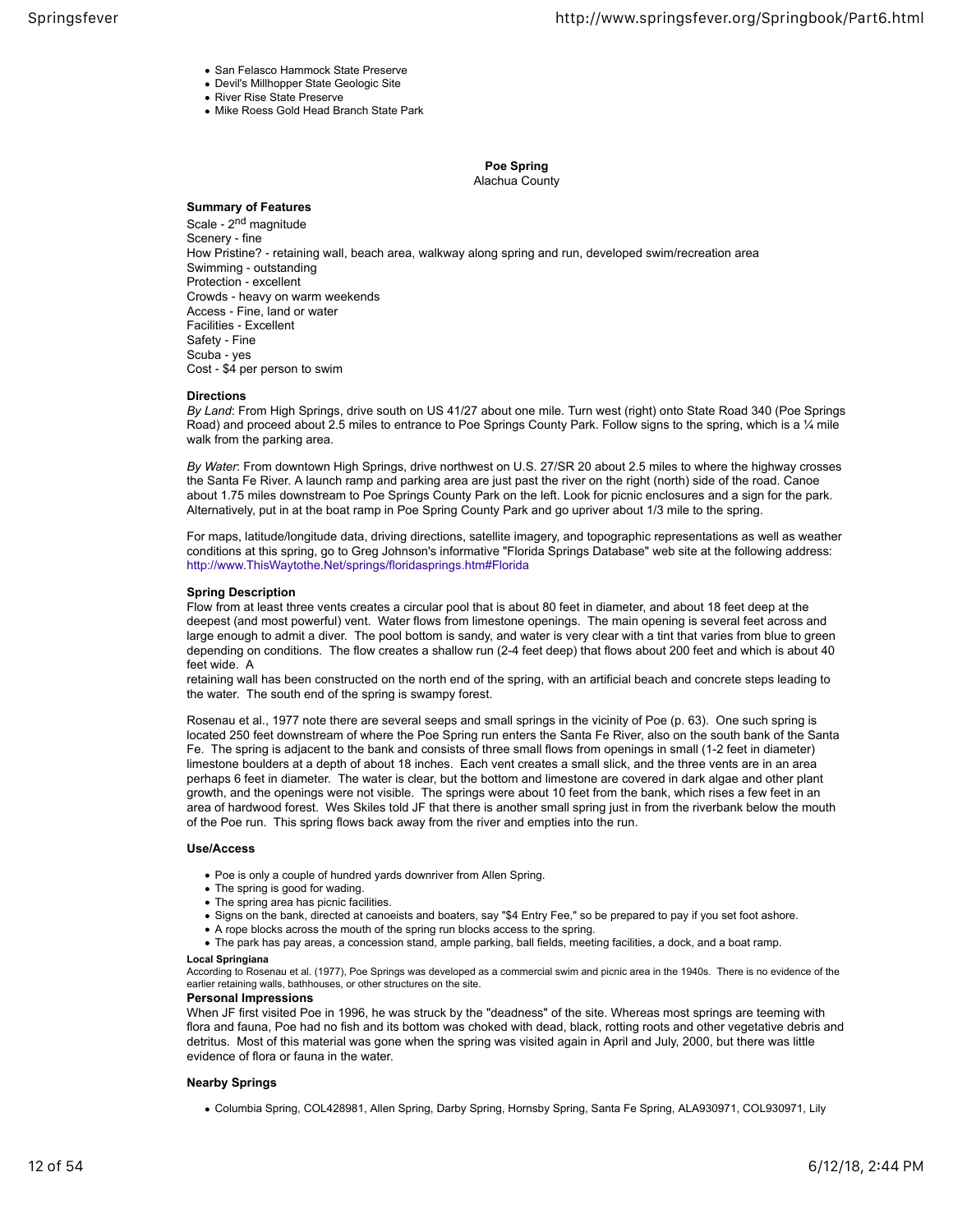- San Felasco Hammock State Preserve
- Devil's Millhopper State Geologic Site
- River Rise State Preserve
- Mike Roess Gold Head Branch State Park

## Poe Spring

Alachua County

### Summary of Features

Scale - 2nd magnitude
Scenery - fine
How Pristine? - retaining wall, beach area, walkway along spring and run, developed swim/recreation area
Swimming - outstanding
Protection - excellent
Crowds - heavy on warm weekends
Access - Fine, land or water
Facilities - Excellent
Safety - Fine
Scuba - yes
Cost - $4 per person to swim

### Directions

*By Land*: From High Springs, drive south on US 41/27 about one mile. Turn west (right) onto State Road 340 (Poe Springs Road) and proceed about 2.5 miles to entrance to Poe Springs County Park. Follow signs to the spring, which is a ¼ mile walk from the parking area.

*By Water*: From downtown High Springs, drive northwest on U.S. 27/SR 20 about 2.5 miles to where the highway crosses the Santa Fe River. A launch ramp and parking area are just past the river on the right (north) side of the road. Canoe about 1.75 miles downstream to Poe Springs County Park on the left. Look for picnic enclosures and a sign for the park. Alternatively, put in at the boat ramp in Poe Spring County Park and go upriver about 1/3 mile to the spring.

For maps, latitude/longitude data, driving directions, satellite imagery, and topographic representations as well as weather conditions at this spring, go to Greg Johnson's informative "Florida Springs Database" web site at the following address: http://www.ThisWaytothe.Net/springs/floridasprings.htm#Florida

### Spring Description

Flow from at least three vents creates a circular pool that is about 80 feet in diameter, and about 18 feet deep at the deepest (and most powerful) vent. Water flows from limestone openings. The main opening is several feet across and large enough to admit a diver. The pool bottom is sandy, and water is very clear with a tint that varies from blue to green depending on conditions. The flow creates a shallow run (2-4 feet deep) that flows about 200 feet and which is about 40 feet wide. A retaining wall has been constructed on the north end of the spring, with an artificial beach and concrete steps leading to the water. The south end of the spring is swampy forest.

Rosenau et al., 1977 note there are several seeps and small springs in the vicinity of Poe (p. 63). One such spring is located 250 feet downstream of where the Poe Spring run enters the Santa Fe River, also on the south bank of the Santa Fe. The spring is adjacent to the bank and consists of three small flows from openings in small (1-2 feet in diameter) limestone boulders at a depth of about 18 inches. Each vent creates a small slick, and the three vents are in an area perhaps 6 feet in diameter. The water is clear, but the bottom and limestone are covered in dark algae and other plant growth, and the openings were not visible. The springs were about 10 feet from the bank, which rises a few feet in an area of hardwood forest. Wes Skiles told JF that there is another small spring just in from the riverbank below the mouth of the Poe run. This spring flows back away from the river and empties into the run.

### Use/Access

- Poe is only a couple of hundred yards downriver from Allen Spring.
- The spring is good for wading.
- The spring area has picnic facilities.
- Signs on the bank, directed at canoeists and boaters, say "$4 Entry Fee," so be prepared to pay if you set foot ashore.
- A rope blocks across the mouth of the spring run blocks access to the spring.
- The park has pay areas, a concession stand, ample parking, ball fields, meeting facilities, a dock, and a boat ramp.

#### Local Springiana

According to Rosenau et al. (1977), Poe Springs was developed as a commercial swim and picnic area in the 1940s. There is no evidence of the earlier retaining walls, bathhouses, or other structures on the site.

### Personal Impressions

When JF first visited Poe in 1996, he was struck by the "deadness" of the site. Whereas most springs are teeming with flora and fauna, Poe had no fish and its bottom was choked with dead, black, rotting roots and other vegetative debris and detritus. Most of this material was gone when the spring was visited again in April and July, 2000, but there was little evidence of flora or fauna in the water.

### Nearby Springs

- Columbia Spring, COL428981, Allen Spring, Darby Spring, Hornsby Spring, Santa Fe Spring, ALA930971, COL930971, Lily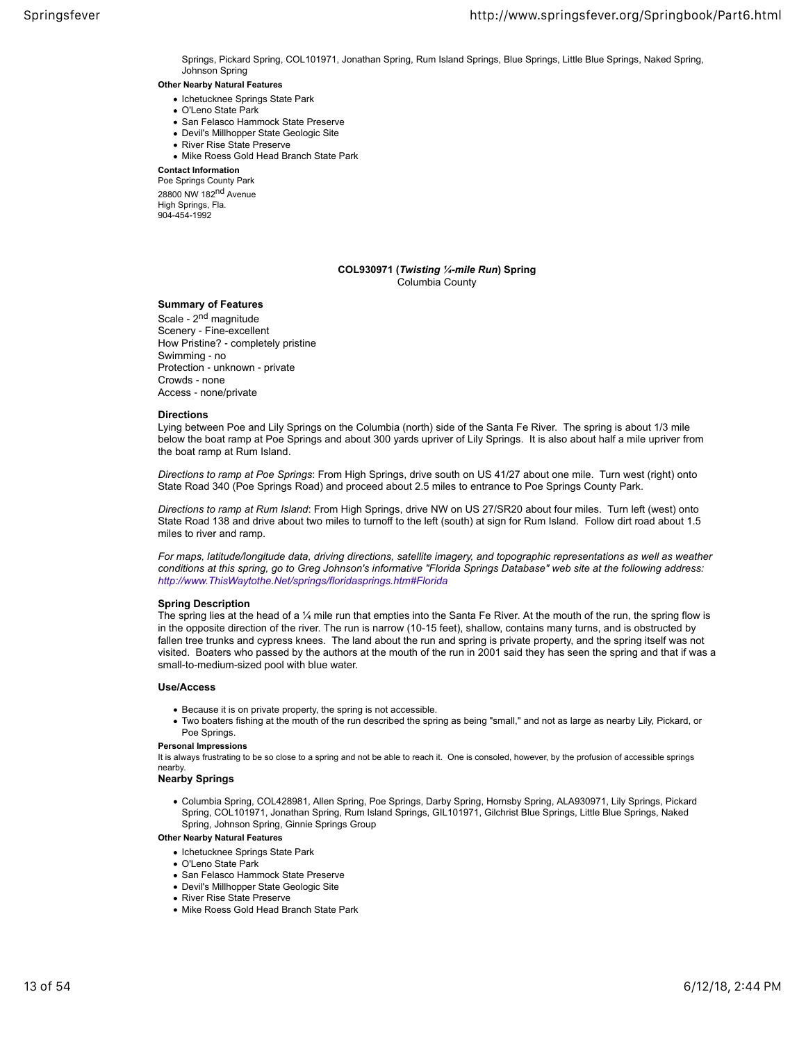Springs, Pickard Spring, COL101971, Jonathan Spring, Rum Island Springs, Blue Springs, Little Blue Springs, Naked Spring, Johnson Spring

**Other Nearby Natural Features**

- Ichetucknee Springs State Park
- O'Leno State Park
- San Felasco Hammock State Preserve
- Devil's Millhopper State Geologic Site
- River Rise State Preserve
- Mike Roess Gold Head Branch State Park

**Contact Information**

Poe Springs County Park
28800 NW 182nd Avenue
High Springs, Fla.
904-454-1992

## COL930971 (*Twisting ¼-mile Run*) Spring

Columbia County

**Summary of Features**

Scale - 2nd magnitude
Scenery - Fine-excellent
How Pristine? - completely pristine
Swimming - no
Protection - unknown - private
Crowds - none
Access - none/private

**Directions**

Lying between Poe and Lily Springs on the Columbia (north) side of the Santa Fe River. The spring is about 1/3 mile below the boat ramp at Poe Springs and about 300 yards upriver of Lily Springs. It is also about half a mile upriver from the boat ramp at Rum Island.

*Directions to ramp at Poe Springs*: From High Springs, drive south on US 41/27 about one mile. Turn west (right) onto State Road 340 (Poe Springs Road) and proceed about 2.5 miles to entrance to Poe Springs County Park.

*Directions to ramp at Rum Island*: From High Springs, drive NW on US 27/SR20 about four miles. Turn left (west) onto State Road 138 and drive about two miles to turnoff to the left (south) at sign for Rum Island. Follow dirt road about 1.5 miles to river and ramp.

*For maps, latitude/longitude data, driving directions, satellite imagery, and topographic representations as well as weather conditions at this spring, go to Greg Johnson's informative "Florida Springs Database" web site at the following address: http://www.ThisWaytothe.Net/springs/floridasprings.htm#Florida*

**Spring Description**

The spring lies at the head of a ¼ mile run that empties into the Santa Fe River. At the mouth of the run, the spring flow is in the opposite direction of the river. The run is narrow (10-15 feet), shallow, contains many turns, and is obstructed by fallen tree trunks and cypress knees. The land about the run and spring is private property, and the spring itself was not visited. Boaters who passed by the authors at the mouth of the run in 2001 said they has seen the spring and that if was a small-to-medium-sized pool with blue water.

**Use/Access**

- Because it is on private property, the spring is not accessible.
- Two boaters fishing at the mouth of the run described the spring as being "small," and not as large as nearby Lily, Pickard, or Poe Springs.

**Personal Impressions**

It is always frustrating to be so close to a spring and not be able to reach it. One is consoled, however, by the profusion of accessible springs nearby.

**Nearby Springs**

- Columbia Spring, COL428981, Allen Spring, Poe Springs, Darby Spring, Hornsby Spring, ALA930971, Lily Springs, Pickard Spring, COL101971, Jonathan Spring, Rum Island Springs, GIL101971, Gilchrist Blue Springs, Little Blue Springs, Naked Spring, Johnson Spring, Ginnie Springs Group

**Other Nearby Natural Features**

- Ichetucknee Springs State Park
- O'Leno State Park
- San Felasco Hammock State Preserve
- Devil's Millhopper State Geologic Site
- River Rise State Preserve
- Mike Roess Gold Head Branch State Park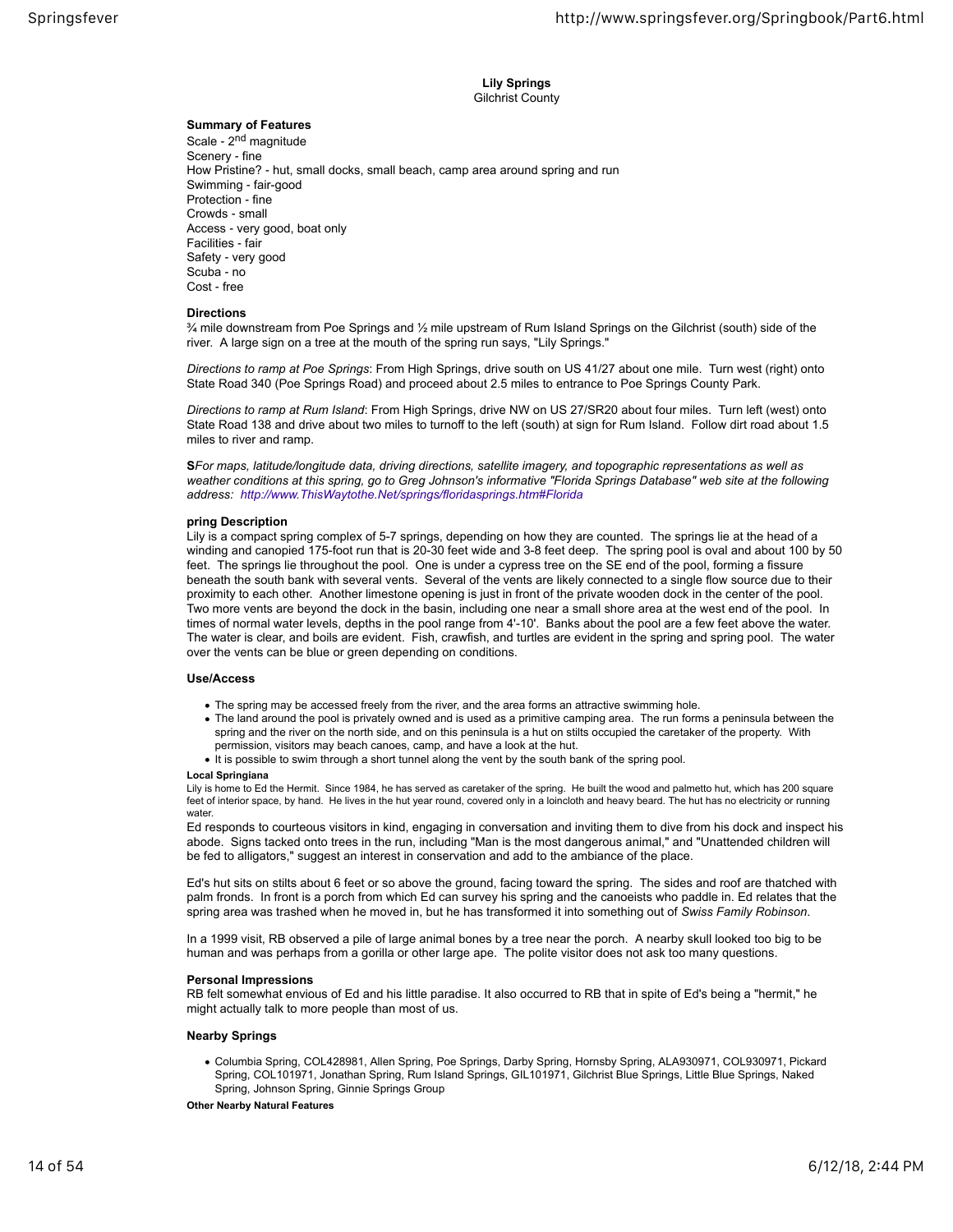**Lily Springs**
Gilchrist County

**Summary of Features**
Scale - 2nd magnitude
Scenery - fine
How Pristine? - hut, small docks, small beach, camp area around spring and run
Swimming - fair-good
Protection - fine
Crowds - small
Access - very good, boat only
Facilities - fair
Safety - very good
Scuba - no
Cost - free

**Directions**
¾ mile downstream from Poe Springs and ½ mile upstream of Rum Island Springs on the Gilchrist (south) side of the river. A large sign on a tree at the mouth of the spring run says, "Lily Springs."

*Directions to ramp at Poe Springs*: From High Springs, drive south on US 41/27 about one mile. Turn west (right) onto State Road 340 (Poe Springs Road) and proceed about 2.5 miles to entrance to Poe Springs County Park.

*Directions to ramp at Rum Island*: From High Springs, drive NW on US 27/SR20 about four miles. Turn left (west) onto State Road 138 and drive about two miles to turnoff to the left (south) at sign for Rum Island. Follow dirt road about 1.5 miles to river and ramp.

**S***For maps, latitude/longitude data, driving directions, satellite imagery, and topographic representations as well as weather conditions at this spring, go to Greg Johnson's informative "Florida Springs Database" web site at the following address: http://www.ThisWaytothe.Net/springs/floridasprings.htm#Florida*

**pring Description**
Lily is a compact spring complex of 5-7 springs, depending on how they are counted. The springs lie at the head of a winding and canopied 175-foot run that is 20-30 feet wide and 3-8 feet deep. The spring pool is oval and about 100 by 50 feet. The springs lie throughout the pool. One is under a cypress tree on the SE end of the pool, forming a fissure beneath the south bank with several vents. Several of the vents are likely connected to a single flow source due to their proximity to each other. Another limestone opening is just in front of the private wooden dock in the center of the pool. Two more vents are beyond the dock in the basin, including one near a small shore area at the west end of the pool. In times of normal water levels, depths in the pool range from 4'-10'. Banks about the pool are a few feet above the water. The water is clear, and boils are evident. Fish, crawfish, and turtles are evident in the spring and spring pool. The water over the vents can be blue or green depending on conditions.

**Use/Access**

- The spring may be accessed freely from the river, and the area forms an attractive swimming hole.
- The land around the pool is privately owned and is used as a primitive camping area. The run forms a peninsula between the spring and the river on the north side, and on this peninsula is a hut on stilts occupied the caretaker of the property. With permission, visitors may beach canoes, camp, and have a look at the hut.
- It is possible to swim through a short tunnel along the vent by the south bank of the spring pool.

**Local Springiana**
Lily is home to Ed the Hermit. Since 1984, he has served as caretaker of the spring. He built the wood and palmetto hut, which has 200 square feet of interior space, by hand. He lives in the hut year round, covered only in a loincloth and heavy beard. The hut has no electricity or running water.
Ed responds to courteous visitors in kind, engaging in conversation and inviting them to dive from his dock and inspect his abode. Signs tacked onto trees in the run, including "Man is the most dangerous animal," and "Unattended children will be fed to alligators," suggest an interest in conservation and add to the ambiance of the place.

Ed's hut sits on stilts about 6 feet or so above the ground, facing toward the spring. The sides and roof are thatched with palm fronds. In front is a porch from which Ed can survey his spring and the canoeists who paddle in. Ed relates that the spring area was trashed when he moved in, but he has transformed it into something out of *Swiss Family Robinson*.

In a 1999 visit, RB observed a pile of large animal bones by a tree near the porch. A nearby skull looked too big to be human and was perhaps from a gorilla or other large ape. The polite visitor does not ask too many questions.

**Personal Impressions**
RB felt somewhat envious of Ed and his little paradise. It also occurred to RB that in spite of Ed's being a "hermit," he might actually talk to more people than most of us.

**Nearby Springs**

- Columbia Spring, COL428981, Allen Spring, Poe Springs, Darby Spring, Hornsby Spring, ALA930971, COL930971, Pickard Spring, COL101971, Jonathan Spring, Rum Island Springs, GIL101971, Gilchrist Blue Springs, Little Blue Springs, Naked Spring, Johnson Spring, Ginnie Springs Group

**Other Nearby Natural Features**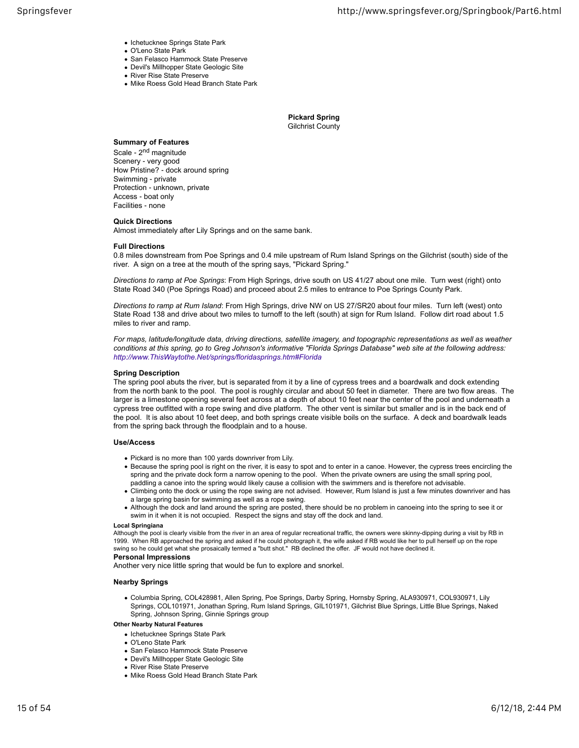- Ichetucknee Springs State Park
- O'Leno State Park
- San Felasco Hammock State Preserve
- Devil's Millhopper State Geologic Site
- River Rise State Preserve
- Mike Roess Gold Head Branch State Park

**Pickard Spring**
Gilchrist County

**Summary of Features**

Scale - 2nd magnitude
Scenery - very good
How Pristine? - dock around spring
Swimming - private
Protection - unknown, private
Access - boat only
Facilities - none

**Quick Directions**

Almost immediately after Lily Springs and on the same bank.

**Full Directions**

0.8 miles downstream from Poe Springs and 0.4 mile upstream of Rum Island Springs on the Gilchrist (south) side of the river. A sign on a tree at the mouth of the spring says, "Pickard Spring."

*Directions to ramp at Poe Springs*: From High Springs, drive south on US 41/27 about one mile. Turn west (right) onto State Road 340 (Poe Springs Road) and proceed about 2.5 miles to entrance to Poe Springs County Park.

*Directions to ramp at Rum Island*: From High Springs, drive NW on US 27/SR20 about four miles. Turn left (west) onto State Road 138 and drive about two miles to turnoff to the left (south) at sign for Rum Island. Follow dirt road about 1.5 miles to river and ramp.

*For maps, latitude/longitude data, driving directions, satellite imagery, and topographic representations as well as weather conditions at this spring, go to Greg Johnson's informative "Florida Springs Database" web site at the following address: http://www.ThisWaytothe.Net/springs/floridasprings.htm#Florida*

**Spring Description**

The spring pool abuts the river, but is separated from it by a line of cypress trees and a boardwalk and dock extending from the north bank to the pool. The pool is roughly circular and about 50 feet in diameter. There are two flow areas. The larger is a limestone opening several feet across at a depth of about 10 feet near the center of the pool and underneath a cypress tree outfitted with a rope swing and dive platform. The other vent is similar but smaller and is in the back end of the pool. It is also about 10 feet deep, and both springs create visible boils on the surface. A deck and boardwalk leads from the spring back through the floodplain and to a house.

**Use/Access**

- Pickard is no more than 100 yards downriver from Lily.
- Because the spring pool is right on the river, it is easy to spot and to enter in a canoe. However, the cypress trees encircling the spring and the private dock form a narrow opening to the pool. When the private owners are using the small spring pool, paddling a canoe into the spring would likely cause a collision with the swimmers and is therefore not advisable.
- Climbing onto the dock or using the rope swing are not advised. However, Rum Island is just a few minutes downriver and has a large spring basin for swimming as well as a rope swing.
- Although the dock and land around the spring are posted, there should be no problem in canoeing into the spring to see it or swim in it when it is not occupied. Respect the signs and stay off the dock and land.

**Local Springiana**

Although the pool is clearly visible from the river in an area of regular recreational traffic, the owners were skinny-dipping during a visit by RB in 1999. When RB approached the spring and asked if he could photograph it, the wife asked if RB would like her to pull herself up on the rope swing so he could get what she prosaically termed a "butt shot." RB declined the offer. JF would not have declined it.

**Personal Impressions**

Another very nice little spring that would be fun to explore and snorkel.

**Nearby Springs**

- Columbia Spring, COL428981, Allen Spring, Poe Springs, Darby Spring, Hornsby Spring, ALA930971, COL930971, Lily Springs, COL101971, Jonathan Spring, Rum Island Springs, GIL101971, Gilchrist Blue Springs, Little Blue Springs, Naked Spring, Johnson Spring, Ginnie Springs group

**Other Nearby Natural Features**

- Ichetucknee Springs State Park
- O'Leno State Park
- San Felasco Hammock State Preserve
- Devil's Millhopper State Geologic Site
- River Rise State Preserve
- Mike Roess Gold Head Branch State Park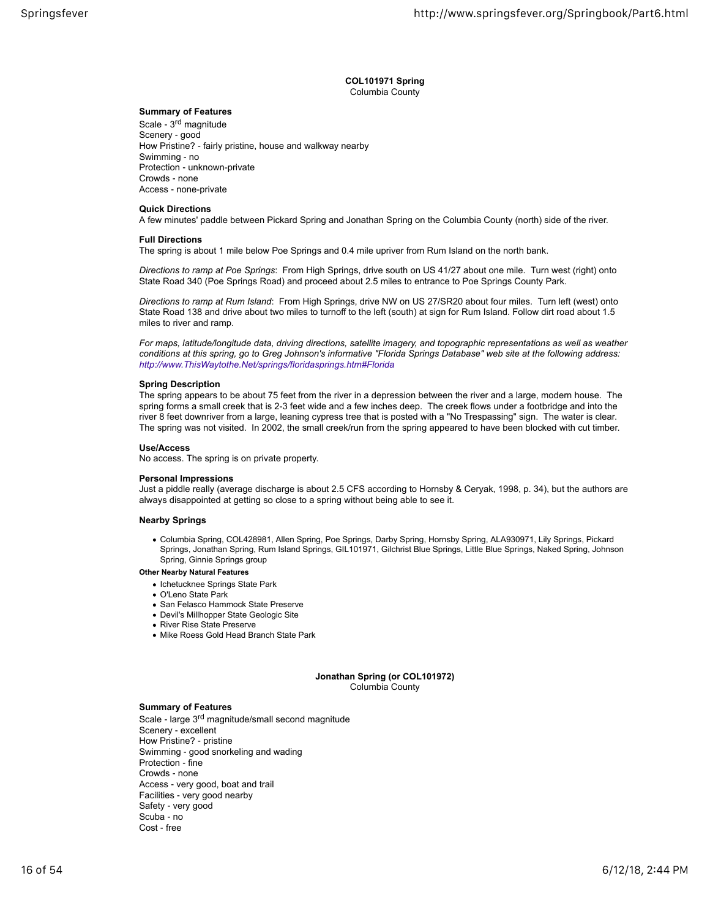## COL101971 Spring

Columbia County

**Summary of Features**

Scale - 3rd magnitude
Scenery - good
How Pristine? - fairly pristine, house and walkway nearby
Swimming - no
Protection - unknown-private
Crowds - none
Access - none-private

**Quick Directions**

A few minutes' paddle between Pickard Spring and Jonathan Spring on the Columbia County (north) side of the river.

**Full Directions**

The spring is about 1 mile below Poe Springs and 0.4 mile upriver from Rum Island on the north bank.

*Directions to ramp at Poe Springs*: From High Springs, drive south on US 41/27 about one mile. Turn west (right) onto State Road 340 (Poe Springs Road) and proceed about 2.5 miles to entrance to Poe Springs County Park.

*Directions to ramp at Rum Island*: From High Springs, drive NW on US 27/SR20 about four miles. Turn left (west) onto State Road 138 and drive about two miles to turnoff to the left (south) at sign for Rum Island. Follow dirt road about 1.5 miles to river and ramp.

*For maps, latitude/longitude data, driving directions, satellite imagery, and topographic representations as well as weather conditions at this spring, go to Greg Johnson's informative "Florida Springs Database" web site at the following address: http://www.ThisWaytothe.Net/springs/floridasprings.htm#Florida*

**Spring Description**

The spring appears to be about 75 feet from the river in a depression between the river and a large, modern house. The spring forms a small creek that is 2-3 feet wide and a few inches deep. The creek flows under a footbridge and into the river 8 feet downriver from a large, leaning cypress tree that is posted with a "No Trespassing" sign. The water is clear. The spring was not visited. In 2002, the small creek/run from the spring appeared to have been blocked with cut timber.

**Use/Access**

No access. The spring is on private property.

**Personal Impressions**

Just a piddle really (average discharge is about 2.5 CFS according to Hornsby & Ceryak, 1998, p. 34), but the authors are always disappointed at getting so close to a spring without being able to see it.

**Nearby Springs**

- Columbia Spring, COL428981, Allen Spring, Poe Springs, Darby Spring, Hornsby Spring, ALA930971, Lily Springs, Pickard Springs, Jonathan Spring, Rum Island Springs, GIL101971, Gilchrist Blue Springs, Little Blue Springs, Naked Spring, Johnson Spring, Ginnie Springs group

**Other Nearby Natural Features**

- Ichetucknee Springs State Park
- O'Leno State Park
- San Felasco Hammock State Preserve
- Devil's Millhopper State Geologic Site
- River Rise State Preserve
- Mike Roess Gold Head Branch State Park

## Jonathan Spring (or COL101972)

Columbia County

**Summary of Features**

Scale - large 3rd magnitude/small second magnitude
Scenery - excellent
How Pristine? - pristine
Swimming - good snorkeling and wading
Protection - fine
Crowds - none
Access - very good, boat and trail
Facilities - very good nearby
Safety - very good
Scuba - no
Cost - free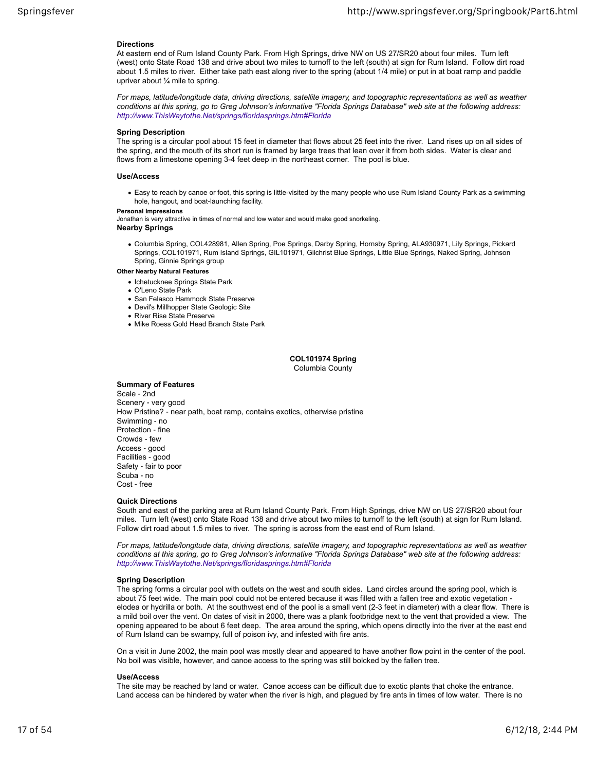#### Directions

At eastern end of Rum Island County Park. From High Springs, drive NW on US 27/SR20 about four miles. Turn left (west) onto State Road 138 and drive about two miles to turnoff to the left (south) at sign for Rum Island. Follow dirt road about 1.5 miles to river. Either take path east along river to the spring (about 1/4 mile) or put in at boat ramp and paddle upriver about ¼ mile to spring.

*For maps, latitude/longitude data, driving directions, satellite imagery, and topographic representations as well as weather conditions at this spring, go to Greg Johnson's informative "Florida Springs Database" web site at the following address: http://www.ThisWaytothe.Net/springs/floridasprings.htm#Florida*

#### Spring Description

The spring is a circular pool about 15 feet in diameter that flows about 25 feet into the river. Land rises up on all sides of the spring, and the mouth of its short run is framed by large trees that lean over it from both sides. Water is clear and flows from a limestone opening 3-4 feet deep in the northeast corner. The pool is blue.

#### Use/Access

- Easy to reach by canoe or foot, this spring is little-visited by the many people who use Rum Island County Park as a swimming hole, hangout, and boat-launching facility.

##### Personal Impressions

Jonathan is very attractive in times of normal and low water and would make good snorkeling.

#### Nearby Springs

- Columbia Spring, COL428981, Allen Spring, Poe Springs, Darby Spring, Hornsby Spring, ALA930971, Lily Springs, Pickard Springs, COL101971, Rum Island Springs, GIL101971, Gilchrist Blue Springs, Little Blue Springs, Naked Spring, Johnson Spring, Ginnie Springs group

##### Other Nearby Natural Features

- Ichetucknee Springs State Park
- O'Leno State Park
- San Felasco Hammock State Preserve
- Devil's Millhopper State Geologic Site
- River Rise State Preserve
- Mike Roess Gold Head Branch State Park

### COL101974 Spring

Columbia County

#### Summary of Features

Scale - 2nd
Scenery - very good
How Pristine? - near path, boat ramp, contains exotics, otherwise pristine
Swimming - no
Protection - fine
Crowds - few
Access - good
Facilities - good
Safety - fair to poor
Scuba - no
Cost - free

#### Quick Directions

South and east of the parking area at Rum Island County Park. From High Springs, drive NW on US 27/SR20 about four miles. Turn left (west) onto State Road 138 and drive about two miles to turnoff to the left (south) at sign for Rum Island. Follow dirt road about 1.5 miles to river. The spring is across from the east end of Rum Island.

*For maps, latitude/longitude data, driving directions, satellite imagery, and topographic representations as well as weather conditions at this spring, go to Greg Johnson's informative "Florida Springs Database" web site at the following address: http://www.ThisWaytothe.Net/springs/floridasprings.htm#Florida*

#### Spring Description

The spring forms a circular pool with outlets on the west and south sides. Land circles around the spring pool, which is about 75 feet wide. The main pool could not be entered because it was filled with a fallen tree and exotic vegetation - elodea or hydrilla or both. At the southwest end of the pool is a small vent (2-3 feet in diameter) with a clear flow. There is a mild boil over the vent. On dates of visit in 2000, there was a plank footbridge next to the vent that provided a view. The opening appeared to be about 6 feet deep. The area around the spring, which opens directly into the river at the east end of Rum Island can be swampy, full of poison ivy, and infested with fire ants.

On a visit in June 2002, the main pool was mostly clear and appeared to have another flow point in the center of the pool. No boil was visible, however, and canoe access to the spring was still bolcked by the fallen tree.

#### Use/Access

The site may be reached by land or water. Canoe access can be difficult due to exotic plants that choke the entrance. Land access can be hindered by water when the river is high, and plagued by fire ants in times of low water. There is no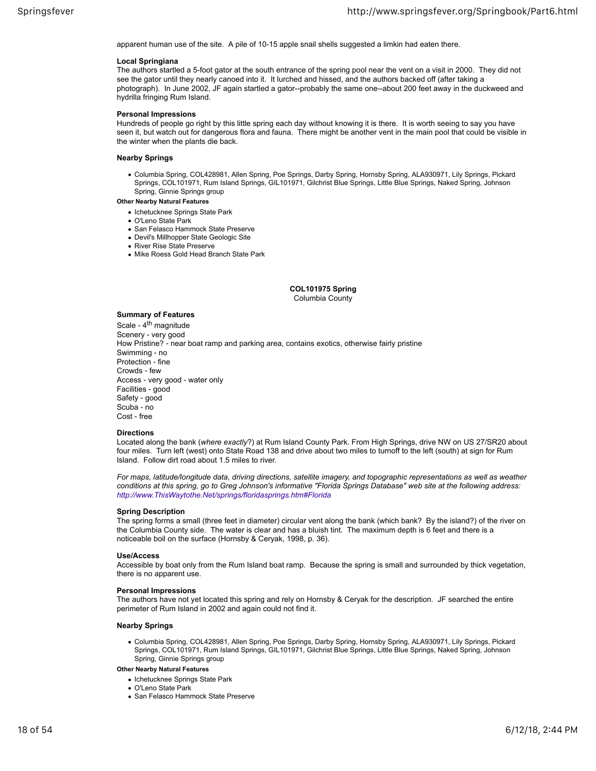apparent human use of the site. A pile of 10-15 apple snail shells suggested a limkin had eaten there.

#### Local Springiana

The authors startled a 5-foot gator at the south entrance of the spring pool near the vent on a visit in 2000. They did not see the gator until they nearly canoed into it. It lurched and hissed, and the authors backed off (after taking a photograph). In June 2002, JF again startled a gator--probably the same one--about 200 feet away in the duckweed and hydrilla fringing Rum Island.

#### Personal Impressions

Hundreds of people go right by this little spring each day without knowing it is there. It is worth seeing to say you have seen it, but watch out for dangerous flora and fauna. There might be another vent in the main pool that could be visible in the winter when the plants die back.

#### Nearby Springs

- Columbia Spring, COL428981, Allen Spring, Poe Springs, Darby Spring, Hornsby Spring, ALA930971, Lily Springs, Pickard Springs, COL101971, Rum Island Springs, GIL101971, Gilchrist Blue Springs, Little Blue Springs, Naked Spring, Johnson Spring, Ginnie Springs group

##### Other Nearby Natural Features

- Ichetucknee Springs State Park
- O'Leno State Park
- San Felasco Hammock State Preserve
- Devil's Millhopper State Geologic Site
- River Rise State Preserve
- Mike Roess Gold Head Branch State Park

### COL101975 Spring

Columbia County

#### Summary of Features

Scale - 4th magnitude
Scenery - very good
How Pristine? - near boat ramp and parking area, contains exotics, otherwise fairly pristine
Swimming - no
Protection - fine
Crowds - few
Access - very good - water only
Facilities - good
Safety - good
Scuba - no
Cost - free

#### Directions

Located along the bank (*where exactly*?) at Rum Island County Park. From High Springs, drive NW on US 27/SR20 about four miles. Turn left (west) onto State Road 138 and drive about two miles to turnoff to the left (south) at sign for Rum Island. Follow dirt road about 1.5 miles to river.

*For maps, latitude/longitude data, driving directions, satellite imagery, and topographic representations as well as weather conditions at this spring, go to Greg Johnson's informative "Florida Springs Database" web site at the following address: http://www.ThisWaytothe.Net/springs/floridasprings.htm#Florida*

#### Spring Description

The spring forms a small (three feet in diameter) circular vent along the bank (which bank? By the island?) of the river on the Columbia County side. The water is clear and has a bluish tint. The maximum depth is 6 feet and there is a noticeable boil on the surface (Hornsby & Ceryak, 1998, p. 36).

#### Use/Access

Accessible by boat only from the Rum Island boat ramp. Because the spring is small and surrounded by thick vegetation, there is no apparent use.

#### Personal Impressions

The authors have not yet located this spring and rely on Hornsby & Ceryak for the description. JF searched the entire perimeter of Rum Island in 2002 and again could not find it.

#### Nearby Springs

- Columbia Spring, COL428981, Allen Spring, Poe Springs, Darby Spring, Hornsby Spring, ALA930971, Lily Springs, Pickard Springs, COL101971, Rum Island Springs, GIL101971, Gilchrist Blue Springs, Little Blue Springs, Naked Spring, Johnson Spring, Ginnie Springs group

##### Other Nearby Natural Features

- Ichetucknee Springs State Park
- O'Leno State Park
- San Felasco Hammock State Preserve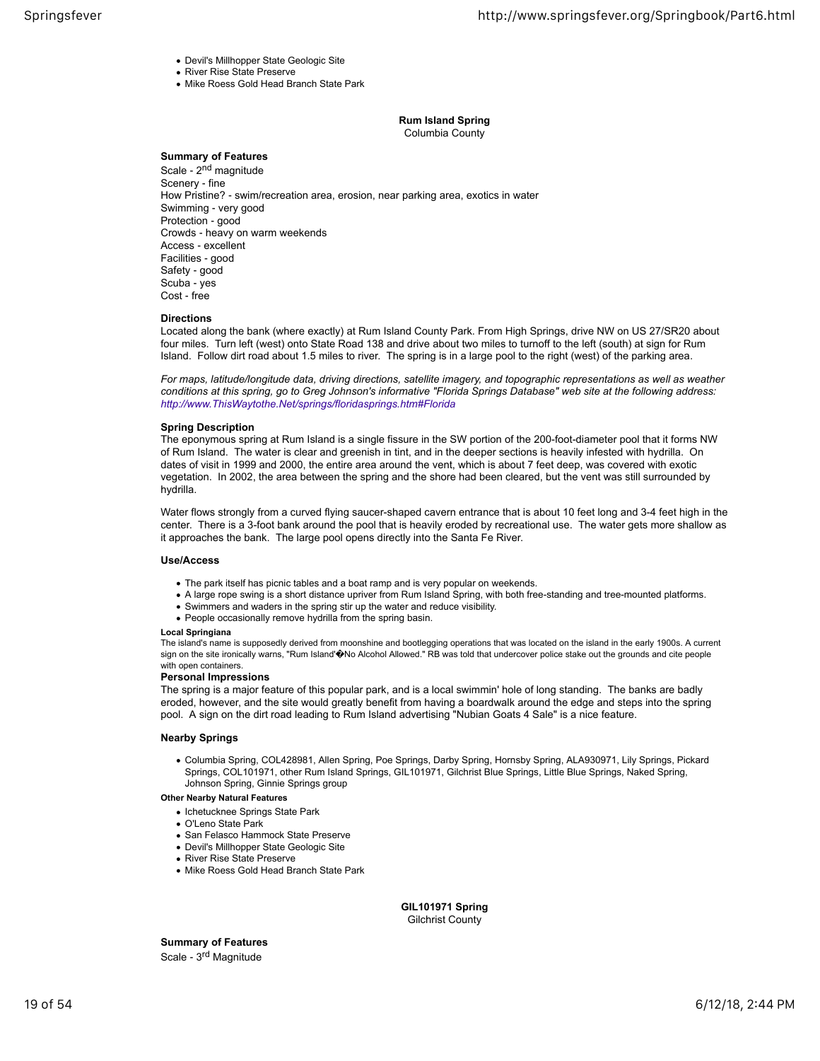- Devil's Millhopper State Geologic Site
- River Rise State Preserve
- Mike Roess Gold Head Branch State Park

## Rum Island Spring
Columbia County

**Summary of Features**

Scale - 2nd magnitude
Scenery - fine
How Pristine? - swim/recreation area, erosion, near parking area, exotics in water
Swimming - very good
Protection - good
Crowds - heavy on warm weekends
Access - excellent
Facilities - good
Safety - good
Scuba - yes
Cost - free

**Directions**

Located along the bank (where exactly) at Rum Island County Park. From High Springs, drive NW on US 27/SR20 about four miles. Turn left (west) onto State Road 138 and drive about two miles to turnoff to the left (south) at sign for Rum Island. Follow dirt road about 1.5 miles to river. The spring is in a large pool to the right (west) of the parking area.

*For maps, latitude/longitude data, driving directions, satellite imagery, and topographic representations as well as weather conditions at this spring, go to Greg Johnson's informative "Florida Springs Database" web site at the following address: http://www.ThisWaytothe.Net/springs/floridasprings.htm#Florida*

**Spring Description**

The eponymous spring at Rum Island is a single fissure in the SW portion of the 200-foot-diameter pool that it forms NW of Rum Island. The water is clear and greenish in tint, and in the deeper sections is heavily infested with hydrilla. On dates of visit in 1999 and 2000, the entire area around the vent, which is about 7 feet deep, was covered with exotic vegetation. In 2002, the area between the spring and the shore had been cleared, but the vent was still surrounded by hydrilla.

Water flows strongly from a curved flying saucer-shaped cavern entrance that is about 10 feet long and 3-4 feet high in the center. There is a 3-foot bank around the pool that is heavily eroded by recreational use. The water gets more shallow as it approaches the bank. The large pool opens directly into the Santa Fe River.

**Use/Access**

- The park itself has picnic tables and a boat ramp and is very popular on weekends.
- A large rope swing is a short distance upriver from Rum Island Spring, with both free-standing and tree-mounted platforms.
- Swimmers and waders in the spring stir up the water and reduce visibility.
- People occasionally remove hydrilla from the spring basin.

**Local Springiana**

The island's name is supposedly derived from moonshine and bootlegging operations that was located on the island in the early 1900s. A current sign on the site ironically warns, "Rum Island'�No Alcohol Allowed." RB was told that undercover police stake out the grounds and cite people with open containers.

**Personal Impressions**

The spring is a major feature of this popular park, and is a local swimmin' hole of long standing. The banks are badly eroded, however, and the site would greatly benefit from having a boardwalk around the edge and steps into the spring pool. A sign on the dirt road leading to Rum Island advertising "Nubian Goats 4 Sale" is a nice feature.

**Nearby Springs**

- Columbia Spring, COL428981, Allen Spring, Poe Springs, Darby Spring, Hornsby Spring, ALA930971, Lily Springs, Pickard Springs, COL101971, other Rum Island Springs, GIL101971, Gilchrist Blue Springs, Little Blue Springs, Naked Spring, Johnson Spring, Ginnie Springs group

**Other Nearby Natural Features**

- Ichetucknee Springs State Park
- O'Leno State Park
- San Felasco Hammock State Preserve
- Devil's Millhopper State Geologic Site
- River Rise State Preserve
- Mike Roess Gold Head Branch State Park

## GIL101971 Spring
Gilchrist County

**Summary of Features**

Scale - 3rd Magnitude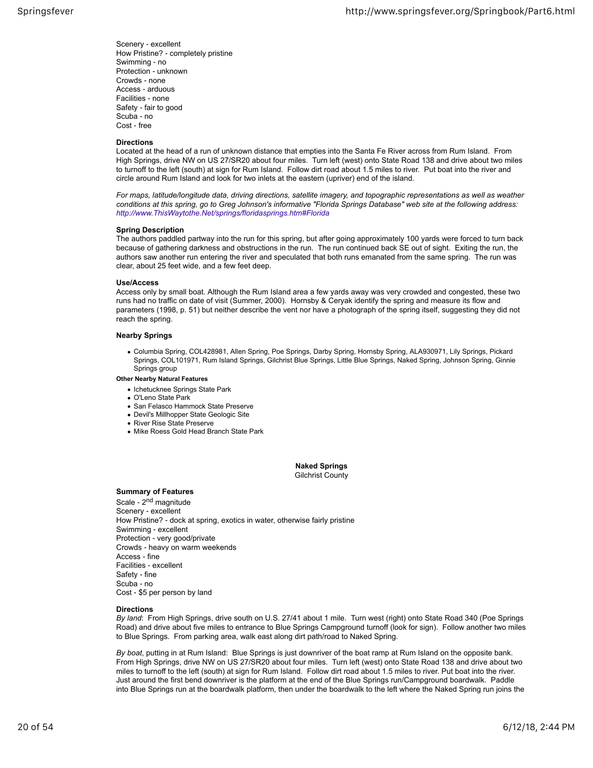Scenery - excellent
How Pristine? - completely pristine
Swimming - no
Protection - unknown
Crowds - none
Access - arduous
Facilities - none
Safety - fair to good
Scuba - no
Cost - free

#### Directions

Located at the head of a run of unknown distance that empties into the Santa Fe River across from Rum Island. From High Springs, drive NW on US 27/SR20 about four miles. Turn left (west) onto State Road 138 and drive about two miles to turnoff to the left (south) at sign for Rum Island. Follow dirt road about 1.5 miles to river. Put boat into the river and circle around Rum Island and look for two inlets at the eastern (upriver) end of the island.

*For maps, latitude/longitude data, driving directions, satellite imagery, and topographic representations as well as weather conditions at this spring, go to Greg Johnson's informative "Florida Springs Database" web site at the following address: http://www.ThisWaytothe.Net/springs/floridasprings.htm#Florida*

#### Spring Description

The authors paddled partway into the run for this spring, but after going approximately 100 yards were forced to turn back because of gathering darkness and obstructions in the run. The run continued back SE out of sight. Exiting the run, the authors saw another run entering the river and speculated that both runs emanated from the same spring. The run was clear, about 25 feet wide, and a few feet deep.

#### Use/Access

Access only by small boat. Although the Rum Island area a few yards away was very crowded and congested, these two runs had no traffic on date of visit (Summer, 2000). Hornsby & Ceryak identify the spring and measure its flow and parameters (1998, p. 51) but neither describe the vent nor have a photograph of the spring itself, suggesting they did not reach the spring.

#### Nearby Springs

- Columbia Spring, COL428981, Allen Spring, Poe Springs, Darby Spring, Hornsby Spring, ALA930971, Lily Springs, Pickard Springs, COL101971, Rum Island Springs, Gilchrist Blue Springs, Little Blue Springs, Naked Spring, Johnson Spring, Ginnie Springs group

##### Other Nearby Natural Features

- Ichetucknee Springs State Park
- O'Leno State Park
- San Felasco Hammock State Preserve
- Devil's Millhopper State Geologic Site
- River Rise State Preserve
- Mike Roess Gold Head Branch State Park

### Naked Springs

Gilchrist County

#### Summary of Features

Scale - 2nd magnitude
Scenery - excellent
How Pristine? - dock at spring, exotics in water, otherwise fairly pristine
Swimming - excellent
Protection - very good/private
Crowds - heavy on warm weekends
Access - fine
Facilities - excellent
Safety - fine
Scuba - no
Cost - $5 per person by land

#### Directions

*By land*: From High Springs, drive south on U.S. 27/41 about 1 mile. Turn west (right) onto State Road 340 (Poe Springs Road) and drive about five miles to entrance to Blue Springs Campground turnoff (look for sign). Follow another two miles to Blue Springs. From parking area, walk east along dirt path/road to Naked Spring.

*By boat*, putting in at Rum Island: Blue Springs is just downriver of the boat ramp at Rum Island on the opposite bank. From High Springs, drive NW on US 27/SR20 about four miles. Turn left (west) onto State Road 138 and drive about two miles to turnoff to the left (south) at sign for Rum Island. Follow dirt road about 1.5 miles to river. Put boat into the river. Just around the first bend downriver is the platform at the end of the Blue Springs run/Campground boardwalk. Paddle into Blue Springs run at the boardwalk platform, then under the boardwalk to the left where the Naked Spring run joins the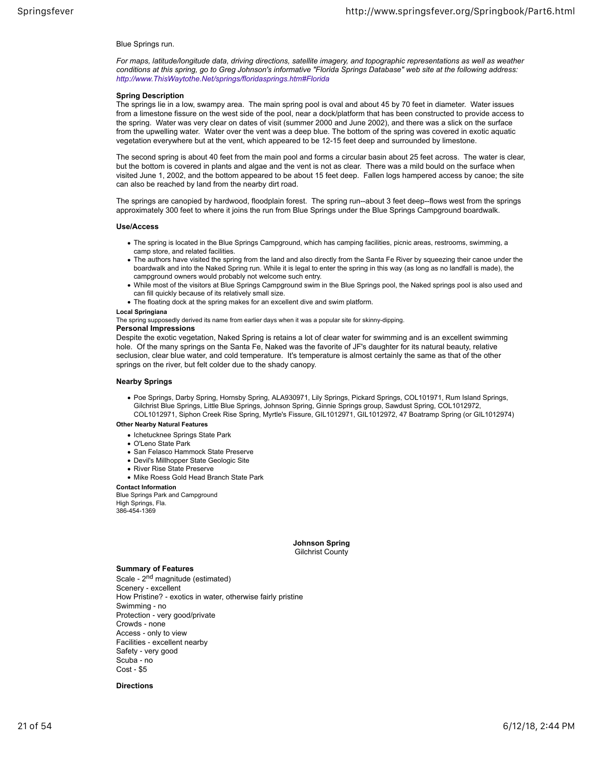Blue Springs run.

*For maps, latitude/longitude data, driving directions, satellite imagery, and topographic representations as well as weather conditions at this spring, go to Greg Johnson's informative "Florida Springs Database" web site at the following address: http://www.ThisWaytothe.Net/springs/floridasprings.htm#Florida*

**Spring Description**

The springs lie in a low, swampy area. The main spring pool is oval and about 45 by 70 feet in diameter. Water issues from a limestone fissure on the west side of the pool, near a dock/platform that has been constructed to provide access to the spring. Water was very clear on dates of visit (summer 2000 and June 2002), and there was a slick on the surface from the upwelling water. Water over the vent was a deep blue. The bottom of the spring was covered in exotic aquatic vegetation everywhere but at the vent, which appeared to be 12-15 feet deep and surrounded by limestone.

The second spring is about 40 feet from the main pool and forms a circular basin about 25 feet across. The water is clear, but the bottom is covered in plants and algae and the vent is not as clear. There was a mild bould on the surface when visited June 1, 2002, and the bottom appeared to be about 15 feet deep. Fallen logs hampered access by canoe; the site can also be reached by land from the nearby dirt road.

The springs are canopied by hardwood, floodplain forest. The spring run--about 3 feet deep--flows west from the springs approximately 300 feet to where it joins the run from Blue Springs under the Blue Springs Campground boardwalk.

**Use/Access**

- The spring is located in the Blue Springs Campground, which has camping facilities, picnic areas, restrooms, swimming, a camp store, and related facilities.
- The authors have visited the spring from the land and also directly from the Santa Fe River by squeezing their canoe under the boardwalk and into the Naked Spring run. While it is legal to enter the spring in this way (as long as no landfall is made), the campground owners would probably not welcome such entry.
- While most of the visitors at Blue Springs Campground swim in the Blue Springs pool, the Naked springs pool is also used and can fill quickly because of its relatively small size.
- The floating dock at the spring makes for an excellent dive and swim platform.

**Local Springiana**

The spring supposedly derived its name from earlier days when it was a popular site for skinny-dipping.

**Personal Impressions**

Despite the exotic vegetation, Naked Spring is retains a lot of clear water for swimming and is an excellent swimming hole. Of the many springs on the Santa Fe, Naked was the favorite of JF's daughter for its natural beauty, relative seclusion, clear blue water, and cold temperature. It's temperature is almost certainly the same as that of the other springs on the river, but felt colder due to the shady canopy.

**Nearby Springs**

- Poe Springs, Darby Spring, Hornsby Spring, ALA930971, Lily Springs, Pickard Springs, COL101971, Rum Island Springs, Gilchrist Blue Springs, Little Blue Springs, Johnson Spring, Ginnie Springs group, Sawdust Spring, COL1012972, COL1012971, Siphon Creek Rise Spring, Myrtle's Fissure, GIL1012971, GIL1012972, 47 Boatramp Spring (or GIL1012974)

**Other Nearby Natural Features**

- Ichetucknee Springs State Park
- O'Leno State Park
- San Felasco Hammock State Preserve
- Devil's Millhopper State Geologic Site
- River Rise State Preserve
- Mike Roess Gold Head Branch State Park

**Contact Information**

Blue Springs Park and Campground
High Springs, Fla.
386-454-1369

## Johnson Spring
Gilchrist County

**Summary of Features**

Scale - $2^{nd}$ magnitude (estimated)
Scenery - excellent
How Pristine? - exotics in water, otherwise fairly pristine
Swimming - no
Protection - very good/private
Crowds - none
Access - only to view
Facilities - excellent nearby
Safety - very good
Scuba - no
Cost - $5

**Directions**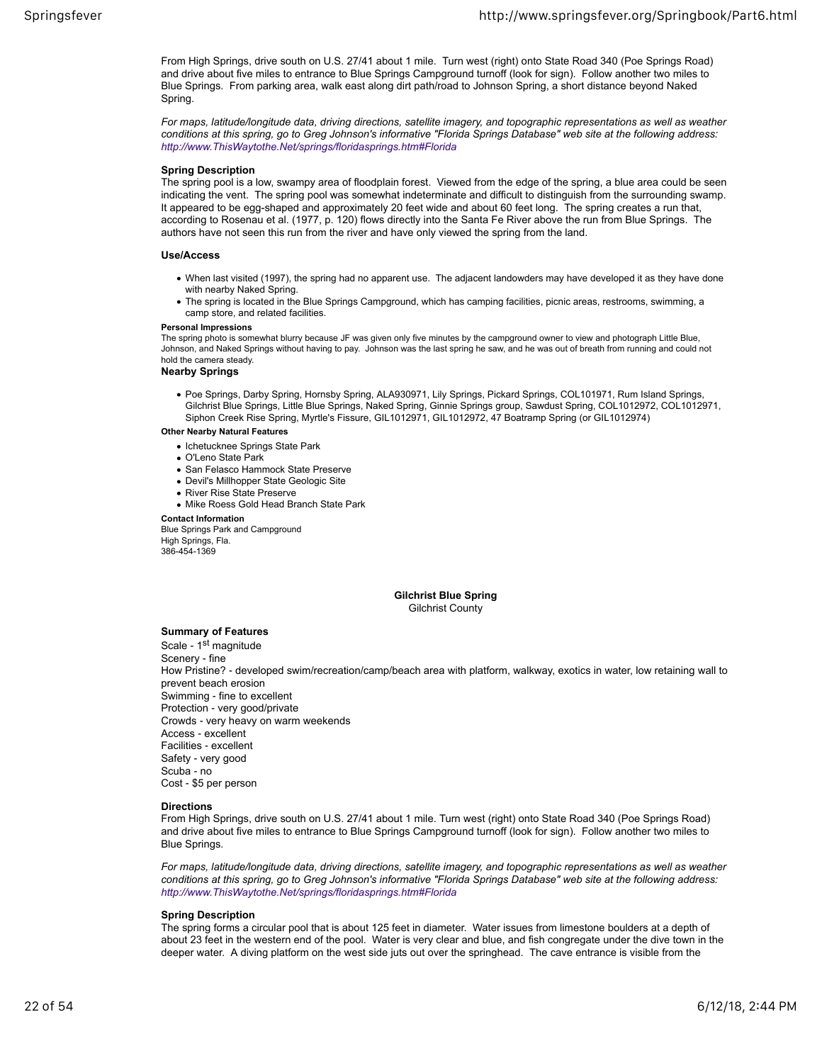From High Springs, drive south on U.S. 27/41 about 1 mile. Turn west (right) onto State Road 340 (Poe Springs Road) and drive about five miles to entrance to Blue Springs Campground turnoff (look for sign). Follow another two miles to Blue Springs. From parking area, walk east along dirt path/road to Johnson Spring, a short distance beyond Naked Spring.

*For maps, latitude/longitude data, driving directions, satellite imagery, and topographic representations as well as weather conditions at this spring, go to Greg Johnson's informative "Florida Springs Database" web site at the following address: http://www.ThisWaytothe.Net/springs/floridasprings.htm#Florida*

**Spring Description**

The spring pool is a low, swampy area of floodplain forest. Viewed from the edge of the spring, a blue area could be seen indicating the vent. The spring pool was somewhat indeterminate and difficult to distinguish from the surrounding swamp. It appeared to be egg-shaped and approximately 20 feet wide and about 60 feet long. The spring creates a run that, according to Rosenau et al. (1977, p. 120) flows directly into the Santa Fe River above the run from Blue Springs. The authors have not seen this run from the river and have only viewed the spring from the land.

**Use/Access**

- When last visited (1997), the spring had no apparent use. The adjacent landowders may have developed it as they have done with nearby Naked Spring.
- The spring is located in the Blue Springs Campground, which has camping facilities, picnic areas, restrooms, swimming, a camp store, and related facilities.

**Personal Impressions**

The spring photo is somewhat blurry because JF was given only five minutes by the campground owner to view and photograph Little Blue, Johnson, and Naked Springs without having to pay. Johnson was the last spring he saw, and he was out of breath from running and could not hold the camera steady.

**Nearby Springs**

- Poe Springs, Darby Spring, Hornsby Spring, ALA930971, Lily Springs, Pickard Springs, COL101971, Rum Island Springs, Gilchrist Blue Springs, Little Blue Springs, Naked Spring, Ginnie Springs group, Sawdust Spring, COL1012972, COL1012971, Siphon Creek Rise Spring, Myrtle's Fissure, GIL1012971, GIL1012972, 47 Boatramp Spring (or GIL1012974)

**Other Nearby Natural Features**

- Ichetucknee Springs State Park
- O'Leno State Park
- San Felasco Hammock State Preserve
- Devil's Millhopper State Geologic Site
- River Rise State Preserve
- Mike Roess Gold Head Branch State Park

**Contact Information**

Blue Springs Park and Campground
High Springs, Fla.
386-454-1369

## Gilchrist Blue Spring

Gilchrist County

**Summary of Features**

Scale - 1st magnitude
Scenery - fine
How Pristine? - developed swim/recreation/camp/beach area with platform, walkway, exotics in water, low retaining wall to prevent beach erosion
Swimming - fine to excellent
Protection - very good/private
Crowds - very heavy on warm weekends
Access - excellent
Facilities - excellent
Safety - very good
Scuba - no
Cost - $5 per person

**Directions**

From High Springs, drive south on U.S. 27/41 about 1 mile. Turn west (right) onto State Road 340 (Poe Springs Road) and drive about five miles to entrance to Blue Springs Campground turnoff (look for sign). Follow another two miles to Blue Springs.

*For maps, latitude/longitude data, driving directions, satellite imagery, and topographic representations as well as weather conditions at this spring, go to Greg Johnson's informative "Florida Springs Database" web site at the following address: http://www.ThisWaytothe.Net/springs/floridasprings.htm#Florida*

**Spring Description**

The spring forms a circular pool that is about 125 feet in diameter. Water issues from limestone boulders at a depth of about 23 feet in the western end of the pool. Water is very clear and blue, and fish congregate under the dive town in the deeper water. A diving platform on the west side juts out over the springhead. The cave entrance is visible from the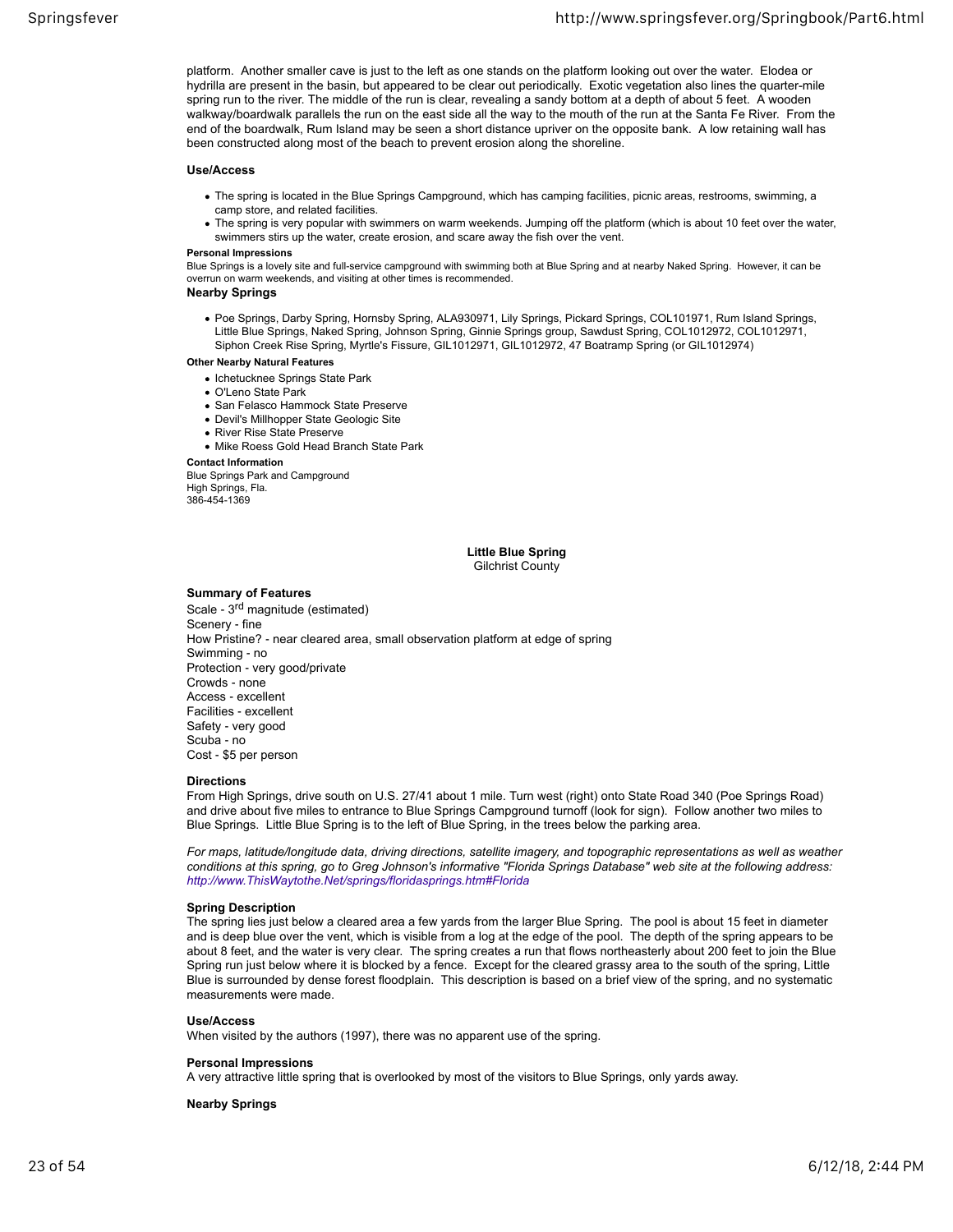platform. Another smaller cave is just to the left as one stands on the platform looking out over the water. Elodea or hydrilla are present in the basin, but appeared to be clear out periodically. Exotic vegetation also lines the quarter-mile spring run to the river. The middle of the run is clear, revealing a sandy bottom at a depth of about 5 feet. A wooden walkway/boardwalk parallels the run on the east side all the way to the mouth of the run at the Santa Fe River. From the end of the boardwalk, Rum Island may be seen a short distance upriver on the opposite bank. A low retaining wall has been constructed along most of the beach to prevent erosion along the shoreline.

#### Use/Access

- The spring is located in the Blue Springs Campground, which has camping facilities, picnic areas, restrooms, swimming, a camp store, and related facilities.
- The spring is very popular with swimmers on warm weekends. Jumping off the platform (which is about 10 feet over the water, swimmers stirs up the water, create erosion, and scare away the fish over the vent.

##### Personal Impressions

Blue Springs is a lovely site and full-service campground with swimming both at Blue Spring and at nearby Naked Spring. However, it can be overrun on warm weekends, and visiting at other times is recommended.

#### Nearby Springs

- Poe Springs, Darby Spring, Hornsby Spring, ALA930971, Lily Springs, Pickard Springs, COL101971, Rum Island Springs, Little Blue Springs, Naked Spring, Johnson Spring, Ginnie Springs group, Sawdust Spring, COL1012972, COL1012971, Siphon Creek Rise Spring, Myrtle's Fissure, GIL1012971, GIL1012972, 47 Boatramp Spring (or GIL1012974)

##### Other Nearby Natural Features

- Ichetucknee Springs State Park
- O'Leno State Park
- San Felasco Hammock State Preserve
- Devil's Millhopper State Geologic Site
- River Rise State Preserve
- Mike Roess Gold Head Branch State Park

##### Contact Information

Blue Springs Park and Campground
High Springs, Fla.
386-454-1369

### Little Blue Spring
Gilchrist County

#### Summary of Features

Scale - 3rd magnitude (estimated)
Scenery - fine
How Pristine? - near cleared area, small observation platform at edge of spring
Swimming - no
Protection - very good/private
Crowds - none
Access - excellent
Facilities - excellent
Safety - very good
Scuba - no
Cost - $5 per person

#### Directions

From High Springs, drive south on U.S. 27/41 about 1 mile. Turn west (right) onto State Road 340 (Poe Springs Road) and drive about five miles to entrance to Blue Springs Campground turnoff (look for sign). Follow another two miles to Blue Springs. Little Blue Spring is to the left of Blue Spring, in the trees below the parking area.

*For maps, latitude/longitude data, driving directions, satellite imagery, and topographic representations as well as weather conditions at this spring, go to Greg Johnson's informative "Florida Springs Database" web site at the following address: http://www.ThisWaytothe.Net/springs/floridasprings.htm#Florida*

#### Spring Description

The spring lies just below a cleared area a few yards from the larger Blue Spring. The pool is about 15 feet in diameter and is deep blue over the vent, which is visible from a log at the edge of the pool. The depth of the spring appears to be about 8 feet, and the water is very clear. The spring creates a run that flows northeasterly about 200 feet to join the Blue Spring run just below where it is blocked by a fence. Except for the cleared grassy area to the south of the spring, Little Blue is surrounded by dense forest floodplain. This description is based on a brief view of the spring, and no systematic measurements were made.

#### Use/Access

When visited by the authors (1997), there was no apparent use of the spring.

#### Personal Impressions

A very attractive little spring that is overlooked by most of the visitors to Blue Springs, only yards away.

#### Nearby Springs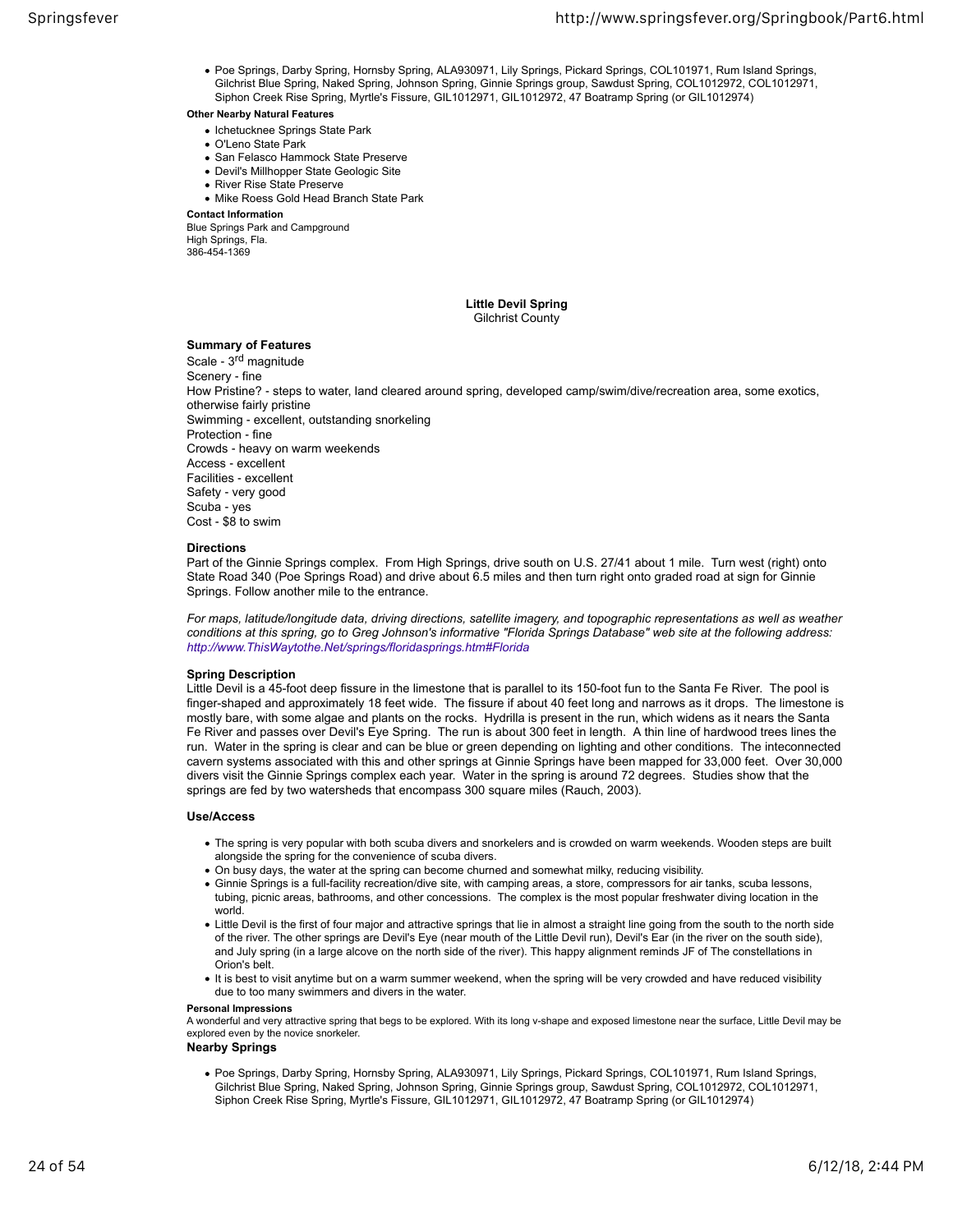- Poe Springs, Darby Spring, Hornsby Spring, ALA930971, Lily Springs, Pickard Springs, COL101971, Rum Island Springs, Gilchrist Blue Spring, Naked Spring, Johnson Spring, Ginnie Springs group, Sawdust Spring, COL1012972, COL1012971, Siphon Creek Rise Spring, Myrtle's Fissure, GIL1012971, GIL1012972, 47 Boatramp Spring (or GIL1012974)

**Other Nearby Natural Features**

- Ichetucknee Springs State Park
- O'Leno State Park
- San Felasco Hammock State Preserve
- Devil's Millhopper State Geologic Site
- River Rise State Preserve
- Mike Roess Gold Head Branch State Park

**Contact Information**

Blue Springs Park and Campground
High Springs, Fla.
386-454-1369

## Little Devil Spring

Gilchrist County

### Summary of Features

Scale - 3rd magnitude
Scenery - fine
How Pristine? - steps to water, land cleared around spring, developed camp/swim/dive/recreation area, some exotics, otherwise fairly pristine
Swimming - excellent, outstanding snorkeling
Protection - fine
Crowds - heavy on warm weekends
Access - excellent
Facilities - excellent
Safety - very good
Scuba - yes
Cost - $8 to swim

### Directions

Part of the Ginnie Springs complex. From High Springs, drive south on U.S. 27/41 about 1 mile. Turn west (right) onto State Road 340 (Poe Springs Road) and drive about 6.5 miles and then turn right onto graded road at sign for Ginnie Springs. Follow another mile to the entrance.

*For maps, latitude/longitude data, driving directions, satellite imagery, and topographic representations as well as weather conditions at this spring, go to Greg Johnson's informative "Florida Springs Database" web site at the following address: http://www.ThisWaytothe.Net/springs/floridasprings.htm#Florida*

### Spring Description

Little Devil is a 45-foot deep fissure in the limestone that is parallel to its 150-foot fun to the Santa Fe River. The pool is finger-shaped and approximately 18 feet wide. The fissure if about 40 feet long and narrows as it drops. The limestone is mostly bare, with some algae and plants on the rocks. Hydrilla is present in the run, which widens as it nears the Santa Fe River and passes over Devil's Eye Spring. The run is about 300 feet in length. A thin line of hardwood trees lines the run. Water in the spring is clear and can be blue or green depending on lighting and other conditions. The interconnected cavern systems associated with this and other springs at Ginnie Springs have been mapped for 33,000 feet. Over 30,000 divers visit the Ginnie Springs complex each year. Water in the spring is around 72 degrees. Studies show that the springs are fed by two watersheds that encompass 300 square miles (Rauch, 2003).

### Use/Access

- The spring is very popular with both scuba divers and snorkelers and is crowded on warm weekends. Wooden steps are built alongside the spring for the convenience of scuba divers.
- On busy days, the water at the spring can become churned and somewhat milky, reducing visibility.
- Ginnie Springs is a full-facility recreation/dive site, with camping areas, a store, compressors for air tanks, scuba lessons, tubing, picnic areas, bathrooms, and other concessions. The complex is the most popular freshwater diving location in the world.
- Little Devil is the first of four major and attractive springs that lie in almost a straight line going from the south to the north side of the river. The other springs are Devil's Eye (near mouth of the Little Devil run), Devil's Ear (in the river on the south side), and July spring (in a large alcove on the north side of the river). This happy alignment reminds JF of The constellations in Orion's belt.
- It is best to visit anytime but on a warm summer weekend, when the spring will be very crowded and have reduced visibility due to too many swimmers and divers in the water.

**Personal Impressions**

A wonderful and very attractive spring that begs to be explored. With its long v-shape and exposed limestone near the surface, Little Devil may be explored even by the novice snorkeler.

**Nearby Springs**

- Poe Springs, Darby Spring, Hornsby Spring, ALA930971, Lily Springs, Pickard Springs, COL101971, Rum Island Springs, Gilchrist Blue Spring, Naked Spring, Johnson Spring, Ginnie Springs group, Sawdust Spring, COL1012972, COL1012971, Siphon Creek Rise Spring, Myrtle's Fissure, GIL1012971, GIL1012972, 47 Boatramp Spring (or GIL1012974)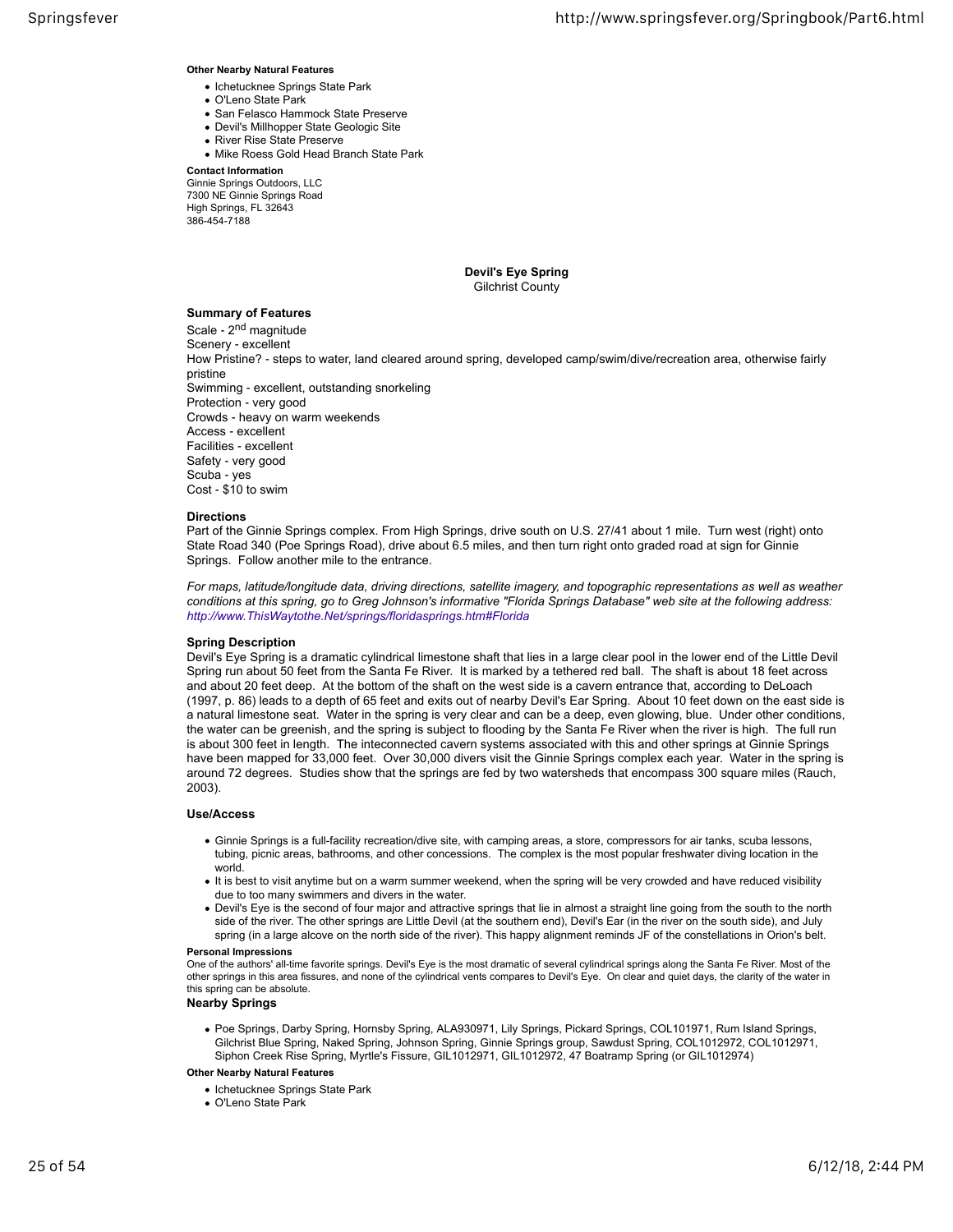**Other Nearby Natural Features**

- Ichetucknee Springs State Park
- O'Leno State Park
- San Felasco Hammock State Preserve
- Devil's Millhopper State Geologic Site
- River Rise State Preserve
- Mike Roess Gold Head Branch State Park

**Contact Information**
Ginnie Springs Outdoors, LLC
7300 NE Ginnie Springs Road
High Springs, FL 32643
386-454-7188

## Devil's Eye Spring

Gilchrist County

### Summary of Features

Scale - 2nd magnitude
Scenery - excellent
How Pristine? - steps to water, land cleared around spring, developed camp/swim/dive/recreation area, otherwise fairly pristine
Swimming - excellent, outstanding snorkeling
Protection - very good
Crowds - heavy on warm weekends
Access - excellent
Facilities - excellent
Safety - very good
Scuba - yes
Cost - $10 to swim

### Directions

Part of the Ginnie Springs complex. From High Springs, drive south on U.S. 27/41 about 1 mile. Turn west (right) onto State Road 340 (Poe Springs Road), drive about 6.5 miles, and then turn right onto graded road at sign for Ginnie Springs. Follow another mile to the entrance.

*For maps, latitude/longitude data, driving directions, satellite imagery, and topographic representations as well as weather conditions at this spring, go to Greg Johnson's informative "Florida Springs Database" web site at the following address: http://www.ThisWaytothe.Net/springs/floridasprings.htm#Florida*

### Spring Description

Devil's Eye Spring is a dramatic cylindrical limestone shaft that lies in a large clear pool in the lower end of the Little Devil Spring run about 50 feet from the Santa Fe River. It is marked by a tethered red ball. The shaft is about 18 feet across and about 20 feet deep. At the bottom of the shaft on the west side is a cavern entrance that, according to DeLoach (1997, p. 86) leads to a depth of 65 feet and exits out of nearby Devil's Ear Spring. About 10 feet down on the east side is a natural limestone seat. Water in the spring is very clear and can be a deep, even glowing, blue. Under other conditions, the water can be greenish, and the spring is subject to flooding by the Santa Fe River when the river is high. The full run is about 300 feet in length. The interconnected cavern systems associated with this and other springs at Ginnie Springs have been mapped for 33,000 feet. Over 30,000 divers visit the Ginnie Springs complex each year. Water in the spring is around 72 degrees. Studies show that the springs are fed by two watersheds that encompass 300 square miles (Rauch, 2003).

### Use/Access

- Ginnie Springs is a full-facility recreation/dive site, with camping areas, a store, compressors for air tanks, scuba lessons, tubing, picnic areas, bathrooms, and other concessions. The complex is the most popular freshwater diving location in the world.
- It is best to visit anytime but on a warm summer weekend, when the spring will be very crowded and have reduced visibility due to too many swimmers and divers in the water.
- Devil's Eye is the second of four major and attractive springs that lie in almost a straight line going from the south to the north side of the river. The other springs are Little Devil (at the southern end), Devil's Ear (in the river on the south side), and July spring (in a large alcove on the north side of the river). This happy alignment reminds JF of the constellations in Orion's belt.

**Personal Impressions**
One of the authors' all-time favorite springs. Devil's Eye is the most dramatic of several cylindrical springs along the Santa Fe River. Most of the other springs in this area fissures, and none of the cylindrical vents compares to Devil's Eye. On clear and quiet days, the clarity of the water in this spring can be absolute.

### Nearby Springs

- Poe Springs, Darby Spring, Hornsby Spring, ALA930971, Lily Springs, Pickard Springs, COL101971, Rum Island Springs, Gilchrist Blue Spring, Naked Spring, Johnson Spring, Ginnie Springs group, Sawdust Spring, COL1012972, COL1012971, Siphon Creek Rise Spring, Myrtle's Fissure, GIL1012971, GIL1012972, 47 Boatramp Spring (or GIL1012974)

**Other Nearby Natural Features**

- Ichetucknee Springs State Park
- O'Leno State Park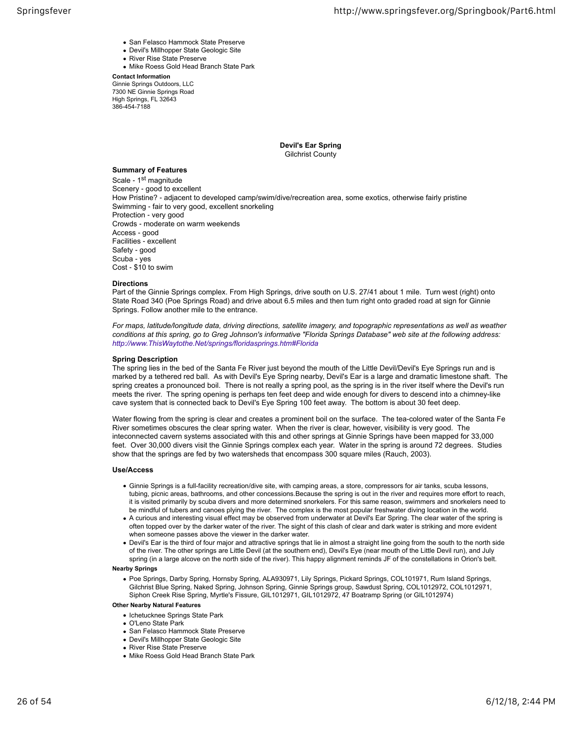- San Felasco Hammock State Preserve
- Devil's Millhopper State Geologic Site
- River Rise State Preserve
- Mike Roess Gold Head Branch State Park

**Contact Information**
Ginnie Springs Outdoors, LLC
7300 NE Ginnie Springs Road
High Springs, FL 32643
386-454-7188

## Devil's Ear Spring
Gilchrist County

### Summary of Features

Scale - 1st magnitude
Scenery - good to excellent
How Pristine? - adjacent to developed camp/swim/dive/recreation area, some exotics, otherwise fairly pristine
Swimming - fair to very good, excellent snorkeling
Protection - very good
Crowds - moderate on warm weekends
Access - good
Facilities - excellent
Safety - good
Scuba - yes
Cost - $10 to swim

### Directions

Part of the Ginnie Springs complex. From High Springs, drive south on U.S. 27/41 about 1 mile. Turn west (right) onto State Road 340 (Poe Springs Road) and drive about 6.5 miles and then turn right onto graded road at sign for Ginnie Springs. Follow another mile to the entrance.

*For maps, latitude/longitude data, driving directions, satellite imagery, and topographic representations as well as weather conditions at this spring, go to Greg Johnson's informative "Florida Springs Database" web site at the following address: http://www.ThisWaytothe.Net/springs/floridasprings.htm#Florida*

### Spring Description

The spring lies in the bed of the Santa Fe River just beyond the mouth of the Little Devil/Devil's Eye Springs run and is marked by a tethered red ball. As with Devil's Eye Spring nearby, Devil's Ear is a large and dramatic limestone shaft. The spring creates a pronounced boil. There is not really a spring pool, as the spring is in the river itself where the Devil's run meets the river. The spring opening is perhaps ten feet deep and wide enough for divers to descend into a chimney-like cave system that is connected back to Devil's Eye Spring 100 feet away. The bottom is about 30 feet deep.

Water flowing from the spring is clear and creates a prominent boil on the surface. The tea-colored water of the Santa Fe River sometimes obscures the clear spring water. When the river is clear, however, visibility is very good. The interconnected cavern systems associated with this and other springs at Ginnie Springs have been mapped for 33,000 feet. Over 30,000 divers visit the Ginnie Springs complex each year. Water in the spring is around 72 degrees. Studies show that the springs are fed by two watersheds that encompass 300 square miles (Rauch, 2003).

### Use/Access

- Ginnie Springs is a full-facility recreation/dive site, with camping areas, a store, compressors for air tanks, scuba lessons, tubing, picnic areas, bathrooms, and other concessions.Because the spring is out in the river and requires more effort to reach, it is visited primarily by scuba divers and more determined snorkelers. For this same reason, swimmers and snorkelers need to be mindful of tubers and canoes plying the river. The complex is the most popular freshwater diving location in the world.
- A curious and interesting visual effect may be observed from underwater at Devil's Ear Spring. The clear water of the spring is often topped over by the darker water of the river. The sight of this clash of clear and dark water is striking and more evident when someone passes above the viewer in the darker water.
- Devil's Ear is the third of four major and attractive springs that lie in almost a straight line going from the south to the north side of the river. The other springs are Little Devil (at the southern end), Devil's Eye (near mouth of the Little Devil run), and July spring (in a large alcove on the north side of the river). This happy alignment reminds JF of the constellations in Orion's belt.

**Nearby Springs**

- Poe Springs, Darby Spring, Hornsby Spring, ALA930971, Lily Springs, Pickard Springs, COL101971, Rum Island Springs, Gilchrist Blue Spring, Naked Spring, Johnson Spring, Ginnie Springs group, Sawdust Spring, COL1012972, COL1012971, Siphon Creek Rise Spring, Myrtle's Fissure, GIL1012971, GIL1012972, 47 Boatramp Spring (or GIL1012974)

**Other Nearby Natural Features**

- Ichetucknee Springs State Park
- O'Leno State Park
- San Felasco Hammock State Preserve
- Devil's Millhopper State Geologic Site
- River Rise State Preserve
- Mike Roess Gold Head Branch State Park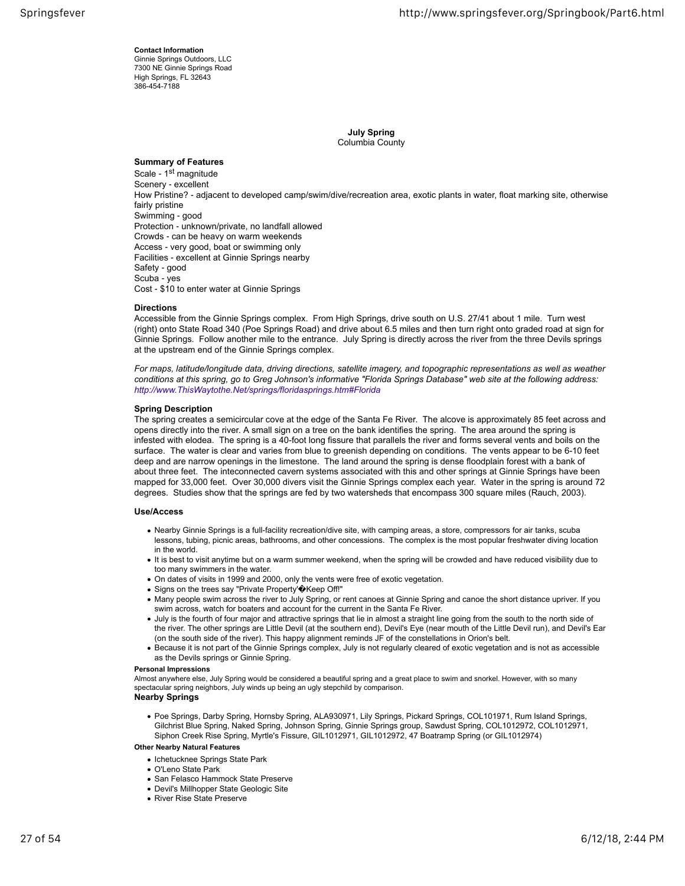**Contact Information**
Ginnie Springs Outdoors, LLC
7300 NE Ginnie Springs Road
High Springs, FL 32643
386-454-7188

## July Spring
Columbia County

### Summary of Features

Scale - 1st magnitude
Scenery - excellent
How Pristine? - adjacent to developed camp/swim/dive/recreation area, exotic plants in water, float marking site, otherwise fairly pristine
Swimming - good
Protection - unknown/private, no landfall allowed
Crowds - can be heavy on warm weekends
Access - very good, boat or swimming only
Facilities - excellent at Ginnie Springs nearby
Safety - good
Scuba - yes
Cost - $10 to enter water at Ginnie Springs

### Directions

Accessible from the Ginnie Springs complex. From High Springs, drive south on U.S. 27/41 about 1 mile. Turn west (right) onto State Road 340 (Poe Springs Road) and drive about 6.5 miles and then turn right onto graded road at sign for Ginnie Springs. Follow another mile to the entrance. July Spring is directly across the river from the three Devils springs at the upstream end of the Ginnie Springs complex.

*For maps, latitude/longitude data, driving directions, satellite imagery, and topographic representations as well as weather conditions at this spring, go to Greg Johnson's informative "Florida Springs Database" web site at the following address: http://www.ThisWaytothe.Net/springs/floridasprings.htm#Florida*

### Spring Description

The spring creates a semicircular cove at the edge of the Santa Fe River. The alcove is approximately 85 feet across and opens directly into the river. A small sign on a tree on the bank identifies the spring. The area around the spring is infested with elodea. The spring is a 40-foot long fissure that parallels the river and forms several vents and boils on the surface. The water is clear and varies from blue to greenish depending on conditions. The vents appear to be 6-10 feet deep and are narrow openings in the limestone. The land around the spring is dense floodplain forest with a bank of about three feet. The inteconnected cavern systems associated with this and other springs at Ginnie Springs have been mapped for 33,000 feet. Over 30,000 divers visit the Ginnie Springs complex each year. Water in the spring is around 72 degrees. Studies show that the springs are fed by two watersheds that encompass 300 square miles (Rauch, 2003).

### Use/Access

- Nearby Ginnie Springs is a full-facility recreation/dive site, with camping areas, a store, compressors for air tanks, scuba lessons, tubing, picnic areas, bathrooms, and other concessions. The complex is the most popular freshwater diving location in the world.
- It is best to visit anytime but on a warm summer weekend, when the spring will be crowded and have reduced visibility due to too many swimmers in the water.
- On dates of visits in 1999 and 2000, only the vents were free of exotic vegetation.
- Signs on the trees say "Private Property'�Keep Off!"
- Many people swim across the river to July Spring, or rent canoes at Ginnie Spring and canoe the short distance upriver. If you swim across, watch for boaters and account for the current in the Santa Fe River.
- July is the fourth of four major and attractive springs that lie in almost a straight line going from the south to the north side of the river. The other springs are Little Devil (at the southern end), Devil's Eye (near mouth of the Little Devil run), and Devil's Ear (on the south side of the river). This happy alignment reminds JF of the constellations in Orion's belt.
- Because it is not part of the Ginnie Springs complex, July is not regularly cleared of exotic vegetation and is not as accessible as the Devils springs or Ginnie Spring.

#### Personal Impressions

Almost anywhere else, July Spring would be considered a beautiful spring and a great place to swim and snorkel. However, with so many spectacular spring neighbors, July winds up being an ugly stepchild by comparison.

### Nearby Springs

- Poe Springs, Darby Spring, Hornsby Spring, ALA930971, Lily Springs, Pickard Springs, COL101971, Rum Island Springs, Gilchrist Blue Spring, Naked Spring, Johnson Spring, Ginnie Springs group, Sawdust Spring, COL1012972, COL1012971, Siphon Creek Rise Spring, Myrtle's Fissure, GIL1012971, GIL1012972, 47 Boatramp Spring (or GIL1012974)

#### Other Nearby Natural Features

- Ichetucknee Springs State Park
- O'Leno State Park
- San Felasco Hammock State Preserve
- Devil's Millhopper State Geologic Site
- River Rise State Preserve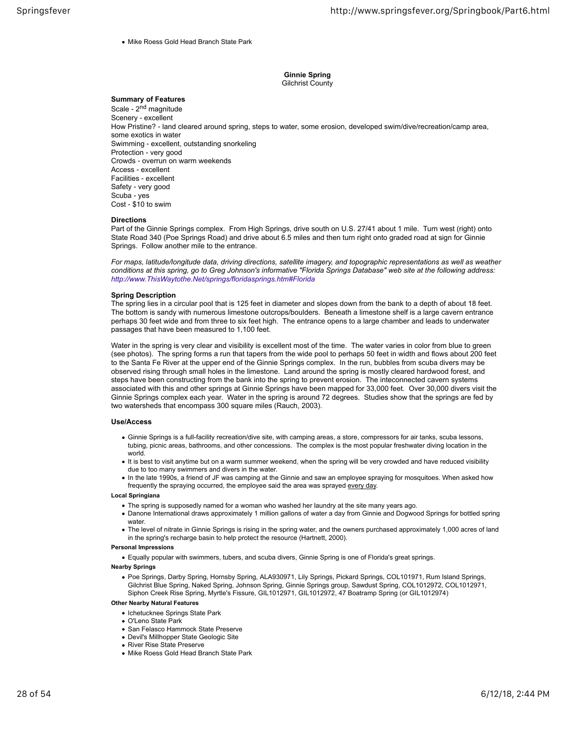- Mike Roess Gold Head Branch State Park

**Ginnie Spring**
Gilchrist County

**Summary of Features**
Scale - 2nd magnitude
Scenery - excellent
How Pristine? - land cleared around spring, steps to water, some erosion, developed swim/dive/recreation/camp area, some exotics in water
Swimming - excellent, outstanding snorkeling
Protection - very good
Crowds - overrun on warm weekends
Access - excellent
Facilities - excellent
Safety - very good
Scuba - yes
Cost - $10 to swim

**Directions**
Part of the Ginnie Springs complex. From High Springs, drive south on U.S. 27/41 about 1 mile. Turn west (right) onto State Road 340 (Poe Springs Road) and drive about 6.5 miles and then turn right onto graded road at sign for Ginnie Springs. Follow another mile to the entrance.

*For maps, latitude/longitude data, driving directions, satellite imagery, and topographic representations as well as weather conditions at this spring, go to Greg Johnson's informative "Florida Springs Database" web site at the following address: http://www.ThisWaytothe.Net/springs/floridasprings.htm#Florida*

**Spring Description**
The spring lies in a circular pool that is 125 feet in diameter and slopes down from the bank to a depth of about 18 feet. The bottom is sandy with numerous limestone outcrops/boulders. Beneath a limestone shelf is a large cavern entrance perhaps 30 feet wide and from three to six feet high. The entrance opens to a large chamber and leads to underwater passages that have been measured to 1,100 feet.

Water in the spring is very clear and visibility is excellent most of the time. The water varies in color from blue to green (see photos). The spring forms a run that tapers from the wide pool to perhaps 50 feet in width and flows about 200 feet to the Santa Fe River at the upper end of the Ginnie Springs complex. In the run, bubbles from scuba divers may be observed rising through small holes in the limestone. Land around the spring is mostly cleared hardwood forest, and steps have been constructing from the bank into the spring to prevent erosion. The inteconnected cavern systems associated with this and other springs at Ginnie Springs have been mapped for 33,000 feet. Over 30,000 divers visit the Ginnie Springs complex each year. Water in the spring is around 72 degrees. Studies show that the springs are fed by two watersheds that encompass 300 square miles (Rauch, 2003).

**Use/Access**

- Ginnie Springs is a full-facility recreation/dive site, with camping areas, a store, compressors for air tanks, scuba lessons, tubing, picnic areas, bathrooms, and other concessions. The complex is the most popular freshwater diving location in the world.
- It is best to visit anytime but on a warm summer weekend, when the spring will be very crowded and have reduced visibility due to too many swimmers and divers in the water.
- In the late 1990s, a friend of JF was camping at the Ginnie and saw an employee spraying for mosquitoes. When asked how frequently the spraying occurred, the employee said the area was sprayed every day.

**Local Springiana**

- The spring is supposedly named for a woman who washed her laundry at the site many years ago.
- Danone International draws approximately 1 million gallons of water a day from Ginnie and Dogwood Springs for bottled spring water.
- The level of nitrate in Ginnie Springs is rising in the spring water, and the owners purchased approximately 1,000 acres of land in the spring's recharge basin to help protect the resource (Hartnett, 2000).

**Personal Impressions**

- Equally popular with swimmers, tubers, and scuba divers, Ginnie Spring is one of Florida's great springs.

**Nearby Springs**

- Poe Springs, Darby Spring, Hornsby Spring, ALA930971, Lily Springs, Pickard Springs, COL101971, Rum Island Springs, Gilchrist Blue Spring, Naked Spring, Johnson Spring, Ginnie Springs group, Sawdust Spring, COL1012972, COL1012971, Siphon Creek Rise Spring, Myrtle's Fissure, GIL1012971, GIL1012972, 47 Boatramp Spring (or GIL1012974)

**Other Nearby Natural Features**

- Ichetucknee Springs State Park
- O'Leno State Park
- San Felasco Hammock State Preserve
- Devil's Millhopper State Geologic Site
- River Rise State Preserve
- Mike Roess Gold Head Branch State Park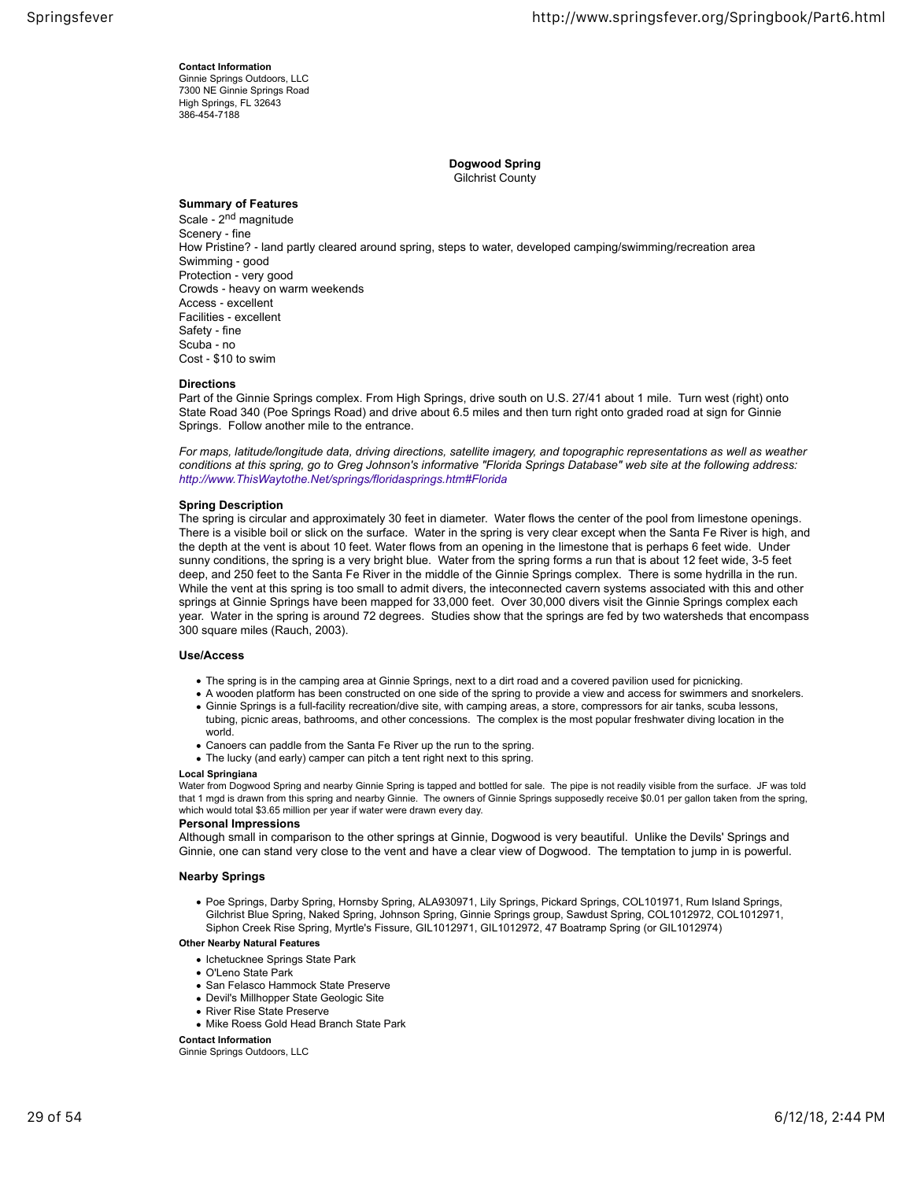**Contact Information**
Ginnie Springs Outdoors, LLC
7300 NE Ginnie Springs Road
High Springs, FL 32643
386-454-7188

## Dogwood Spring

Gilchrist County

### Summary of Features

Scale - 2nd magnitude
Scenery - fine
How Pristine? - land partly cleared around spring, steps to water, developed camping/swimming/recreation area
Swimming - good
Protection - very good
Crowds - heavy on warm weekends
Access - excellent
Facilities - excellent
Safety - fine
Scuba - no
Cost - $10 to swim

### Directions

Part of the Ginnie Springs complex. From High Springs, drive south on U.S. 27/41 about 1 mile. Turn west (right) onto State Road 340 (Poe Springs Road) and drive about 6.5 miles and then turn right onto graded road at sign for Ginnie Springs. Follow another mile to the entrance.

*For maps, latitude/longitude data, driving directions, satellite imagery, and topographic representations as well as weather conditions at this spring, go to Greg Johnson's informative "Florida Springs Database" web site at the following address: http://www.ThisWaytothe.Net/springs/floridasprings.htm#Florida*

### Spring Description

The spring is circular and approximately 30 feet in diameter. Water flows the center of the pool from limestone openings. There is a visible boil or slick on the surface. Water in the spring is very clear except when the Santa Fe River is high, and the depth at the vent is about 10 feet. Water flows from an opening in the limestone that is perhaps 6 feet wide. Under sunny conditions, the spring is a very bright blue. Water from the spring forms a run that is about 12 feet wide, 3-5 feet deep, and 250 feet to the Santa Fe River in the middle of the Ginnie Springs complex. There is some hydrilla in the run. While the vent at this spring is too small to admit divers, the interconnected cavern systems associated with this and other springs at Ginnie Springs have been mapped for 33,000 feet. Over 30,000 divers visit the Ginnie Springs complex each year. Water in the spring is around 72 degrees. Studies show that the springs are fed by two watersheds that encompass 300 square miles (Rauch, 2003).

### Use/Access

- The spring is in the camping area at Ginnie Springs, next to a dirt road and a covered pavilion used for picnicking.
- A wooden platform has been constructed on one side of the spring to provide a view and access for swimmers and snorkelers.
- Ginnie Springs is a full-facility recreation/dive site, with camping areas, a store, compressors for air tanks, scuba lessons, tubing, picnic areas, bathrooms, and other concessions. The complex is the most popular freshwater diving location in the world.
- Canoers can paddle from the Santa Fe River up the run to the spring.
- The lucky (and early) camper can pitch a tent right next to this spring.

#### Local Springiana

Water from Dogwood Spring and nearby Ginnie Spring is tapped and bottled for sale. The pipe is not readily visible from the surface. JF was told that 1 mgd is drawn from this spring and nearby Ginnie. The owners of Ginnie Springs supposedly receive $0.01 per gallon taken from the spring, which would total $3.65 million per year if water were drawn every day.

### Personal Impressions

Although small in comparison to the other springs at Ginnie, Dogwood is very beautiful. Unlike the Devils' Springs and Ginnie, one can stand very close to the vent and have a clear view of Dogwood. The temptation to jump in is powerful.

### Nearby Springs

- Poe Springs, Darby Spring, Hornsby Spring, ALA930971, Lily Springs, Pickard Springs, COL101971, Rum Island Springs, Gilchrist Blue Spring, Naked Spring, Johnson Spring, Ginnie Springs group, Sawdust Spring, COL1012972, COL1012971, Siphon Creek Rise Spring, Myrtle's Fissure, GIL1012971, GIL1012972, 47 Boatramp Spring (or GIL1012974)

#### Other Nearby Natural Features

- Ichetucknee Springs State Park
- O'Leno State Park
- San Felasco Hammock State Preserve
- Devil's Millhopper State Geologic Site
- River Rise State Preserve
- Mike Roess Gold Head Branch State Park

**Contact Information**
Ginnie Springs Outdoors, LLC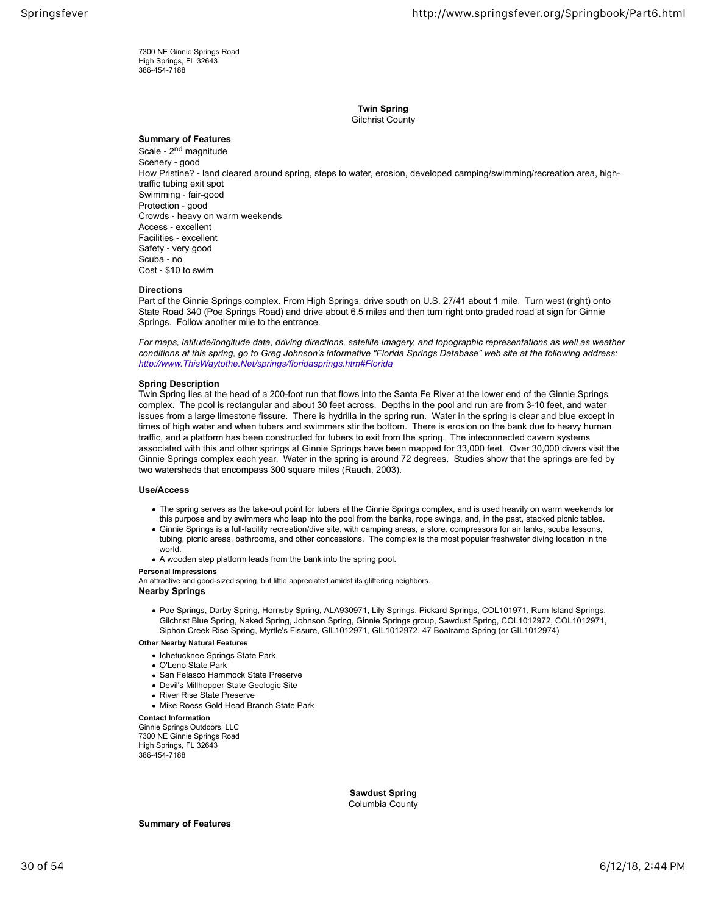7300 NE Ginnie Springs Road
High Springs, FL 32643
386-454-7188

### Twin Spring
Gilchrist County

**Summary of Features**
Scale - 2nd magnitude
Scenery - good
How Pristine? - land cleared around spring, steps to water, erosion, developed camping/swimming/recreation area, high-traffic tubing exit spot
Swimming - fair-good
Protection - good
Crowds - heavy on warm weekends
Access - excellent
Facilities - excellent
Safety - very good
Scuba - no
Cost - $10 to swim

**Directions**
Part of the Ginnie Springs complex. From High Springs, drive south on U.S. 27/41 about 1 mile. Turn west (right) onto State Road 340 (Poe Springs Road) and drive about 6.5 miles and then turn right onto graded road at sign for Ginnie Springs. Follow another mile to the entrance.

*For maps, latitude/longitude data, driving directions, satellite imagery, and topographic representations as well as weather conditions at this spring, go to Greg Johnson's informative "Florida Springs Database" web site at the following address: http://www.ThisWaytothe.Net/springs/floridasprings.htm#Florida*

**Spring Description**
Twin Spring lies at the head of a 200-foot run that flows into the Santa Fe River at the lower end of the Ginnie Springs complex. The pool is rectangular and about 30 feet across. Depths in the pool and run are from 3-10 feet, and water issues from a large limestone fissure. There is hydrilla in the spring run. Water in the spring is clear and blue except in times of high water and when tubers and swimmers stir the bottom. There is erosion on the bank due to heavy human traffic, and a platform has been constructed for tubers to exit from the spring. The inteconnected cavern systems associated with this and other springs at Ginnie Springs have been mapped for 33,000 feet. Over 30,000 divers visit the Ginnie Springs complex each year. Water in the spring is around 72 degrees. Studies show that the springs are fed by two watersheds that encompass 300 square miles (Rauch, 2003).

**Use/Access**

- The spring serves as the take-out point for tubers at the Ginnie Springs complex, and is used heavily on warm weekends for this purpose and by swimmers who leap into the pool from the banks, rope swings, and, in the past, stacked picnic tables.
- Ginnie Springs is a full-facility recreation/dive site, with camping areas, a store, compressors for air tanks, scuba lessons, tubing, picnic areas, bathrooms, and other concessions. The complex is the most popular freshwater diving location in the world.
- A wooden step platform leads from the bank into the spring pool.

**Personal Impressions**
An attractive and good-sized spring, but little appreciated amidst its glittering neighbors.

**Nearby Springs**

- Poe Springs, Darby Spring, Hornsby Spring, ALA930971, Lily Springs, Pickard Springs, COL101971, Rum Island Springs, Gilchrist Blue Spring, Naked Spring, Johnson Spring, Ginnie Springs group, Sawdust Spring, COL1012972, COL1012971, Siphon Creek Rise Spring, Myrtle's Fissure, GIL1012971, GIL1012972, 47 Boatramp Spring (or GIL1012974)

**Other Nearby Natural Features**

- Ichetucknee Springs State Park
- O'Leno State Park
- San Felasco Hammock State Preserve
- Devil's Millhopper State Geologic Site
- River Rise State Preserve
- Mike Roess Gold Head Branch State Park

**Contact Information**
Ginnie Springs Outdoors, LLC
7300 NE Ginnie Springs Road
High Springs, FL 32643
386-454-7188

### Sawdust Spring
Columbia County

**Summary of Features**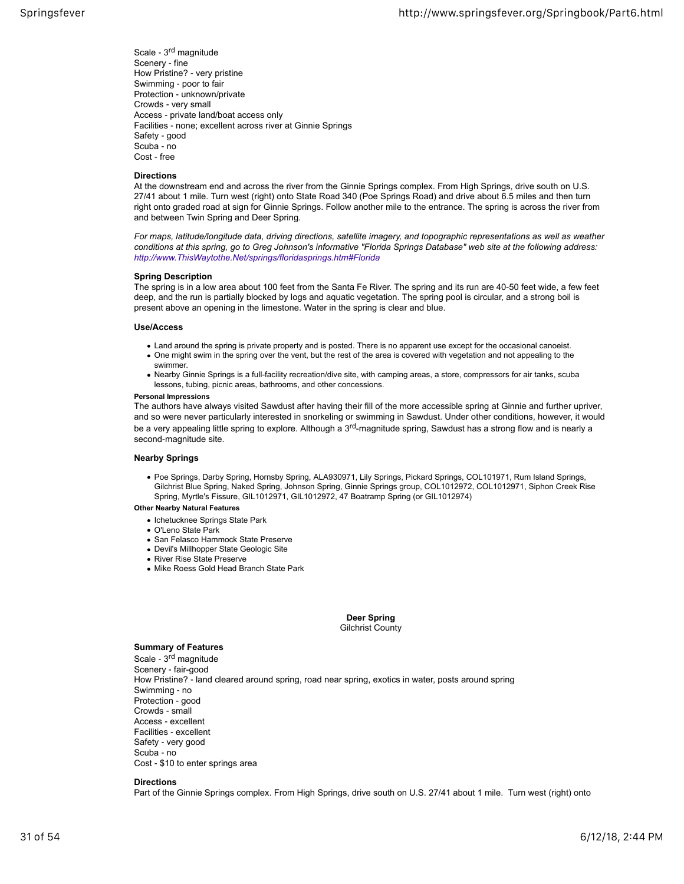Scale - 3rd magnitude
Scenery - fine
How Pristine? - very pristine
Swimming - poor to fair
Protection - unknown/private
Crowds - very small
Access - private land/boat access only
Facilities - none; excellent across river at Ginnie Springs
Safety - good
Scuba - no
Cost - free

**Directions**

At the downstream end and across the river from the Ginnie Springs complex. From High Springs, drive south on U.S. 27/41 about 1 mile. Turn west (right) onto State Road 340 (Poe Springs Road) and drive about 6.5 miles and then turn right onto graded road at sign for Ginnie Springs. Follow another mile to the entrance. The spring is across the river from and between Twin Spring and Deer Spring.

*For maps, latitude/longitude data, driving directions, satellite imagery, and topographic representations as well as weather conditions at this spring, go to Greg Johnson's informative "Florida Springs Database" web site at the following address: http://www.ThisWaytothe.Net/springs/floridasprings.htm#Florida*

**Spring Description**

The spring is in a low area about 100 feet from the Santa Fe River. The spring and its run are 40-50 feet wide, a few feet deep, and the run is partially blocked by logs and aquatic vegetation. The spring pool is circular, and a strong boil is present above an opening in the limestone. Water in the spring is clear and blue.

**Use/Access**

- Land around the spring is private property and is posted. There is no apparent use except for the occasional canoeist.
- One might swim in the spring over the vent, but the rest of the area is covered with vegetation and not appealing to the swimmer.
- Nearby Ginnie Springs is a full-facility recreation/dive site, with camping areas, a store, compressors for air tanks, scuba lessons, tubing, picnic areas, bathrooms, and other concessions.

**Personal Impressions**

The authors have always visited Sawdust after having their fill of the more accessible spring at Ginnie and further upriver, and so were never particularly interested in snorkeling or swimming in Sawdust. Under other conditions, however, it would be a very appealing little spring to explore. Although a 3rd-magnitude spring, Sawdust has a strong flow and is nearly a second-magnitude site.

**Nearby Springs**

- Poe Springs, Darby Spring, Hornsby Spring, ALA930971, Lily Springs, Pickard Springs, COL101971, Rum Island Springs, Gilchrist Blue Spring, Naked Spring, Johnson Spring, Ginnie Springs group, COL1012972, COL1012971, Siphon Creek Rise Spring, Myrtle's Fissure, GIL1012971, GIL1012972, 47 Boatramp Spring (or GIL1012974)

**Other Nearby Natural Features**

- Ichetucknee Springs State Park
- O'Leno State Park
- San Felasco Hammock State Preserve
- Devil's Millhopper State Geologic Site
- River Rise State Preserve
- Mike Roess Gold Head Branch State Park

## Deer Spring
Gilchrist County

**Summary of Features**

Scale - 3rd magnitude
Scenery - fair-good
How Pristine? - land cleared around spring, road near spring, exotics in water, posts around spring
Swimming - no
Protection - good
Crowds - small
Access - excellent
Facilities - excellent
Safety - very good
Scuba - no
Cost - $10 to enter springs area

**Directions**

Part of the Ginnie Springs complex. From High Springs, drive south on U.S. 27/41 about 1 mile. Turn west (right) onto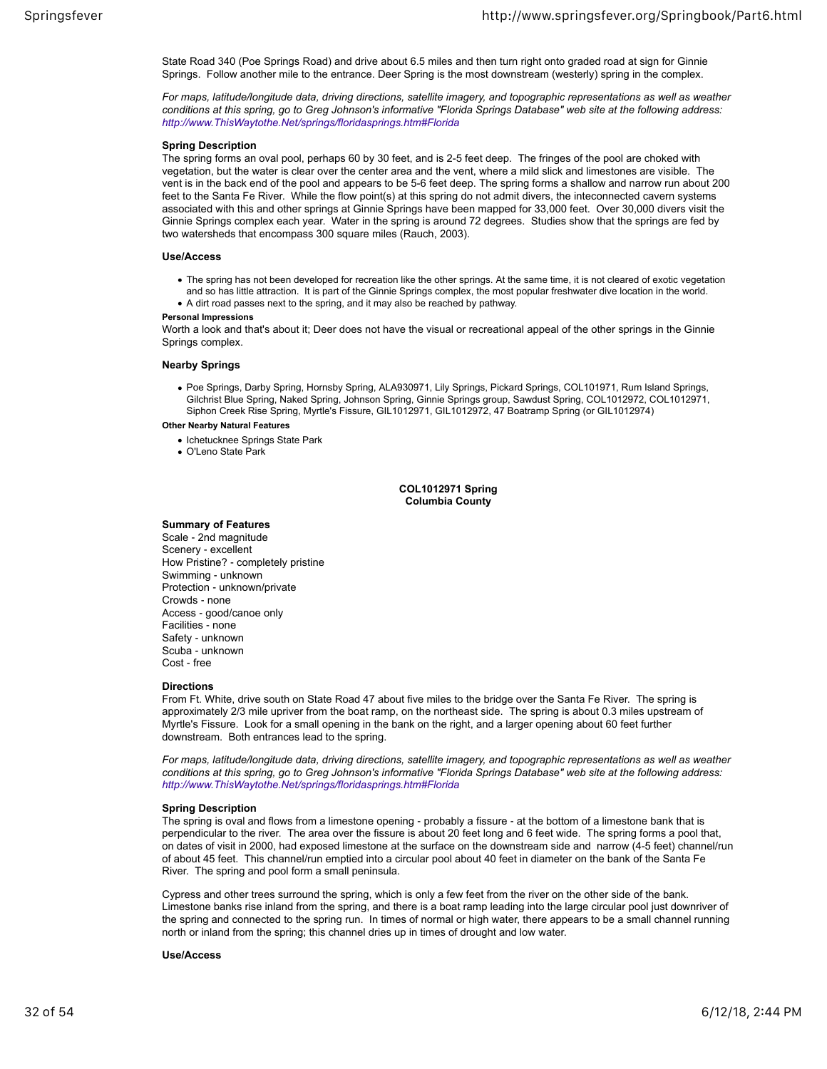State Road 340 (Poe Springs Road) and drive about 6.5 miles and then turn right onto graded road at sign for Ginnie Springs. Follow another mile to the entrance. Deer Spring is the most downstream (westerly) spring in the complex.

*For maps, latitude/longitude data, driving directions, satellite imagery, and topographic representations as well as weather conditions at this spring, go to Greg Johnson's informative "Florida Springs Database" web site at the following address: http://www.ThisWaytothe.Net/springs/floridasprings.htm#Florida*

**Spring Description**

The spring forms an oval pool, perhaps 60 by 30 feet, and is 2-5 feet deep. The fringes of the pool are choked with vegetation, but the water is clear over the center area and the vent, where a mild slick and limestones are visible. The vent is in the back end of the pool and appears to be 5-6 feet deep. The spring forms a shallow and narrow run about 200 feet to the Santa Fe River. While the flow point(s) at this spring do not admit divers, the inteconnected cavern systems associated with this and other springs at Ginnie Springs have been mapped for 33,000 feet. Over 30,000 divers visit the Ginnie Springs complex each year. Water in the spring is around 72 degrees. Studies show that the springs are fed by two watersheds that encompass 300 square miles (Rauch, 2003).

**Use/Access**

- The spring has not been developed for recreation like the other springs. At the same time, it is not cleared of exotic vegetation and so has little attraction. It is part of the Ginnie Springs complex, the most popular freshwater dive location in the world.
- A dirt road passes next to the spring, and it may also be reached by pathway.

**Personal Impressions**

Worth a look and that's about it; Deer does not have the visual or recreational appeal of the other springs in the Ginnie Springs complex.

**Nearby Springs**

- Poe Springs, Darby Spring, Hornsby Spring, ALA930971, Lily Springs, Pickard Springs, COL101971, Rum Island Springs, Gilchrist Blue Spring, Naked Spring, Johnson Spring, Ginnie Springs group, Sawdust Spring, COL1012972, COL1012971, Siphon Creek Rise Spring, Myrtle's Fissure, GIL1012971, GIL1012972, 47 Boatramp Spring (or GIL1012974)

**Other Nearby Natural Features**

- Ichetucknee Springs State Park
- O'Leno State Park

## COL1012971 Spring
## Columbia County

**Summary of Features**

Scale - 2nd magnitude
Scenery - excellent
How Pristine? - completely pristine
Swimming - unknown
Protection - unknown/private
Crowds - none
Access - good/canoe only
Facilities - none
Safety - unknown
Scuba - unknown
Cost - free

**Directions**

From Ft. White, drive south on State Road 47 about five miles to the bridge over the Santa Fe River. The spring is approximately 2/3 mile upriver from the boat ramp, on the northeast side. The spring is about 0.3 miles upstream of Myrtle's Fissure. Look for a small opening in the bank on the right, and a larger opening about 60 feet further downstream. Both entrances lead to the spring.

*For maps, latitude/longitude data, driving directions, satellite imagery, and topographic representations as well as weather conditions at this spring, go to Greg Johnson's informative "Florida Springs Database" web site at the following address: http://www.ThisWaytothe.Net/springs/floridasprings.htm#Florida*

**Spring Description**

The spring is oval and flows from a limestone opening - probably a fissure - at the bottom of a limestone bank that is perpendicular to the river. The area over the fissure is about 20 feet long and 6 feet wide. The spring forms a pool that, on dates of visit in 2000, had exposed limestone at the surface on the downstream side and narrow (4-5 feet) channel/run of about 45 feet. This channel/run emptied into a circular pool about 40 feet in diameter on the bank of the Santa Fe River. The spring and pool form a small peninsula.

Cypress and other trees surround the spring, which is only a few feet from the river on the other side of the bank. Limestone banks rise inland from the spring, and there is a boat ramp leading into the large circular pool just downriver of the spring and connected to the spring run. In times of normal or high water, there appears to be a small channel running north or inland from the spring; this channel dries up in times of drought and low water.

**Use/Access**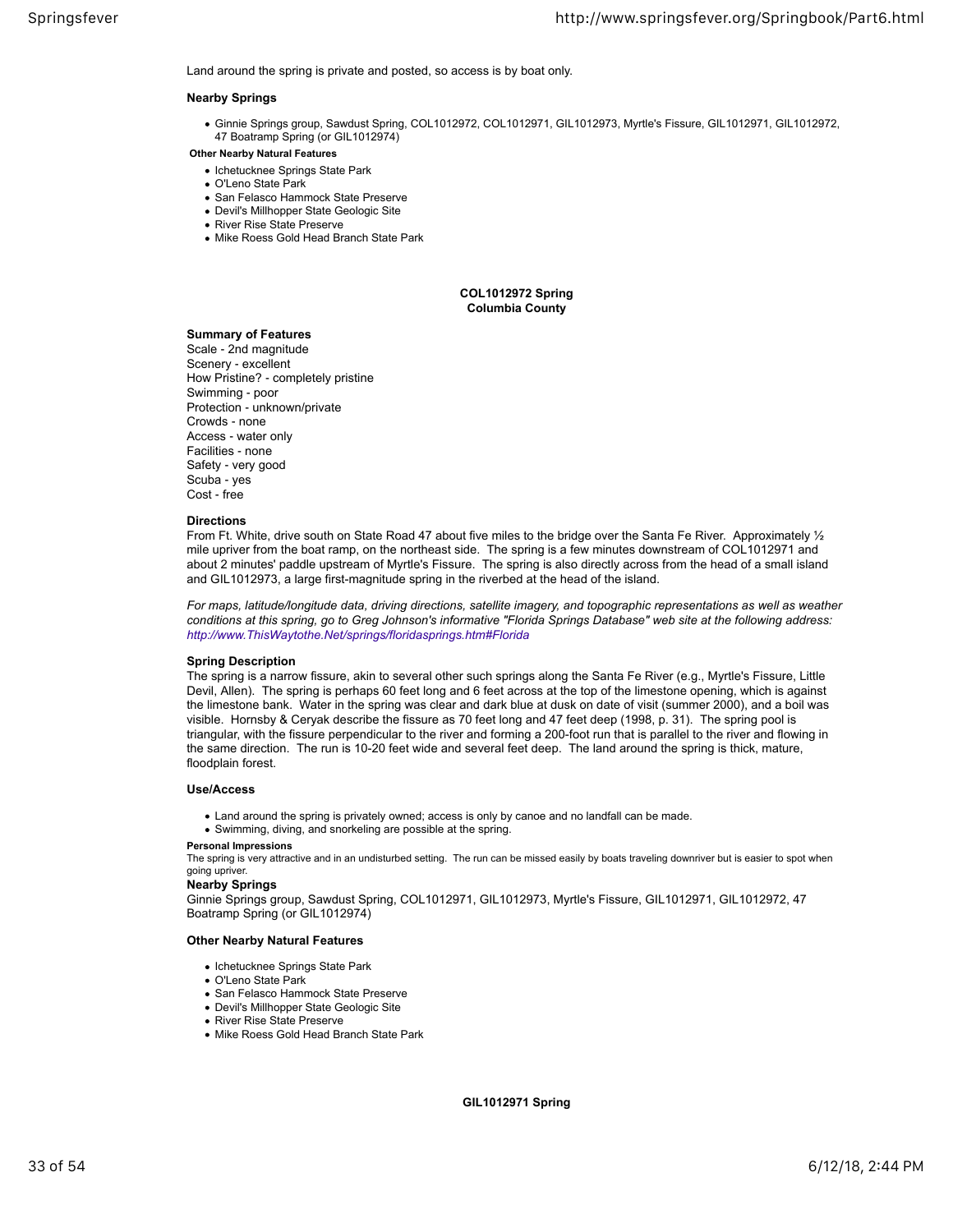Land around the spring is private and posted, so access is by boat only.

**Nearby Springs**

- Ginnie Springs group, Sawdust Spring, COL1012972, COL1012971, GIL1012973, Myrtle's Fissure, GIL1012971, GIL1012972, 47 Boatramp Spring (or GIL1012974)

**Other Nearby Natural Features**

- Ichetucknee Springs State Park
- O'Leno State Park
- San Felasco Hammock State Preserve
- Devil's Millhopper State Geologic Site
- River Rise State Preserve
- Mike Roess Gold Head Branch State Park

## COL1012972 Spring
**Columbia County**

**Summary of Features**
Scale - 2nd magnitude
Scenery - excellent
How Pristine? - completely pristine
Swimming - poor
Protection - unknown/private
Crowds - none
Access - water only
Facilities - none
Safety - very good
Scuba - yes
Cost - free

**Directions**
From Ft. White, drive south on State Road 47 about five miles to the bridge over the Santa Fe River. Approximately ½ mile upriver from the boat ramp, on the northeast side. The spring is a few minutes downstream of COL1012971 and about 2 minutes' paddle upstream of Myrtle's Fissure. The spring is also directly across from the head of a small island and GIL1012973, a large first-magnitude spring in the riverbed at the head of the island.

*For maps, latitude/longitude data, driving directions, satellite imagery, and topographic representations as well as weather conditions at this spring, go to Greg Johnson's informative "Florida Springs Database" web site at the following address: http://www.ThisWaytothe.Net/springs/floridasprings.htm#Florida*

**Spring Description**
The spring is a narrow fissure, akin to several other such springs along the Santa Fe River (e.g., Myrtle's Fissure, Little Devil, Allen). The spring is perhaps 60 feet long and 6 feet across at the top of the limestone opening, which is against the limestone bank. Water in the spring was clear and dark blue at dusk on date of visit (summer 2000), and a boil was visible. Hornsby & Ceryak describe the fissure as 70 feet long and 47 feet deep (1998, p. 31). The spring pool is triangular, with the fissure perpendicular to the river and forming a 200-foot run that is parallel to the river and flowing in the same direction. The run is 10-20 feet wide and several feet deep. The land around the spring is thick, mature, floodplain forest.

**Use/Access**

- Land around the spring is privately owned; access is only by canoe and no landfall can be made.
- Swimming, diving, and snorkeling are possible at the spring.

**Personal Impressions**
The spring is very attractive and in an undisturbed setting. The run can be missed easily by boats traveling downriver but is easier to spot when going upriver.

**Nearby Springs**
Ginnie Springs group, Sawdust Spring, COL1012971, GIL1012973, Myrtle's Fissure, GIL1012971, GIL1012972, 47 Boatramp Spring (or GIL1012974)

**Other Nearby Natural Features**

- Ichetucknee Springs State Park
- O'Leno State Park
- San Felasco Hammock State Preserve
- Devil's Millhopper State Geologic Site
- River Rise State Preserve
- Mike Roess Gold Head Branch State Park

## GIL1012971 Spring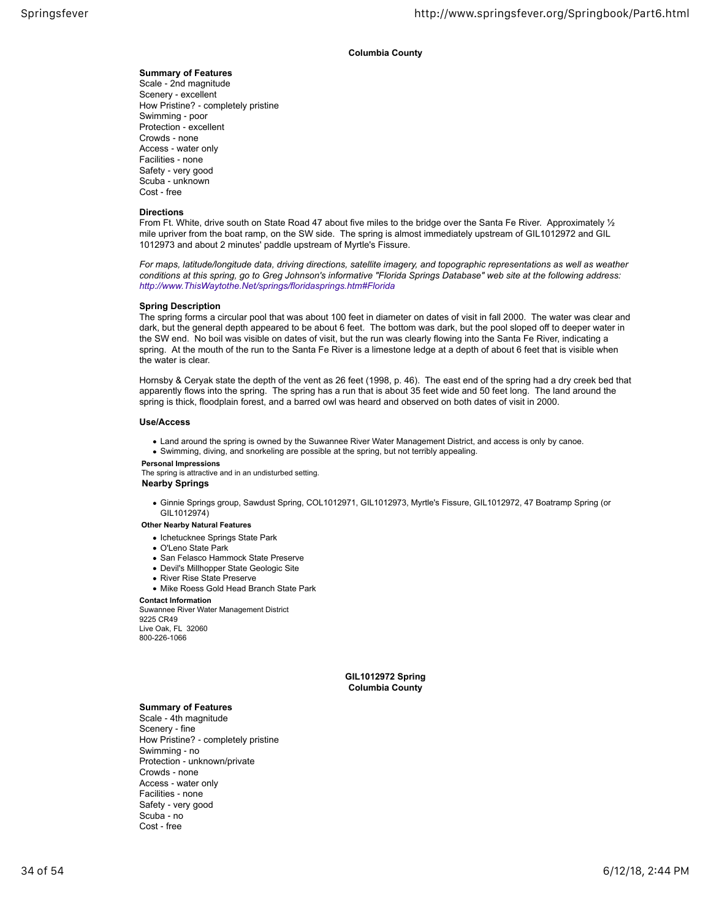**Columbia County**

**Summary of Features**
Scale - 2nd magnitude
Scenery - excellent
How Pristine? - completely pristine
Swimming - poor
Protection - excellent
Crowds - none
Access - water only
Facilities - none
Safety - very good
Scuba - unknown
Cost - free

**Directions**
From Ft. White, drive south on State Road 47 about five miles to the bridge over the Santa Fe River. Approximately ½ mile upriver from the boat ramp, on the SW side. The spring is almost immediately upstream of GIL1012972 and GIL 1012973 and about 2 minutes' paddle upstream of Myrtle's Fissure.

*For maps, latitude/longitude data, driving directions, satellite imagery, and topographic representations as well as weather conditions at this spring, go to Greg Johnson's informative "Florida Springs Database" web site at the following address: http://www.ThisWaytothe.Net/springs/floridasprings.htm#Florida*

**Spring Description**
The spring forms a circular pool that was about 100 feet in diameter on dates of visit in fall 2000. The water was clear and dark, but the general depth appeared to be about 6 feet. The bottom was dark, but the pool sloped off to deeper water in the SW end. No boil was visible on dates of visit, but the run was clearly flowing into the Santa Fe River, indicating a spring. At the mouth of the run to the Santa Fe River is a limestone ledge at a depth of about 6 feet that is visible when the water is clear.

Hornsby & Ceryak state the depth of the vent as 26 feet (1998, p. 46). The east end of the spring had a dry creek bed that apparently flows into the spring. The spring has a run that is about 35 feet wide and 50 feet long. The land around the spring is thick, floodplain forest, and a barred owl was heard and observed on both dates of visit in 2000.

**Use/Access**

- Land around the spring is owned by the Suwannee River Water Management District, and access is only by canoe.
- Swimming, diving, and snorkeling are possible at the spring, but not terribly appealing.

**Personal Impressions**
The spring is attractive and in an undisturbed setting.

**Nearby Springs**

- Ginnie Springs group, Sawdust Spring, COL1012971, GIL1012973, Myrtle's Fissure, GIL1012972, 47 Boatramp Spring (or GIL1012974)

**Other Nearby Natural Features**

- Ichetucknee Springs State Park
- O'Leno State Park
- San Felasco Hammock State Preserve
- Devil's Millhopper State Geologic Site
- River Rise State Preserve
- Mike Roess Gold Head Branch State Park

**Contact Information**
Suwannee River Water Management District
9225 CR49
Live Oak, FL 32060
800-226-1066

**GIL1012972 Spring**
**Columbia County**

**Summary of Features**
Scale - 4th magnitude
Scenery - fine
How Pristine? - completely pristine
Swimming - no
Protection - unknown/private
Crowds - none
Access - water only
Facilities - none
Safety - very good
Scuba - no
Cost - free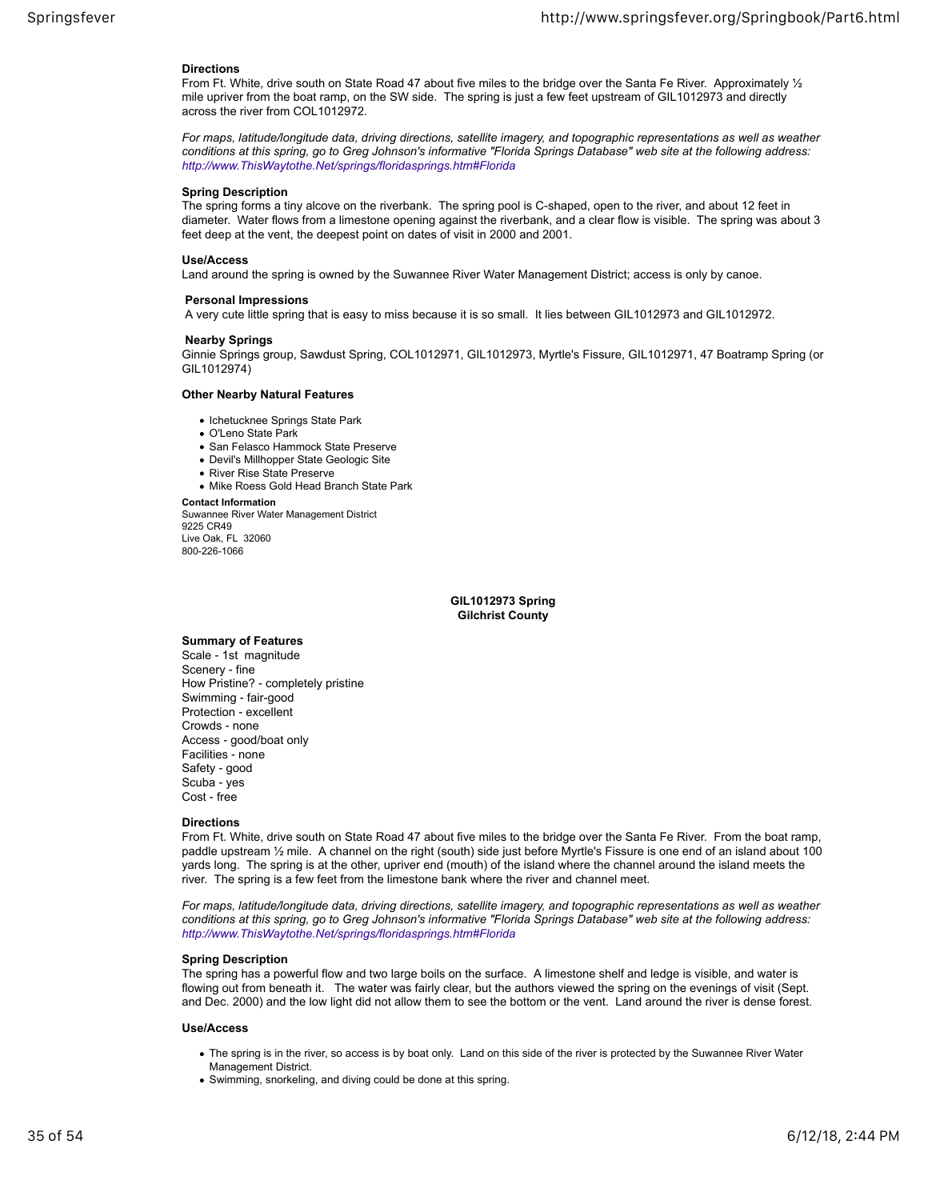#### Directions

From Ft. White, drive south on State Road 47 about five miles to the bridge over the Santa Fe River. Approximately ½ mile upriver from the boat ramp, on the SW side. The spring is just a few feet upstream of GIL1012973 and directly across the river from COL1012972.

*For maps, latitude/longitude data, driving directions, satellite imagery, and topographic representations as well as weather conditions at this spring, go to Greg Johnson's informative "Florida Springs Database" web site at the following address: http://www.ThisWaytothe.Net/springs/floridasprings.htm#Florida*

#### Spring Description

The spring forms a tiny alcove on the riverbank. The spring pool is C-shaped, open to the river, and about 12 feet in diameter. Water flows from a limestone opening against the riverbank, and a clear flow is visible. The spring was about 3 feet deep at the vent, the deepest point on dates of visit in 2000 and 2001.

#### Use/Access

Land around the spring is owned by the Suwannee River Water Management District; access is only by canoe.

#### Personal Impressions

A very cute little spring that is easy to miss because it is so small. It lies between GIL1012973 and GIL1012972.

#### Nearby Springs

Ginnie Springs group, Sawdust Spring, COL1012971, GIL1012973, Myrtle's Fissure, GIL1012971, 47 Boatramp Spring (or GIL1012974)

#### Other Nearby Natural Features

- Ichetucknee Springs State Park
- O'Leno State Park
- San Felasco Hammock State Preserve
- Devil's Millhopper State Geologic Site
- River Rise State Preserve
- Mike Roess Gold Head Branch State Park

**Contact Information**
Suwannee River Water Management District
9225 CR49
Live Oak, FL 32060
800-226-1066

## GIL1012973 Spring
## Gilchrist County

#### Summary of Features

Scale - 1st magnitude
Scenery - fine
How Pristine? - completely pristine
Swimming - fair-good
Protection - excellent
Crowds - none
Access - good/boat only
Facilities - none
Safety - good
Scuba - yes
Cost - free

#### Directions

From Ft. White, drive south on State Road 47 about five miles to the bridge over the Santa Fe River. From the boat ramp, paddle upstream ½ mile. A channel on the right (south) side just before Myrtle's Fissure is one end of an island about 100 yards long. The spring is at the other, upriver end (mouth) of the island where the channel around the island meets the river. The spring is a few feet from the limestone bank where the river and channel meet.

*For maps, latitude/longitude data, driving directions, satellite imagery, and topographic representations as well as weather conditions at this spring, go to Greg Johnson's informative "Florida Springs Database" web site at the following address: http://www.ThisWaytothe.Net/springs/floridasprings.htm#Florida*

#### Spring Description

The spring has a powerful flow and two large boils on the surface. A limestone shelf and ledge is visible, and water is flowing out from beneath it. The water was fairly clear, but the authors viewed the spring on the evenings of visit (Sept. and Dec. 2000) and the low light did not allow them to see the bottom or the vent. Land around the river is dense forest.

#### Use/Access

- The spring is in the river, so access is by boat only. Land on this side of the river is protected by the Suwannee River Water Management District.
- Swimming, snorkeling, and diving could be done at this spring.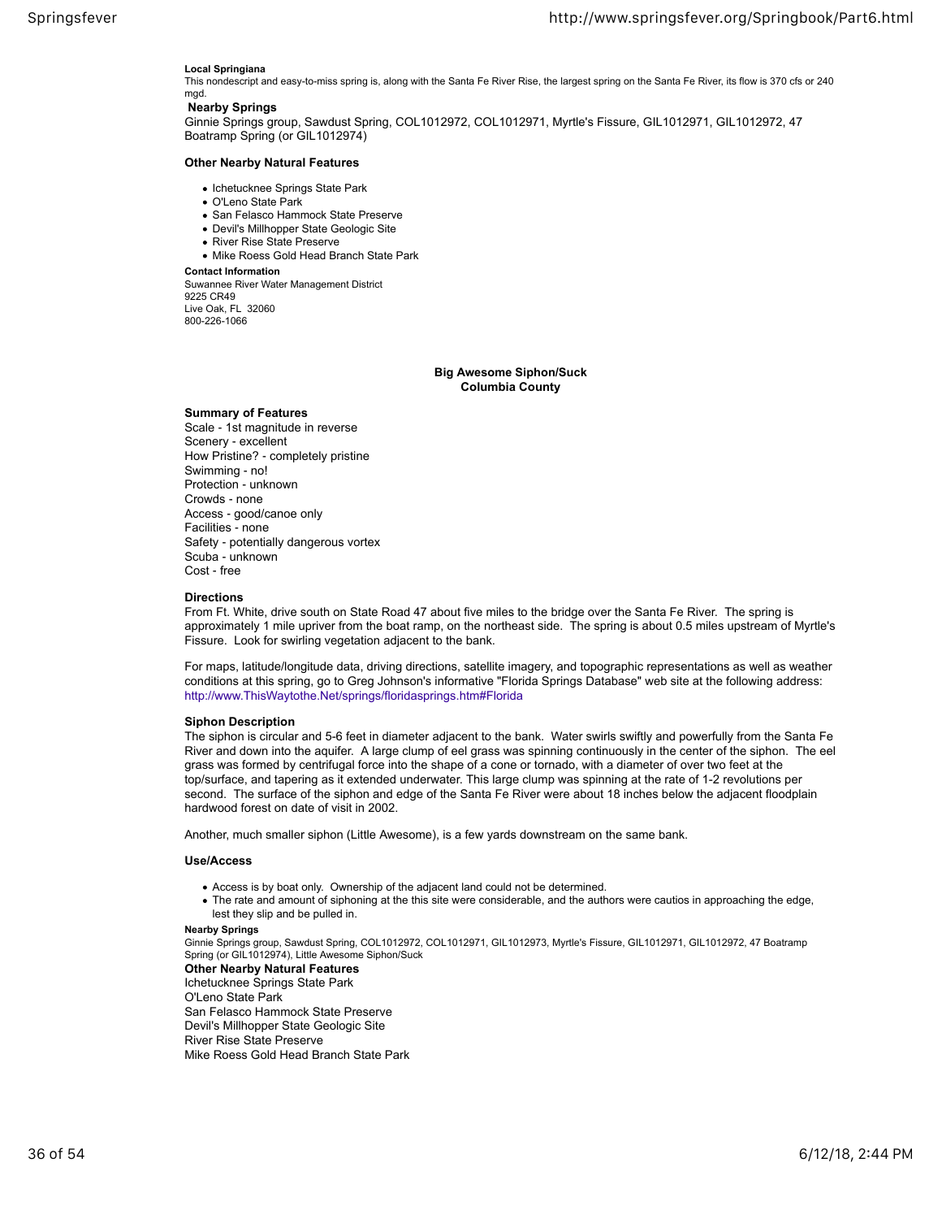**Local Springiana**

This nondescript and easy-to-miss spring is, along with the Santa Fe River Rise, the largest spring on the Santa Fe River, its flow is 370 cfs or 240 mgd.

**Nearby Springs**

Ginnie Springs group, Sawdust Spring, COL1012972, COL1012971, Myrtle's Fissure, GIL1012971, GIL1012972, 47 Boatramp Spring (or GIL1012974)

**Other Nearby Natural Features**

- Ichetucknee Springs State Park
- O'Leno State Park
- San Felasco Hammock State Preserve
- Devil's Millhopper State Geologic Site
- River Rise State Preserve
- Mike Roess Gold Head Branch State Park

**Contact Information**

Suwannee River Water Management District
9225 CR49
Live Oak, FL 32060
800-226-1066

## Big Awesome Siphon/Suck
## Columbia County

**Summary of Features**

Scale - 1st magnitude in reverse
Scenery - excellent
How Pristine? - completely pristine
Swimming - no!
Protection - unknown
Crowds - none
Access - good/canoe only
Facilities - none
Safety - potentially dangerous vortex
Scuba - unknown
Cost - free

**Directions**

From Ft. White, drive south on State Road 47 about five miles to the bridge over the Santa Fe River. The spring is approximately 1 mile upriver from the boat ramp, on the northeast side. The spring is about 0.5 miles upstream of Myrtle's Fissure. Look for swirling vegetation adjacent to the bank.

For maps, latitude/longitude data, driving directions, satellite imagery, and topographic representations as well as weather conditions at this spring, go to Greg Johnson's informative "Florida Springs Database" web site at the following address: http://www.ThisWaytothe.Net/springs/floridasprings.htm#Florida

**Siphon Description**

The siphon is circular and 5-6 feet in diameter adjacent to the bank. Water swirls swiftly and powerfully from the Santa Fe River and down into the aquifer. A large clump of eel grass was spinning continuously in the center of the siphon. The eel grass was formed by centrifugal force into the shape of a cone or tornado, with a diameter of over two feet at the top/surface, and tapering as it extended underwater. This large clump was spinning at the rate of 1-2 revolutions per second. The surface of the siphon and edge of the Santa Fe River were about 18 inches below the adjacent floodplain hardwood forest on date of visit in 2002.

Another, much smaller siphon (Little Awesome), is a few yards downstream on the same bank.

**Use/Access**

- Access is by boat only. Ownership of the adjacent land could not be determined.
- The rate and amount of siphoning at the this site were considerable, and the authors were cautios in approaching the edge, lest they slip and be pulled in.

**Nearby Springs**

Ginnie Springs group, Sawdust Spring, COL1012972, COL1012971, GIL1012973, Myrtle's Fissure, GIL1012971, GIL1012972, 47 Boatramp Spring (or GIL1012974), Little Awesome Siphon/Suck

**Other Nearby Natural Features**

Ichetucknee Springs State Park
O'Leno State Park
San Felasco Hammock State Preserve
Devil's Millhopper State Geologic Site
River Rise State Preserve
Mike Roess Gold Head Branch State Park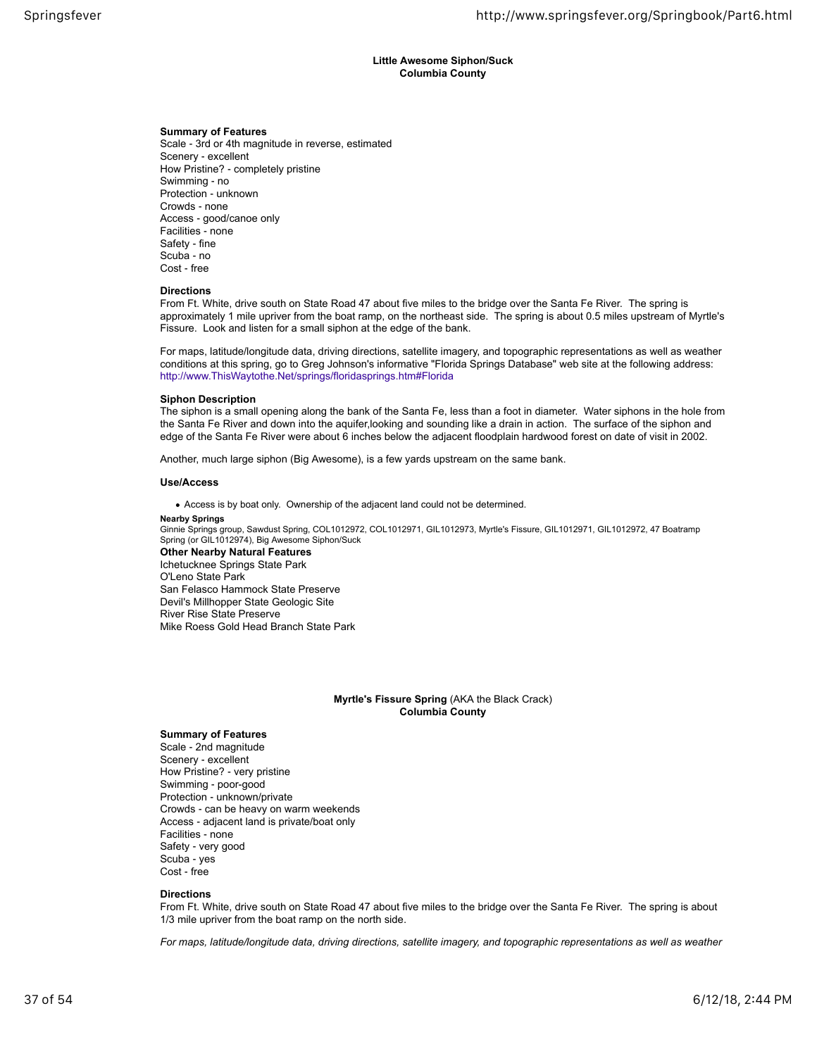## Little Awesome Siphon/Suck
**Columbia County**

### Summary of Features

Scale - 3rd or 4th magnitude in reverse, estimated
Scenery - excellent
How Pristine? - completely pristine
Swimming - no
Protection - unknown
Crowds - none
Access - good/canoe only
Facilities - none
Safety - fine
Scuba - no
Cost - free

### Directions

From Ft. White, drive south on State Road 47 about five miles to the bridge over the Santa Fe River. The spring is approximately 1 mile upriver from the boat ramp, on the northeast side. The spring is about 0.5 miles upstream of Myrtle's Fissure. Look and listen for a small siphon at the edge of the bank.

For maps, latitude/longitude data, driving directions, satellite imagery, and topographic representations as well as weather conditions at this spring, go to Greg Johnson's informative "Florida Springs Database" web site at the following address: http://www.ThisWaytothe.Net/springs/floridasprings.htm#Florida

### Siphon Description

The siphon is a small opening along the bank of the Santa Fe, less than a foot in diameter. Water siphons in the hole from the Santa Fe River and down into the aquifer,looking and sounding like a drain in action. The surface of the siphon and edge of the Santa Fe River were about 6 inches below the adjacent floodplain hardwood forest on date of visit in 2002.

Another, much large siphon (Big Awesome), is a few yards upstream on the same bank.

### Use/Access

- Access is by boat only. Ownership of the adjacent land could not be determined.

**Nearby Springs**
Ginnie Springs group, Sawdust Spring, COL1012972, COL1012971, GIL1012973, Myrtle's Fissure, GIL1012971, GIL1012972, 47 Boatramp Spring (or GIL1012974), Big Awesome Siphon/Suck

**Other Nearby Natural Features**
Ichetucknee Springs State Park
O'Leno State Park
San Felasco Hammock State Preserve
Devil's Millhopper State Geologic Site
River Rise State Preserve
Mike Roess Gold Head Branch State Park

## Myrtle's Fissure Spring (AKA the Black Crack)
**Columbia County**

### Summary of Features

Scale - 2nd magnitude
Scenery - excellent
How Pristine? - very pristine
Swimming - poor-good
Protection - unknown/private
Crowds - can be heavy on warm weekends
Access - adjacent land is private/boat only
Facilities - none
Safety - very good
Scuba - yes
Cost - free

### Directions

From Ft. White, drive south on State Road 47 about five miles to the bridge over the Santa Fe River. The spring is about 1/3 mile upriver from the boat ramp on the north side.

*For maps, latitude/longitude data, driving directions, satellite imagery, and topographic representations as well as weather*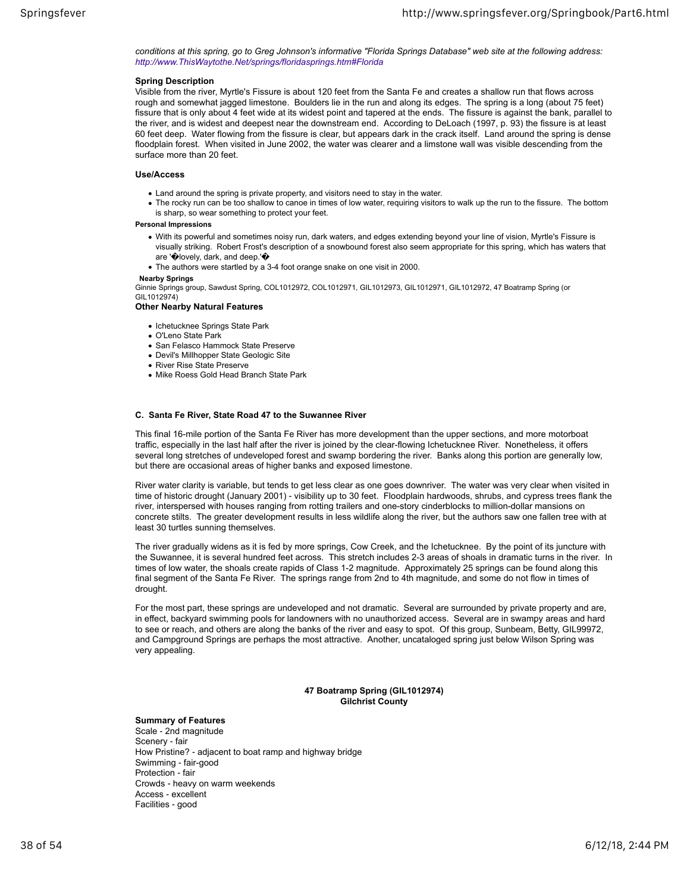*conditions at this spring, go to Greg Johnson's informative "Florida Springs Database" web site at the following address: http://www.ThisWaytothe.Net/springs/floridasprings.htm#Florida*

**Spring Description**

Visible from the river, Myrtle's Fissure is about 120 feet from the Santa Fe and creates a shallow run that flows across rough and somewhat jagged limestone. Boulders lie in the run and along its edges. The spring is a long (about 75 feet) fissure that is only about 4 feet wide at its widest point and tapered at the ends. The fissure is against the bank, parallel to the river, and is widest and deepest near the downstream end. According to DeLoach (1997, p. 93) the fissure is at least 60 feet deep. Water flowing from the fissure is clear, but appears dark in the crack itself. Land around the spring is dense floodplain forest. When visited in June 2002, the water was clearer and a limstone wall was visible descending from the surface more than 20 feet.

**Use/Access**

- Land around the spring is private property, and visitors need to stay in the water.
- The rocky run can be too shallow to canoe in times of low water, requiring visitors to walk up the run to the fissure. The bottom is sharp, so wear something to protect your feet.

**Personal Impressions**

- With its powerful and sometimes noisy run, dark waters, and edges extending beyond your line of vision, Myrtle's Fissure is visually striking. Robert Frost's description of a snowbound forest also seem appropriate for this spring, which has waters that are '�lovely, dark, and deep.'�
- The authors were startled by a 3-4 foot orange snake on one visit in 2000.

**Nearby Springs**

Ginnie Springs group, Sawdust Spring, COL1012972, COL1012971, GIL1012973, GIL1012971, GIL1012972, 47 Boatramp Spring (or GIL1012974)

**Other Nearby Natural Features**

- Ichetucknee Springs State Park
- O'Leno State Park
- San Felasco Hammock State Preserve
- Devil's Millhopper State Geologic Site
- River Rise State Preserve
- Mike Roess Gold Head Branch State Park

**C. Santa Fe River, State Road 47 to the Suwannee River**

This final 16-mile portion of the Santa Fe River has more development than the upper sections, and more motorboat traffic, especially in the last half after the river is joined by the clear-flowing Ichetucknee River. Nonetheless, it offers several long stretches of undeveloped forest and swamp bordering the river. Banks along this portion are generally low, but there are occasional areas of higher banks and exposed limestone.

River water clarity is variable, but tends to get less clear as one goes downriver. The water was very clear when visited in time of historic drought (January 2001) - visibility up to 30 feet. Floodplain hardwoods, shrubs, and cypress trees flank the river, interspersed with houses ranging from rotting trailers and one-story cinderblocks to million-dollar mansions on concrete stilts. The greater development results in less wildlife along the river, but the authors saw one fallen tree with at least 30 turtles sunning themselves.

The river gradually widens as it is fed by more springs, Cow Creek, and the Ichetucknee. By the point of its juncture with the Suwannee, it is several hundred feet across. This stretch includes 2-3 areas of shoals in dramatic turns in the river. In times of low water, the shoals create rapids of Class 1-2 magnitude. Approximately 25 springs can be found along this final segment of the Santa Fe River. The springs range from 2nd to 4th magnitude, and some do not flow in times of drought.

For the most part, these springs are undeveloped and not dramatic. Several are surrounded by private property and are, in effect, backyard swimming pools for landowners with no unauthorized access. Several are in swampy areas and hard to see or reach, and others are along the banks of the river and easy to spot. Of this group, Sunbeam, Betty, GIL99972, and Campground Springs are perhaps the most attractive. Another, uncataloged spring just below Wilson Spring was very appealing.

**47 Boatramp Spring (GIL1012974)**
**Gilchrist County**

**Summary of Features**

Scale - 2nd magnitude
Scenery - fair
How Pristine? - adjacent to boat ramp and highway bridge
Swimming - fair-good
Protection - fair
Crowds - heavy on warm weekends
Access - excellent
Facilities - good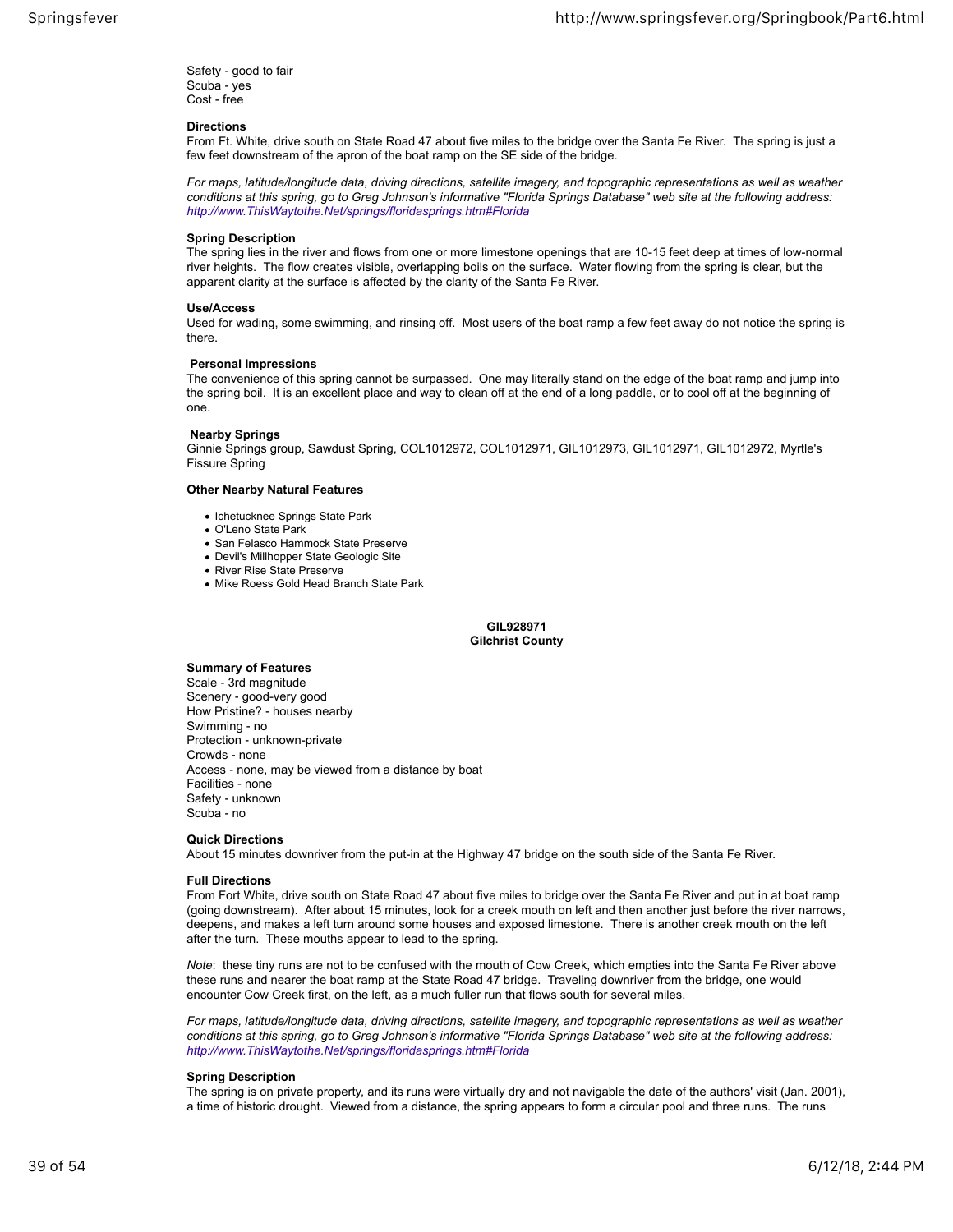Safety - good to fair
Scuba - yes
Cost - free

**Directions**
From Ft. White, drive south on State Road 47 about five miles to the bridge over the Santa Fe River. The spring is just a few feet downstream of the apron of the boat ramp on the SE side of the bridge.

*For maps, latitude/longitude data, driving directions, satellite imagery, and topographic representations as well as weather conditions at this spring, go to Greg Johnson's informative "Florida Springs Database" web site at the following address: http://www.ThisWaytothe.Net/springs/floridasprings.htm#Florida*

**Spring Description**
The spring lies in the river and flows from one or more limestone openings that are 10-15 feet deep at times of low-normal river heights. The flow creates visible, overlapping boils on the surface. Water flowing from the spring is clear, but the apparent clarity at the surface is affected by the clarity of the Santa Fe River.

**Use/Access**
Used for wading, some swimming, and rinsing off. Most users of the boat ramp a few feet away do not notice the spring is there.

**Personal Impressions**
The convenience of this spring cannot be surpassed. One may literally stand on the edge of the boat ramp and jump into the spring boil. It is an excellent place and way to clean off at the end of a long paddle, or to cool off at the beginning of one.

**Nearby Springs**
Ginnie Springs group, Sawdust Spring, COL1012972, COL1012971, GIL1012973, GIL1012971, GIL1012972, Myrtle's Fissure Spring

**Other Nearby Natural Features**

- Ichetucknee Springs State Park
- O'Leno State Park
- San Felasco Hammock State Preserve
- Devil's Millhopper State Geologic Site
- River Rise State Preserve
- Mike Roess Gold Head Branch State Park

## GIL928971
## Gilchrist County

**Summary of Features**
Scale - 3rd magnitude
Scenery - good-very good
How Pristine? - houses nearby
Swimming - no
Protection - unknown-private
Crowds - none
Access - none, may be viewed from a distance by boat
Facilities - none
Safety - unknown
Scuba - no

**Quick Directions**
About 15 minutes downriver from the put-in at the Highway 47 bridge on the south side of the Santa Fe River.

**Full Directions**
From Fort White, drive south on State Road 47 about five miles to bridge over the Santa Fe River and put in at boat ramp (going downstream). After about 15 minutes, look for a creek mouth on left and then another just before the river narrows, deepens, and makes a left turn around some houses and exposed limestone. There is another creek mouth on the left after the turn. These mouths appear to lead to the spring.

*Note*: these tiny runs are not to be confused with the mouth of Cow Creek, which empties into the Santa Fe River above these runs and nearer the boat ramp at the State Road 47 bridge. Traveling downriver from the bridge, one would encounter Cow Creek first, on the left, as a much fuller run that flows south for several miles.

*For maps, latitude/longitude data, driving directions, satellite imagery, and topographic representations as well as weather conditions at this spring, go to Greg Johnson's informative "Florida Springs Database" web site at the following address: http://www.ThisWaytothe.Net/springs/floridasprings.htm#Florida*

**Spring Description**
The spring is on private property, and its runs were virtually dry and not navigable the date of the authors' visit (Jan. 2001), a time of historic drought. Viewed from a distance, the spring appears to form a circular pool and three runs. The runs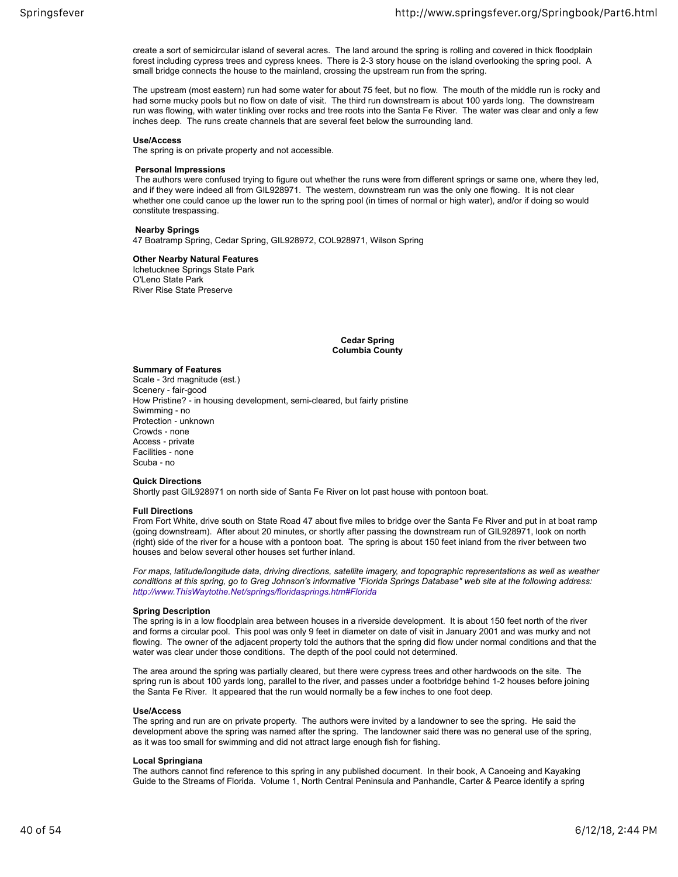create a sort of semicircular island of several acres. The land around the spring is rolling and covered in thick floodplain forest including cypress trees and cypress knees. There is 2-3 story house on the island overlooking the spring pool. A small bridge connects the house to the mainland, crossing the upstream run from the spring.

The upstream (most eastern) run had some water for about 75 feet, but no flow. The mouth of the middle run is rocky and had some mucky pools but no flow on date of visit. The third run downstream is about 100 yards long. The downstream run was flowing, with water tinkling over rocks and tree roots into the Santa Fe River. The water was clear and only a few inches deep. The runs create channels that are several feet below the surrounding land.

**Use/Access**
The spring is on private property and not accessible.

**Personal Impressions**
The authors were confused trying to figure out whether the runs were from different springs or same one, where they led, and if they were indeed all from GIL928971. The western, downstream run was the only one flowing. It is not clear whether one could canoe up the lower run to the spring pool (in times of normal or high water), and/or if doing so would constitute trespassing.

**Nearby Springs**
47 Boatramp Spring, Cedar Spring, GIL928972, COL928971, Wilson Spring

**Other Nearby Natural Features**
Ichetucknee Springs State Park
O'Leno State Park
River Rise State Preserve

## Cedar Spring
## Columbia County

**Summary of Features**
Scale - 3rd magnitude (est.)
Scenery - fair-good
How Pristine? - in housing development, semi-cleared, but fairly pristine
Swimming - no
Protection - unknown
Crowds - none
Access - private
Facilities - none
Scuba - no

**Quick Directions**
Shortly past GIL928971 on north side of Santa Fe River on lot past house with pontoon boat.

**Full Directions**
From Fort White, drive south on State Road 47 about five miles to bridge over the Santa Fe River and put in at boat ramp (going downstream). After about 20 minutes, or shortly after passing the downstream run of GIL928971, look on north (right) side of the river for a house with a pontoon boat. The spring is about 150 feet inland from the river between two houses and below several other houses set further inland.

*For maps, latitude/longitude data, driving directions, satellite imagery, and topographic representations as well as weather conditions at this spring, go to Greg Johnson's informative "Florida Springs Database" web site at the following address: http://www.ThisWaytothe.Net/springs/floridasprings.htm#Florida*

**Spring Description**
The spring is in a low floodplain area between houses in a riverside development. It is about 150 feet north of the river and forms a circular pool. This pool was only 9 feet in diameter on date of visit in January 2001 and was murky and not flowing. The owner of the adjacent property told the authors that the spring did flow under normal conditions and that the water was clear under those conditions. The depth of the pool could not determined.

The area around the spring was partially cleared, but there were cypress trees and other hardwoods on the site. The spring run is about 100 yards long, parallel to the river, and passes under a footbridge behind 1-2 houses before joining the Santa Fe River. It appeared that the run would normally be a few inches to one foot deep.

**Use/Access**
The spring and run are on private property. The authors were invited by a landowner to see the spring. He said the development above the spring was named after the spring. The landowner said there was no general use of the spring, as it was too small for swimming and did not attract large enough fish for fishing.

**Local Springiana**
The authors cannot find reference to this spring in any published document. In their book, A Canoeing and Kayaking Guide to the Streams of Florida. Volume 1, North Central Peninsula and Panhandle, Carter & Pearce identify a spring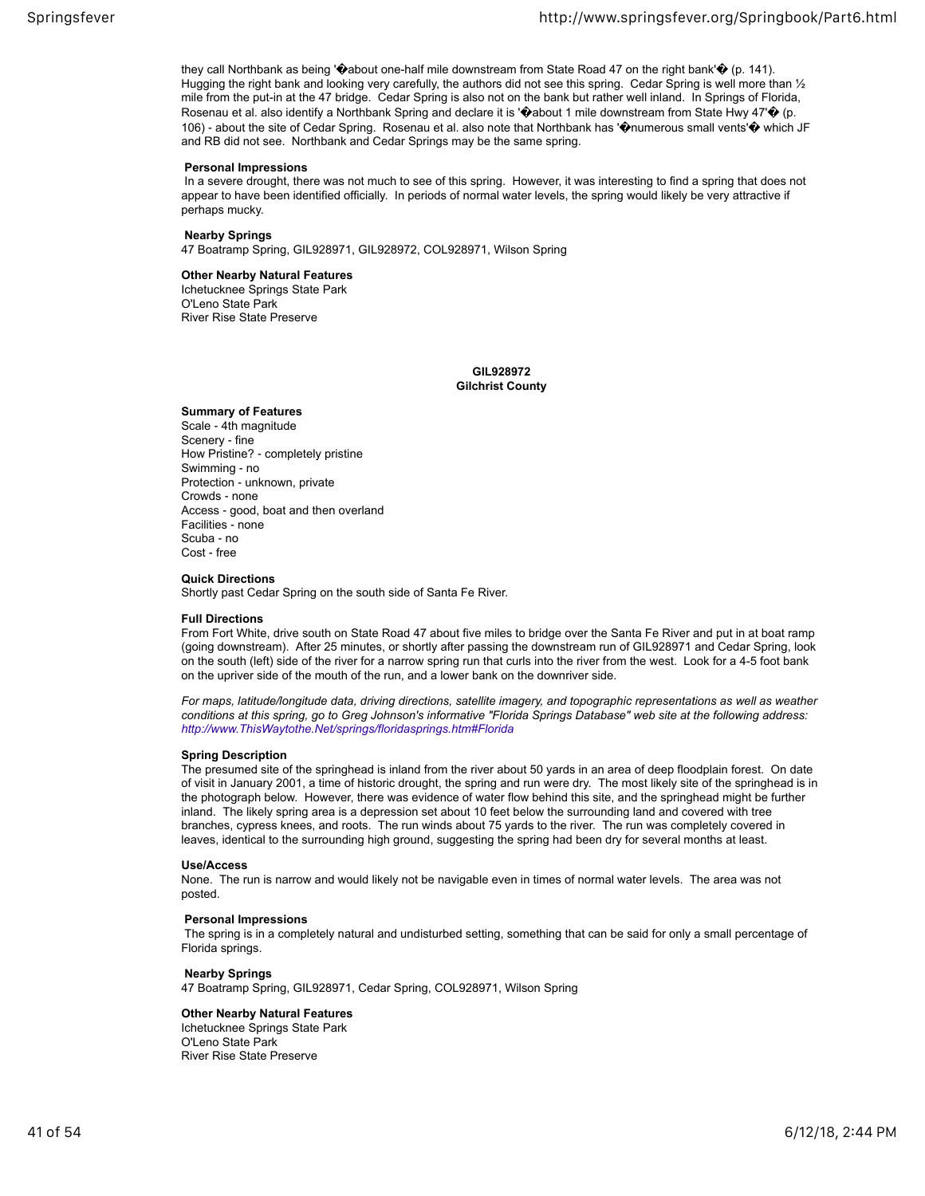they call Northbank as being '�about one-half mile downstream from State Road 47 on the right bank'� (p. 141). Hugging the right bank and looking very carefully, the authors did not see this spring. Cedar Spring is well more than ½ mile from the put-in at the 47 bridge. Cedar Spring is also not on the bank but rather well inland. In Springs of Florida, Rosenau et al. also identify a Northbank Spring and declare it is '�about 1 mile downstream from State Hwy 47'� (p. 106) - about the site of Cedar Spring. Rosenau et al. also note that Northbank has '�numerous small vents'� which JF and RB did not see. Northbank and Cedar Springs may be the same spring.

**Personal Impressions**
In a severe drought, there was not much to see of this spring. However, it was interesting to find a spring that does not appear to have been identified officially. In periods of normal water levels, the spring would likely be very attractive if perhaps mucky.

**Nearby Springs**
47 Boatramp Spring, GIL928971, GIL928972, COL928971, Wilson Spring

**Other Nearby Natural Features**
Ichetucknee Springs State Park
O'Leno State Park
River Rise State Preserve

## GIL928972
### Gilchrist County

**Summary of Features**
Scale - 4th magnitude
Scenery - fine
How Pristine? - completely pristine
Swimming - no
Protection - unknown, private
Crowds - none
Access - good, boat and then overland
Facilities - none
Scuba - no
Cost - free

**Quick Directions**
Shortly past Cedar Spring on the south side of Santa Fe River.

**Full Directions**
From Fort White, drive south on State Road 47 about five miles to bridge over the Santa Fe River and put in at boat ramp (going downstream). After 25 minutes, or shortly after passing the downstream run of GIL928971 and Cedar Spring, look on the south (left) side of the river for a narrow spring run that curls into the river from the west. Look for a 4-5 foot bank on the upriver side of the mouth of the run, and a lower bank on the downriver side.

*For maps, latitude/longitude data, driving directions, satellite imagery, and topographic representations as well as weather conditions at this spring, go to Greg Johnson's informative "Florida Springs Database" web site at the following address: http://www.ThisWaytothe.Net/springs/floridasprings.htm#Florida*

**Spring Description**
The presumed site of the springhead is inland from the river about 50 yards in an area of deep floodplain forest. On date of visit in January 2001, a time of historic drought, the spring and run were dry. The most likely site of the springhead is in the photograph below. However, there was evidence of water flow behind this site, and the springhead might be further inland. The likely spring area is a depression set about 10 feet below the surrounding land and covered with tree branches, cypress knees, and roots. The run winds about 75 yards to the river. The run was completely covered in leaves, identical to the surrounding high ground, suggesting the spring had been dry for several months at least.

**Use/Access**
None. The run is narrow and would likely not be navigable even in times of normal water levels. The area was not posted.

**Personal Impressions**
The spring is in a completely natural and undisturbed setting, something that can be said for only a small percentage of Florida springs.

**Nearby Springs**
47 Boatramp Spring, GIL928971, Cedar Spring, COL928971, Wilson Spring

**Other Nearby Natural Features**
Ichetucknee Springs State Park
O'Leno State Park
River Rise State Preserve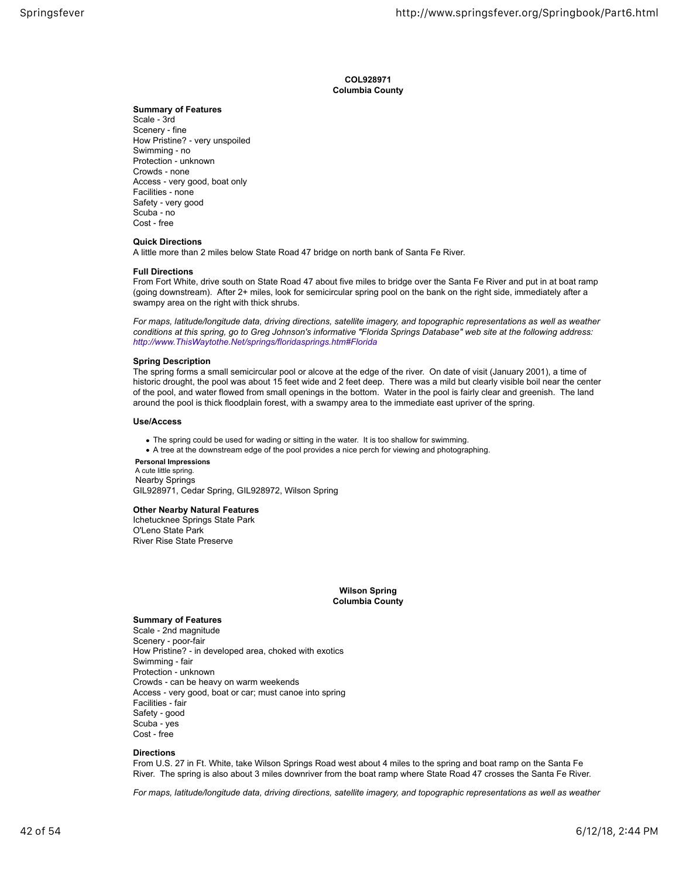**COL928971**
**Columbia County**

**Summary of Features**
Scale - 3rd
Scenery - fine
How Pristine? - very unspoiled
Swimming - no
Protection - unknown
Crowds - none
Access - very good, boat only
Facilities - none
Safety - very good
Scuba - no
Cost - free

**Quick Directions**
A little more than 2 miles below State Road 47 bridge on north bank of Santa Fe River.

**Full Directions**
From Fort White, drive south on State Road 47 about five miles to bridge over the Santa Fe River and put in at boat ramp (going downstream). After 2+ miles, look for semicircular spring pool on the bank on the right side, immediately after a swampy area on the right with thick shrubs.

*For maps, latitude/longitude data, driving directions, satellite imagery, and topographic representations as well as weather conditions at this spring, go to Greg Johnson's informative "Florida Springs Database" web site at the following address: http://www.ThisWaytothe.Net/springs/floridasprings.htm#Florida*

**Spring Description**
The spring forms a small semicircular pool or alcove at the edge of the river. On date of visit (January 2001), a time of historic drought, the pool was about 15 feet wide and 2 feet deep. There was a mild but clearly visible boil near the center of the pool, and water flowed from small openings in the bottom. Water in the pool is fairly clear and greenish. The land around the pool is thick floodplain forest, with a swampy area to the immediate east upriver of the spring.

**Use/Access**

- The spring could be used for wading or sitting in the water. It is too shallow for swimming.
- A tree at the downstream edge of the pool provides a nice perch for viewing and photographing.

**Personal Impressions**
A cute little spring.
Nearby Springs
GIL928971, Cedar Spring, GIL928972, Wilson Spring

**Other Nearby Natural Features**
Ichetucknee Springs State Park
O'Leno State Park
River Rise State Preserve

**Wilson Spring**
**Columbia County**

**Summary of Features**
Scale - 2nd magnitude
Scenery - poor-fair
How Pristine? - in developed area, choked with exotics
Swimming - fair
Protection - unknown
Crowds - can be heavy on warm weekends
Access - very good, boat or car; must canoe into spring
Facilities - fair
Safety - good
Scuba - yes
Cost - free

**Directions**
From U.S. 27 in Ft. White, take Wilson Springs Road west about 4 miles to the spring and boat ramp on the Santa Fe River. The spring is also about 3 miles downriver from the boat ramp where State Road 47 crosses the Santa Fe River.

*For maps, latitude/longitude data, driving directions, satellite imagery, and topographic representations as well as weather*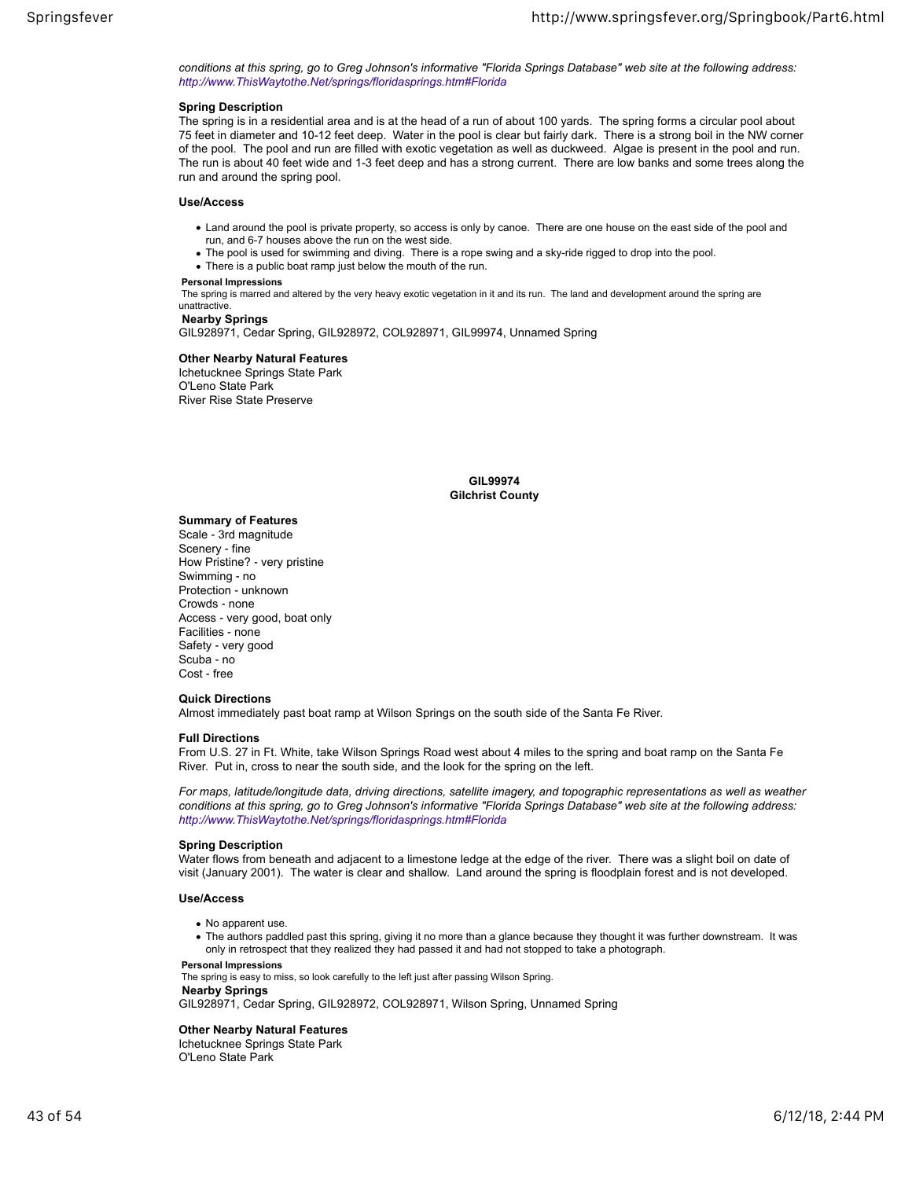*conditions at this spring, go to Greg Johnson's informative "Florida Springs Database" web site at the following address: http://www.ThisWaytothe.Net/springs/floridasprings.htm#Florida*

**Spring Description**

The spring is in a residential area and is at the head of a run of about 100 yards. The spring forms a circular pool about 75 feet in diameter and 10-12 feet deep. Water in the pool is clear but fairly dark. There is a strong boil in the NW corner of the pool. The pool and run are filled with exotic vegetation as well as duckweed. Algae is present in the pool and run. The run is about 40 feet wide and 1-3 feet deep and has a strong current. There are low banks and some trees along the run and around the spring pool.

**Use/Access**

- Land around the pool is private property, so access is only by canoe. There are one house on the east side of the pool and run, and 6-7 houses above the run on the west side.
- The pool is used for swimming and diving. There is a rope swing and a sky-ride rigged to drop into the pool.
- There is a public boat ramp just below the mouth of the run.

**Personal Impressions**

The spring is marred and altered by the very heavy exotic vegetation in it and its run. The land and development around the spring are unattractive.

**Nearby Springs**

GIL928971, Cedar Spring, GIL928972, COL928971, GIL99974, Unnamed Spring

**Other Nearby Natural Features**

Ichetucknee Springs State Park
O'Leno State Park
River Rise State Preserve

## GIL99974
### Gilchrist County

**Summary of Features**

Scale - 3rd magnitude
Scenery - fine
How Pristine? - very pristine
Swimming - no
Protection - unknown
Crowds - none
Access - very good, boat only
Facilities - none
Safety - very good
Scuba - no
Cost - free

**Quick Directions**

Almost immediately past boat ramp at Wilson Springs on the south side of the Santa Fe River.

**Full Directions**

From U.S. 27 in Ft. White, take Wilson Springs Road west about 4 miles to the spring and boat ramp on the Santa Fe River. Put in, cross to near the south side, and the look for the spring on the left.

*For maps, latitude/longitude data, driving directions, satellite imagery, and topographic representations as well as weather conditions at this spring, go to Greg Johnson's informative "Florida Springs Database" web site at the following address: http://www.ThisWaytothe.Net/springs/floridasprings.htm#Florida*

**Spring Description**

Water flows from beneath and adjacent to a limestone ledge at the edge of the river. There was a slight boil on date of visit (January 2001). The water is clear and shallow. Land around the spring is floodplain forest and is not developed.

**Use/Access**

- No apparent use.
- The authors paddled past this spring, giving it no more than a glance because they thought it was further downstream. It was only in retrospect that they realized they had passed it and had not stopped to take a photograph.

**Personal Impressions**

The spring is easy to miss, so look carefully to the left just after passing Wilson Spring.

**Nearby Springs**

GIL928971, Cedar Spring, GIL928972, COL928971, Wilson Spring, Unnamed Spring

**Other Nearby Natural Features**

Ichetucknee Springs State Park
O'Leno State Park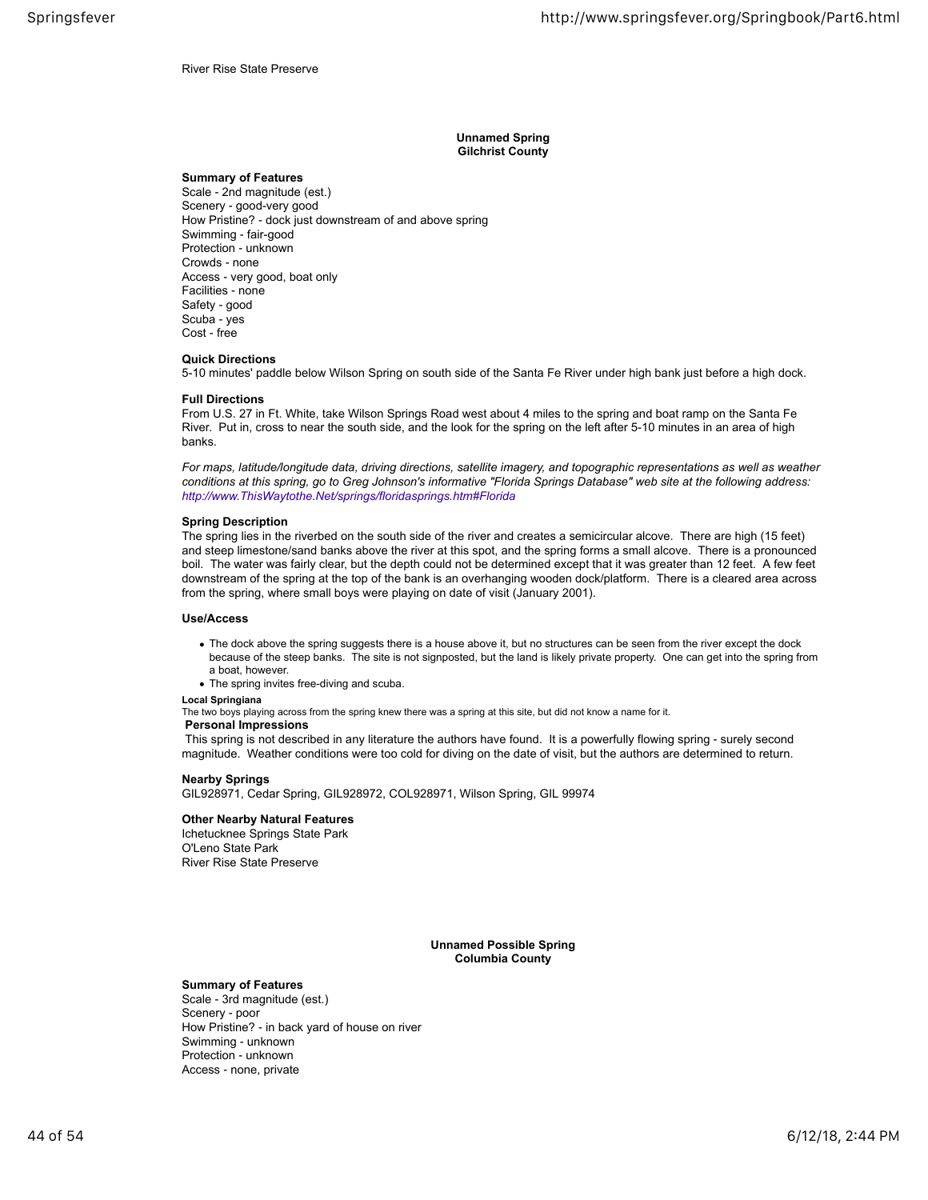River Rise State Preserve

## Unnamed Spring
## Gilchrist County

**Summary of Features**
Scale - 2nd magnitude (est.)
Scenery - good-very good
How Pristine? - dock just downstream of and above spring
Swimming - fair-good
Protection - unknown
Crowds - none
Access - very good, boat only
Facilities - none
Safety - good
Scuba - yes
Cost - free

**Quick Directions**
5-10 minutes' paddle below Wilson Spring on south side of the Santa Fe River under high bank just before a high dock.

**Full Directions**
From U.S. 27 in Ft. White, take Wilson Springs Road west about 4 miles to the spring and boat ramp on the Santa Fe River. Put in, cross to near the south side, and the look for the spring on the left after 5-10 minutes in an area of high banks.

*For maps, latitude/longitude data, driving directions, satellite imagery, and topographic representations as well as weather conditions at this spring, go to Greg Johnson's informative "Florida Springs Database" web site at the following address: http://www.ThisWaytothe.Net/springs/floridasprings.htm#Florida*

**Spring Description**
The spring lies in the riverbed on the south side of the river and creates a semicircular alcove. There are high (15 feet) and steep limestone/sand banks above the river at this spot, and the spring forms a small alcove. There is a pronounced boil. The water was fairly clear, but the depth could not be determined except that it was greater than 12 feet. A few feet downstream of the spring at the top of the bank is an overhanging wooden dock/platform. There is a cleared area across from the spring, where small boys were playing on date of visit (January 2001).

**Use/Access**

- The dock above the spring suggests there is a house above it, but no structures can be seen from the river except the dock because of the steep banks. The site is not signposted, but the land is likely private property. One can get into the spring from a boat, however.
- The spring invites free-diving and scuba.

**Local Springiana**
The two boys playing across from the spring knew there was a spring at this site, but did not know a name for it.

**Personal Impressions**
This spring is not described in any literature the authors have found. It is a powerfully flowing spring - surely second magnitude. Weather conditions were too cold for diving on the date of visit, but the authors are determined to return.

**Nearby Springs**
GIL928971, Cedar Spring, GIL928972, COL928971, Wilson Spring, GIL 99974

**Other Nearby Natural Features**
Ichetucknee Springs State Park
O'Leno State Park
River Rise State Preserve

## Unnamed Possible Spring
## Columbia County

**Summary of Features**
Scale - 3rd magnitude (est.)
Scenery - poor
How Pristine? - in back yard of house on river
Swimming - unknown
Protection - unknown
Access - none, private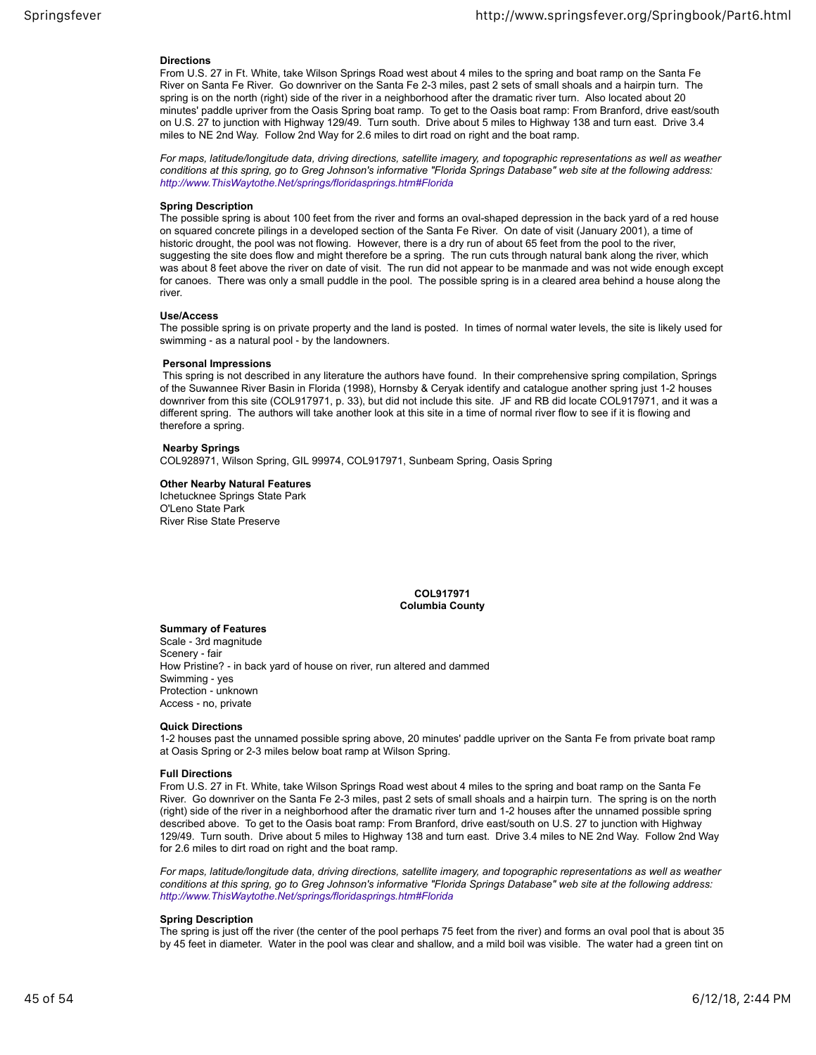**Directions**

From U.S. 27 in Ft. White, take Wilson Springs Road west about 4 miles to the spring and boat ramp on the Santa Fe River on Santa Fe River. Go downriver on the Santa Fe 2-3 miles, past 2 sets of small shoals and a hairpin turn. The spring is on the north (right) side of the river in a neighborhood after the dramatic river turn. Also located about 20 minutes' paddle upriver from the Oasis Spring boat ramp. To get to the Oasis boat ramp: From Branford, drive east/south on U.S. 27 to junction with Highway 129/49. Turn south. Drive about 5 miles to Highway 138 and turn east. Drive 3.4 miles to NE 2nd Way. Follow 2nd Way for 2.6 miles to dirt road on right and the boat ramp.

*For maps, latitude/longitude data, driving directions, satellite imagery, and topographic representations as well as weather conditions at this spring, go to Greg Johnson's informative "Florida Springs Database" web site at the following address: http://www.ThisWaytothe.Net/springs/floridasprings.htm#Florida*

**Spring Description**

The possible spring is about 100 feet from the river and forms an oval-shaped depression in the back yard of a red house on squared concrete pilings in a developed section of the Santa Fe River. On date of visit (January 2001), a time of historic drought, the pool was not flowing. However, there is a dry run of about 65 feet from the pool to the river, suggesting the site does flow and might therefore be a spring. The run cuts through natural bank along the river, which was about 8 feet above the river on date of visit. The run did not appear to be manmade and was not wide enough except for canoes. There was only a small puddle in the pool. The possible spring is in a cleared area behind a house along the river.

**Use/Access**

The possible spring is on private property and the land is posted. In times of normal water levels, the site is likely used for swimming - as a natural pool - by the landowners.

**Personal Impressions**

This spring is not described in any literature the authors have found. In their comprehensive spring compilation, Springs of the Suwannee River Basin in Florida (1998), Hornsby & Ceryak identify and catalogue another spring just 1-2 houses downriver from this site (COL917971, p. 33), but did not include this site. JF and RB did locate COL917971, and it was a different spring. The authors will take another look at this site in a time of normal river flow to see if it is flowing and therefore a spring.

**Nearby Springs**

COL928971, Wilson Spring, GIL 99974, COL917971, Sunbeam Spring, Oasis Spring

**Other Nearby Natural Features**

Ichetucknee Springs State Park
O'Leno State Park
River Rise State Preserve

## COL917971
### Columbia County

**Summary of Features**

Scale - 3rd magnitude
Scenery - fair
How Pristine? - in back yard of house on river, run altered and dammed
Swimming - yes
Protection - unknown
Access - no, private

**Quick Directions**

1-2 houses past the unnamed possible spring above, 20 minutes' paddle upriver on the Santa Fe from private boat ramp at Oasis Spring or 2-3 miles below boat ramp at Wilson Spring.

**Full Directions**

From U.S. 27 in Ft. White, take Wilson Springs Road west about 4 miles to the spring and boat ramp on the Santa Fe River. Go downriver on the Santa Fe 2-3 miles, past 2 sets of small shoals and a hairpin turn. The spring is on the north (right) side of the river in a neighborhood after the dramatic river turn and 1-2 houses after the unnamed possible spring described above. To get to the Oasis boat ramp: From Branford, drive east/south on U.S. 27 to junction with Highway 129/49. Turn south. Drive about 5 miles to Highway 138 and turn east. Drive 3.4 miles to NE 2nd Way. Follow 2nd Way for 2.6 miles to dirt road on right and the boat ramp.

*For maps, latitude/longitude data, driving directions, satellite imagery, and topographic representations as well as weather conditions at this spring, go to Greg Johnson's informative "Florida Springs Database" web site at the following address: http://www.ThisWaytothe.Net/springs/floridasprings.htm#Florida*

**Spring Description**

The spring is just off the river (the center of the pool perhaps 75 feet from the river) and forms an oval pool that is about 35 by 45 feet in diameter. Water in the pool was clear and shallow, and a mild boil was visible. The water had a green tint on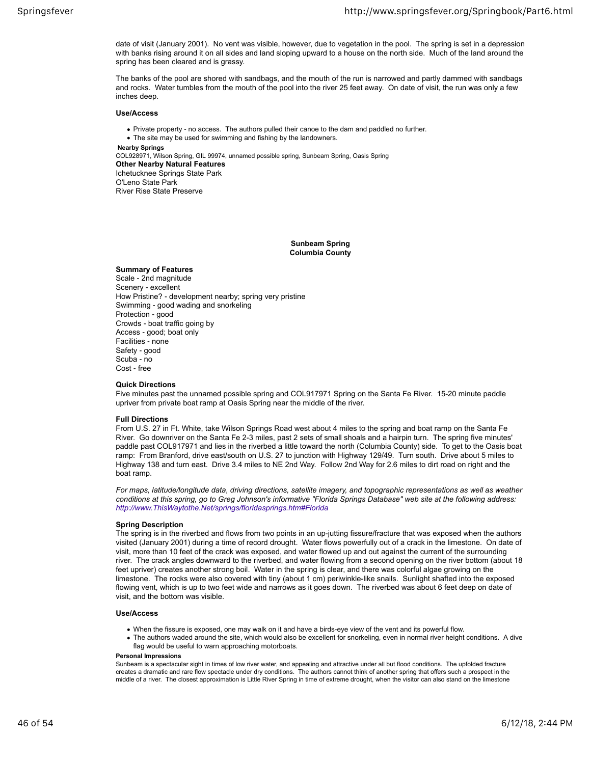date of visit (January 2001). No vent was visible, however, due to vegetation in the pool. The spring is set in a depression with banks rising around it on all sides and land sloping upward to a house on the north side. Much of the land around the spring has been cleared and is grassy.

The banks of the pool are shored with sandbags, and the mouth of the run is narrowed and partly dammed with sandbags and rocks. Water tumbles from the mouth of the pool into the river 25 feet away. On date of visit, the run was only a few inches deep.

**Use/Access**

- Private property - no access. The authors pulled their canoe to the dam and paddled no further.
- The site may be used for swimming and fishing by the landowners.

**Nearby Springs**
COL928971, Wilson Spring, GIL 99974, unnamed possible spring, Sunbeam Spring, Oasis Spring

**Other Nearby Natural Features**
Ichetucknee Springs State Park
O'Leno State Park
River Rise State Preserve

## Sunbeam Spring
## Columbia County

**Summary of Features**
Scale - 2nd magnitude
Scenery - excellent
How Pristine? - development nearby; spring very pristine
Swimming - good wading and snorkeling
Protection - good
Crowds - boat traffic going by
Access - good; boat only
Facilities - none
Safety - good
Scuba - no
Cost - free

**Quick Directions**
Five minutes past the unnamed possible spring and COL917971 Spring on the Santa Fe River. 15-20 minute paddle upriver from private boat ramp at Oasis Spring near the middle of the river.

**Full Directions**
From U.S. 27 in Ft. White, take Wilson Springs Road west about 4 miles to the spring and boat ramp on the Santa Fe River. Go downriver on the Santa Fe 2-3 miles, past 2 sets of small shoals and a hairpin turn. The spring five minutes' paddle past COL917971 and lies in the riverbed a little toward the north (Columbia County) side. To get to the Oasis boat ramp: From Branford, drive east/south on U.S. 27 to junction with Highway 129/49. Turn south. Drive about 5 miles to Highway 138 and turn east. Drive 3.4 miles to NE 2nd Way. Follow 2nd Way for 2.6 miles to dirt road on right and the boat ramp.

*For maps, latitude/longitude data, driving directions, satellite imagery, and topographic representations as well as weather conditions at this spring, go to Greg Johnson's informative "Florida Springs Database" web site at the following address: http://www.ThisWaytothe.Net/springs/floridasprings.htm#Florida*

**Spring Description**
The spring is in the riverbed and flows from two points in an up-jutting fissure/fracture that was exposed when the authors visited (January 2001) during a time of record drought. Water flows powerfully out of a crack in the limestone. On date of visit, more than 10 feet of the crack was exposed, and water flowed up and out against the current of the surrounding river. The crack angles downward to the riverbed, and water flowing from a second opening on the river bottom (about 18 feet upriver) creates another strong boil. Water in the spring is clear, and there was colorful algae growing on the limestone. The rocks were also covered with tiny (about 1 cm) periwinkle-like snails. Sunlight shafted into the exposed flowing vent, which is up to two feet wide and narrows as it goes down. The riverbed was about 6 feet deep on date of visit, and the bottom was visible.

**Use/Access**

- When the fissure is exposed, one may walk on it and have a birds-eye view of the vent and its powerful flow.
- The authors waded around the site, which would also be excellent for snorkeling, even in normal river height conditions. A dive flag would be useful to warn approaching motorboats.

**Personal Impressions**
Sunbeam is a spectacular sight in times of low river water, and appealing and attractive under all but flood conditions. The upfolded fracture creates a dramatic and rare flow spectacle under dry conditions. The authors cannot think of another spring that offers such a prospect in the middle of a river. The closest approximation is Little River Spring in time of extreme drought, when the visitor can also stand on the limestone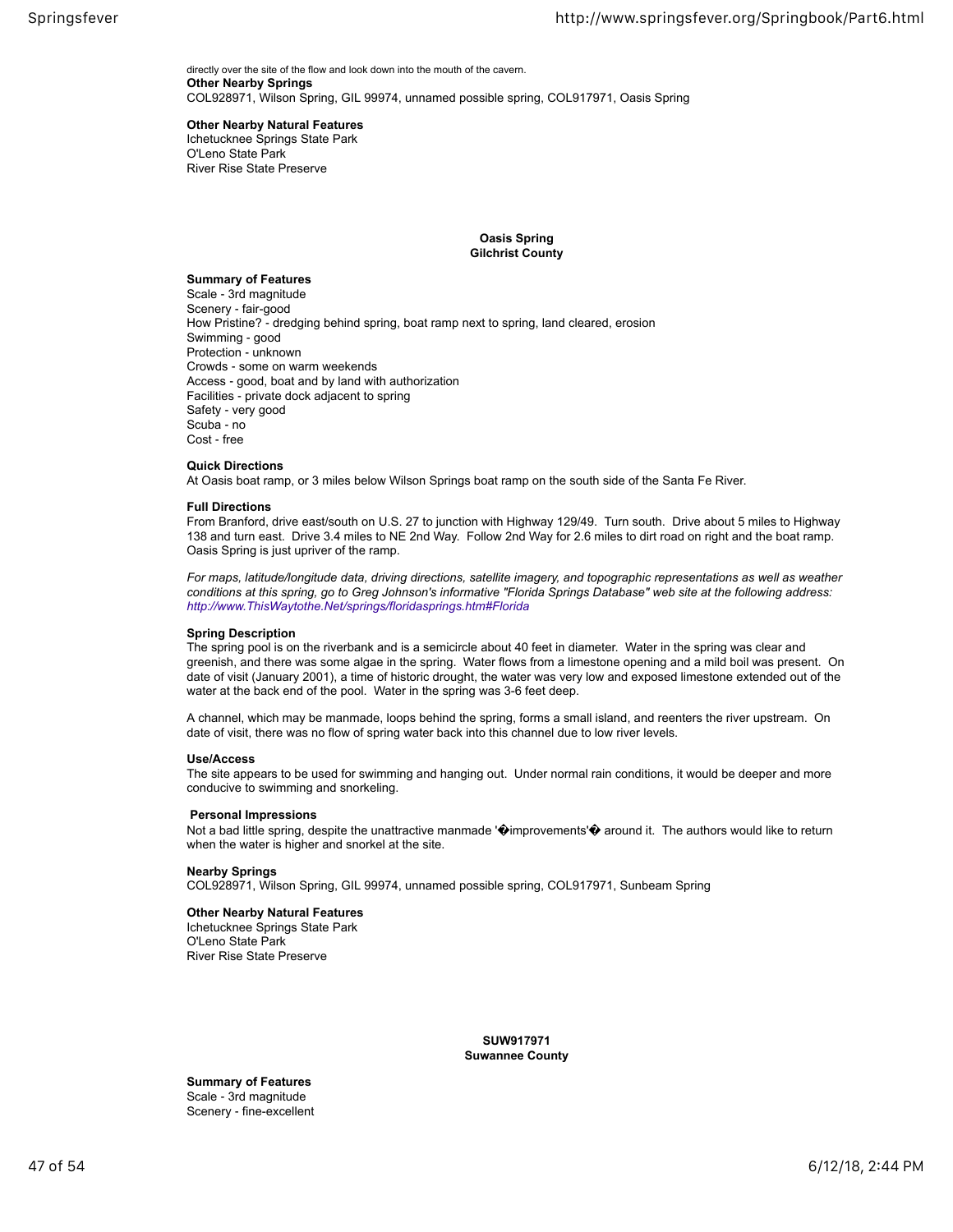directly over the site of the flow and look down into the mouth of the cavern.

**Other Nearby Springs**
COL928971, Wilson Spring, GIL 99974, unnamed possible spring, COL917971, Oasis Spring

**Other Nearby Natural Features**
Ichetucknee Springs State Park
O'Leno State Park
River Rise State Preserve

## Oasis Spring
### Gilchrist County

**Summary of Features**
Scale - 3rd magnitude
Scenery - fair-good
How Pristine? - dredging behind spring, boat ramp next to spring, land cleared, erosion
Swimming - good
Protection - unknown
Crowds - some on warm weekends
Access - good, boat and by land with authorization
Facilities - private dock adjacent to spring
Safety - very good
Scuba - no
Cost - free

**Quick Directions**
At Oasis boat ramp, or 3 miles below Wilson Springs boat ramp on the south side of the Santa Fe River.

**Full Directions**
From Branford, drive east/south on U.S. 27 to junction with Highway 129/49. Turn south. Drive about 5 miles to Highway 138 and turn east. Drive 3.4 miles to NE 2nd Way. Follow 2nd Way for 2.6 miles to dirt road on right and the boat ramp. Oasis Spring is just upriver of the ramp.

*For maps, latitude/longitude data, driving directions, satellite imagery, and topographic representations as well as weather conditions at this spring, go to Greg Johnson's informative "Florida Springs Database" web site at the following address: http://www.ThisWaytothe.Net/springs/floridasprings.htm#Florida*

**Spring Description**
The spring pool is on the riverbank and is a semicircle about 40 feet in diameter. Water in the spring was clear and greenish, and there was some algae in the spring. Water flows from a limestone opening and a mild boil was present. On date of visit (January 2001), a time of historic drought, the water was very low and exposed limestone extended out of the water at the back end of the pool. Water in the spring was 3-6 feet deep.

A channel, which may be manmade, loops behind the spring, forms a small island, and reenters the river upstream. On date of visit, there was no flow of spring water back into this channel due to low river levels.

**Use/Access**
The site appears to be used for swimming and hanging out. Under normal rain conditions, it would be deeper and more conducive to swimming and snorkeling.

**Personal Impressions**
Not a bad little spring, despite the unattractive manmade '�improvements'� around it. The authors would like to return when the water is higher and snorkel at the site.

**Nearby Springs**
COL928971, Wilson Spring, GIL 99974, unnamed possible spring, COL917971, Sunbeam Spring

**Other Nearby Natural Features**
Ichetucknee Springs State Park
O'Leno State Park
River Rise State Preserve

## SUW917971
### Suwannee County

**Summary of Features**
Scale - 3rd magnitude
Scenery - fine-excellent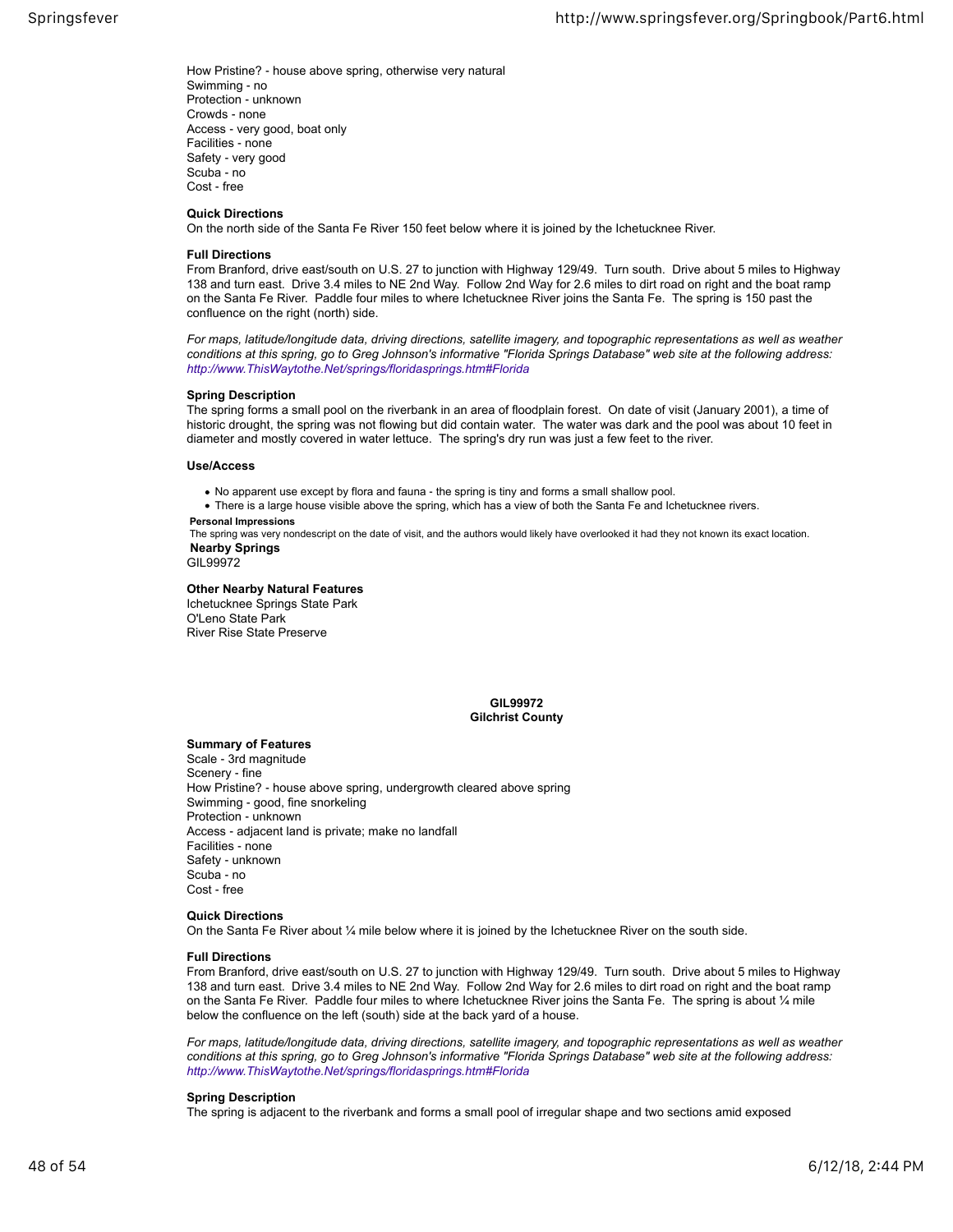How Pristine? - house above spring, otherwise very natural
Swimming - no
Protection - unknown
Crowds - none
Access - very good, boat only
Facilities - none
Safety - very good
Scuba - no
Cost - free

**Quick Directions**
On the north side of the Santa Fe River 150 feet below where it is joined by the Ichetucknee River.

**Full Directions**
From Branford, drive east/south on U.S. 27 to junction with Highway 129/49. Turn south. Drive about 5 miles to Highway 138 and turn east. Drive 3.4 miles to NE 2nd Way. Follow 2nd Way for 2.6 miles to dirt road on right and the boat ramp on the Santa Fe River. Paddle four miles to where Ichetucknee River joins the Santa Fe. The spring is 150 past the confluence on the right (north) side.

*For maps, latitude/longitude data, driving directions, satellite imagery, and topographic representations as well as weather conditions at this spring, go to Greg Johnson's informative "Florida Springs Database" web site at the following address: http://www.ThisWaytothe.Net/springs/floridasprings.htm#Florida*

**Spring Description**
The spring forms a small pool on the riverbank in an area of floodplain forest. On date of visit (January 2001), a time of historic drought, the spring was not flowing but did contain water. The water was dark and the pool was about 10 feet in diameter and mostly covered in water lettuce. The spring's dry run was just a few feet to the river.

**Use/Access**

- No apparent use except by flora and fauna - the spring is tiny and forms a small shallow pool.
- There is a large house visible above the spring, which has a view of both the Santa Fe and Ichetucknee rivers.

**Personal Impressions**
The spring was very nondescript on the date of visit, and the authors would likely have overlooked it had they not known its exact location.

**Nearby Springs**
GIL99972

**Other Nearby Natural Features**
Ichetucknee Springs State Park
O'Leno State Park
River Rise State Preserve

## GIL99972
## Gilchrist County

**Summary of Features**
Scale - 3rd magnitude
Scenery - fine
How Pristine? - house above spring, undergrowth cleared above spring
Swimming - good, fine snorkeling
Protection - unknown
Access - adjacent land is private; make no landfall
Facilities - none
Safety - unknown
Scuba - no
Cost - free

**Quick Directions**
On the Santa Fe River about ¼ mile below where it is joined by the Ichetucknee River on the south side.

**Full Directions**
From Branford, drive east/south on U.S. 27 to junction with Highway 129/49. Turn south. Drive about 5 miles to Highway 138 and turn east. Drive 3.4 miles to NE 2nd Way. Follow 2nd Way for 2.6 miles to dirt road on right and the boat ramp on the Santa Fe River. Paddle four miles to where Ichetucknee River joins the Santa Fe. The spring is about ¼ mile below the confluence on the left (south) side at the back yard of a house.

*For maps, latitude/longitude data, driving directions, satellite imagery, and topographic representations as well as weather conditions at this spring, go to Greg Johnson's informative "Florida Springs Database" web site at the following address: http://www.ThisWaytothe.Net/springs/floridasprings.htm#Florida*

**Spring Description**
The spring is adjacent to the riverbank and forms a small pool of irregular shape and two sections amid exposed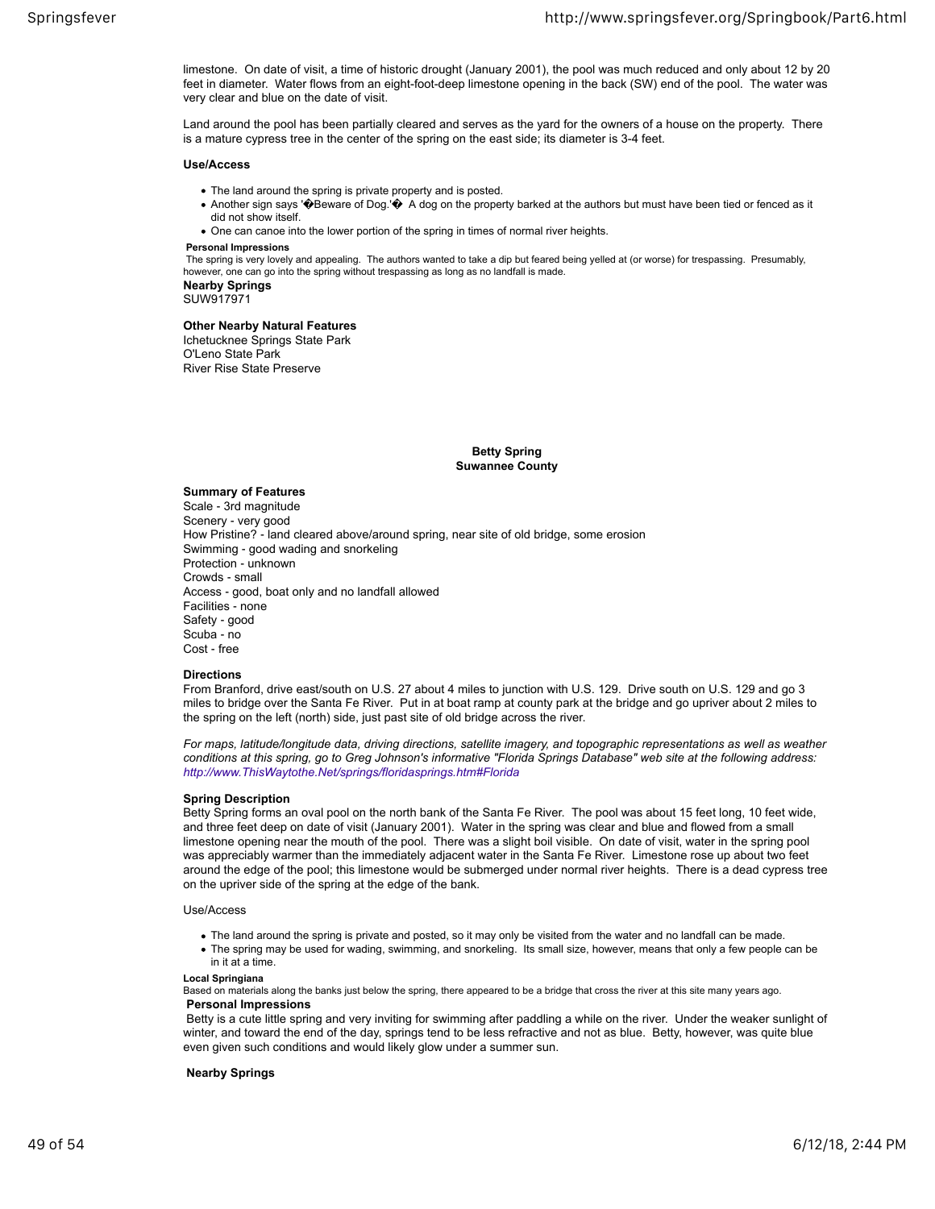limestone. On date of visit, a time of historic drought (January 2001), the pool was much reduced and only about 12 by 20 feet in diameter. Water flows from an eight-foot-deep limestone opening in the back (SW) end of the pool. The water was very clear and blue on the date of visit.

Land around the pool has been partially cleared and serves as the yard for the owners of a house on the property. There is a mature cypress tree in the center of the spring on the east side; its diameter is 3-4 feet.

**Use/Access**

- The land around the spring is private property and is posted.
- Another sign says '�Beware of Dog.'� A dog on the property barked at the authors but must have been tied or fenced as it did not show itself.
- One can canoe into the lower portion of the spring in times of normal river heights.

**Personal Impressions**

The spring is very lovely and appealing. The authors wanted to take a dip but feared being yelled at (or worse) for trespassing. Presumably, however, one can go into the spring without trespassing as long as no landfall is made.

**Nearby Springs**

SUW917971

**Other Nearby Natural Features**

Ichetucknee Springs State Park
O'Leno State Park
River Rise State Preserve

## Betty Spring
## Suwannee County

**Summary of Features**

Scale - 3rd magnitude
Scenery - very good
How Pristine? - land cleared above/around spring, near site of old bridge, some erosion
Swimming - good wading and snorkeling
Protection - unknown
Crowds - small
Access - good, boat only and no landfall allowed
Facilities - none
Safety - good
Scuba - no
Cost - free

**Directions**

From Branford, drive east/south on U.S. 27 about 4 miles to junction with U.S. 129. Drive south on U.S. 129 and go 3 miles to bridge over the Santa Fe River. Put in at boat ramp at county park at the bridge and go upriver about 2 miles to the spring on the left (north) side, just past site of old bridge across the river.

*For maps, latitude/longitude data, driving directions, satellite imagery, and topographic representations as well as weather conditions at this spring, go to Greg Johnson's informative "Florida Springs Database" web site at the following address: http://www.ThisWaytothe.Net/springs/floridasprings.htm#Florida*

**Spring Description**

Betty Spring forms an oval pool on the north bank of the Santa Fe River. The pool was about 15 feet long, 10 feet wide, and three feet deep on date of visit (January 2001). Water in the spring was clear and blue and flowed from a small limestone opening near the mouth of the pool. There was a slight boil visible. On date of visit, water in the spring pool was appreciably warmer than the immediately adjacent water in the Santa Fe River. Limestone rose up about two feet around the edge of the pool; this limestone would be submerged under normal river heights. There is a dead cypress tree on the upriver side of the spring at the edge of the bank.

Use/Access

- The land around the spring is private and posted, so it may only be visited from the water and no landfall can be made.
- The spring may be used for wading, swimming, and snorkeling. Its small size, however, means that only a few people can be in it at a time.

**Local Springiana**

Based on materials along the banks just below the spring, there appeared to be a bridge that cross the river at this site many years ago.

**Personal Impressions**

Betty is a cute little spring and very inviting for swimming after paddling a while on the river. Under the weaker sunlight of winter, and toward the end of the day, springs tend to be less refractive and not as blue. Betty, however, was quite blue even given such conditions and would likely glow under a summer sun.

**Nearby Springs**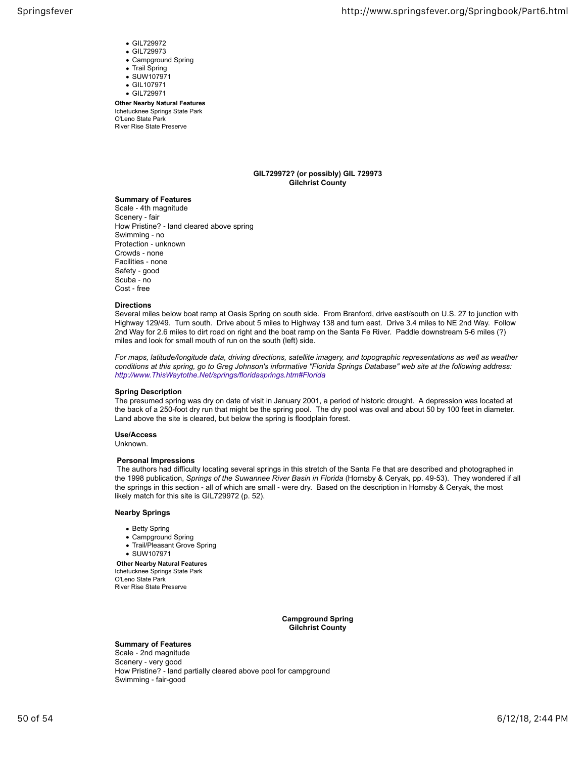- GIL729972
- GIL729973
- Campground Spring
- Trail Spring
- SUW107971
- GIL107971
- GIL729971

**Other Nearby Natural Features**
Ichetucknee Springs State Park
O'Leno State Park
River Rise State Preserve

## GIL729972? (or possibly) GIL 729973
## Gilchrist County

**Summary of Features**
Scale - 4th magnitude
Scenery - fair
How Pristine? - land cleared above spring
Swimming - no
Protection - unknown
Crowds - none
Facilities - none
Safety - good
Scuba - no
Cost - free

**Directions**
Several miles below boat ramp at Oasis Spring on south side. From Branford, drive east/south on U.S. 27 to junction with Highway 129/49. Turn south. Drive about 5 miles to Highway 138 and turn east. Drive 3.4 miles to NE 2nd Way. Follow 2nd Way for 2.6 miles to dirt road on right and the boat ramp on the Santa Fe River. Paddle downstream 5-6 miles (?) miles and look for small mouth of run on the south (left) side.

*For maps, latitude/longitude data, driving directions, satellite imagery, and topographic representations as well as weather conditions at this spring, go to Greg Johnson's informative "Florida Springs Database" web site at the following address: http://www.ThisWaytothe.Net/springs/floridasprings.htm#Florida*

**Spring Description**
The presumed spring was dry on date of visit in January 2001, a period of historic drought. A depression was located at the back of a 250-foot dry run that might be the spring pool. The dry pool was oval and about 50 by 100 feet in diameter. Land above the site is cleared, but below the spring is floodplain forest.

**Use/Access**
Unknown.

**Personal Impressions**
The authors had difficulty locating several springs in this stretch of the Santa Fe that are described and photographed in the 1998 publication, *Springs of the Suwannee River Basin in Florida* (Hornsby & Ceryak, pp. 49-53). They wondered if all the springs in this section - all of which are small - were dry. Based on the description in Hornsby & Ceryak, the most likely match for this site is GIL729972 (p. 52).

**Nearby Springs**

- Betty Spring
- Campground Spring
- Trail/Pleasant Grove Spring
- SUW107971

**Other Nearby Natural Features**
Ichetucknee Springs State Park
O'Leno State Park
River Rise State Preserve

## Campground Spring
## Gilchrist County

**Summary of Features**
Scale - 2nd magnitude
Scenery - very good
How Pristine? - land partially cleared above pool for campground
Swimming - fair-good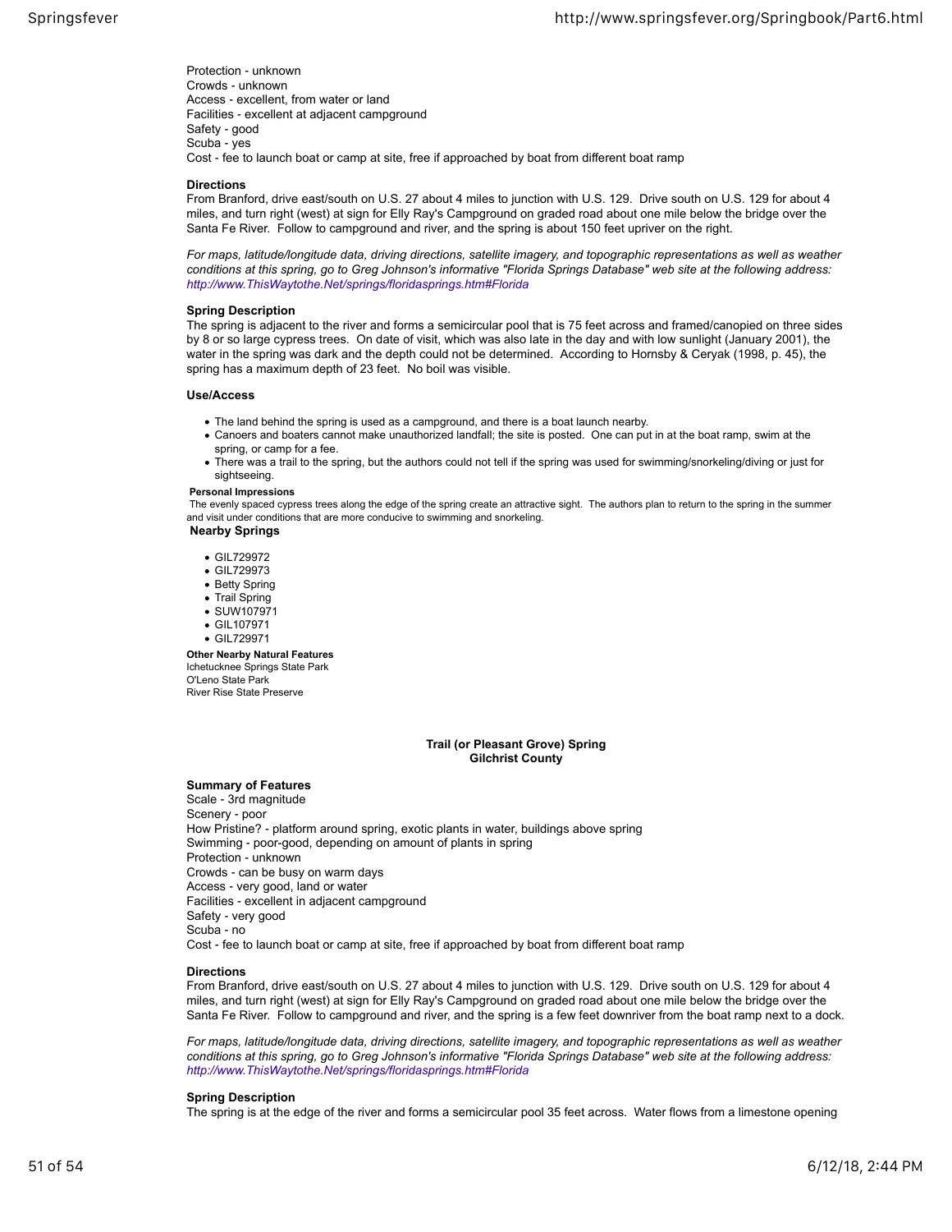Protection - unknown
Crowds - unknown
Access - excellent, from water or land
Facilities - excellent at adjacent campground
Safety - good
Scuba - yes
Cost - fee to launch boat or camp at site, free if approached by boat from different boat ramp

**Directions**

From Branford, drive east/south on U.S. 27 about 4 miles to junction with U.S. 129. Drive south on U.S. 129 for about 4 miles, and turn right (west) at sign for Elly Ray's Campground on graded road about one mile below the bridge over the Santa Fe River. Follow to campground and river, and the spring is about 150 feet upriver on the right.

*For maps, latitude/longitude data, driving directions, satellite imagery, and topographic representations as well as weather conditions at this spring, go to Greg Johnson's informative "Florida Springs Database" web site at the following address: http://www.ThisWaytothe.Net/springs/floridasprings.htm#Florida*

**Spring Description**

The spring is adjacent to the river and forms a semicircular pool that is 75 feet across and framed/canopied on three sides by 8 or so large cypress trees. On date of visit, which was also late in the day and with low sunlight (January 2001), the water in the spring was dark and the depth could not be determined. According to Hornsby & Ceryak (1998, p. 45), the spring has a maximum depth of 23 feet. No boil was visible.

**Use/Access**

- The land behind the spring is used as a campground, and there is a boat launch nearby.
- Canoers and boaters cannot make unauthorized landfall; the site is posted. One can put in at the boat ramp, swim at the spring, or camp for a fee.
- There was a trail to the spring, but the authors could not tell if the spring was used for swimming/snorkeling/diving or just for sightseeing.

**Personal Impressions**

The evenly spaced cypress trees along the edge of the spring create an attractive sight. The authors plan to return to the spring in the summer and visit under conditions that are more conducive to swimming and snorkeling.

**Nearby Springs**

- GIL729972
- GIL729973
- Betty Spring
- Trail Spring
- SUW107971
- GIL107971
- GIL729971

**Other Nearby Natural Features**

Ichetucknee Springs State Park
O'Leno State Park
River Rise State Preserve

## Trail (or Pleasant Grove) Spring
## Gilchrist County

**Summary of Features**

Scale - 3rd magnitude
Scenery - poor
How Pristine? - platform around spring, exotic plants in water, buildings above spring
Swimming - poor-good, depending on amount of plants in spring
Protection - unknown
Crowds - can be busy on warm days
Access - very good, land or water
Facilities - excellent in adjacent campground
Safety - very good
Scuba - no
Cost - fee to launch boat or camp at site, free if approached by boat from different boat ramp

**Directions**

From Branford, drive east/south on U.S. 27 about 4 miles to junction with U.S. 129. Drive south on U.S. 129 for about 4 miles, and turn right (west) at sign for Elly Ray's Campground on graded road about one mile below the bridge over the Santa Fe River. Follow to campground and river, and the spring is a few feet downriver from the boat ramp next to a dock.

*For maps, latitude/longitude data, driving directions, satellite imagery, and topographic representations as well as weather conditions at this spring, go to Greg Johnson's informative "Florida Springs Database" web site at the following address: http://www.ThisWaytothe.Net/springs/floridasprings.htm#Florida*

**Spring Description**

The spring is at the edge of the river and forms a semicircular pool 35 feet across. Water flows from a limestone opening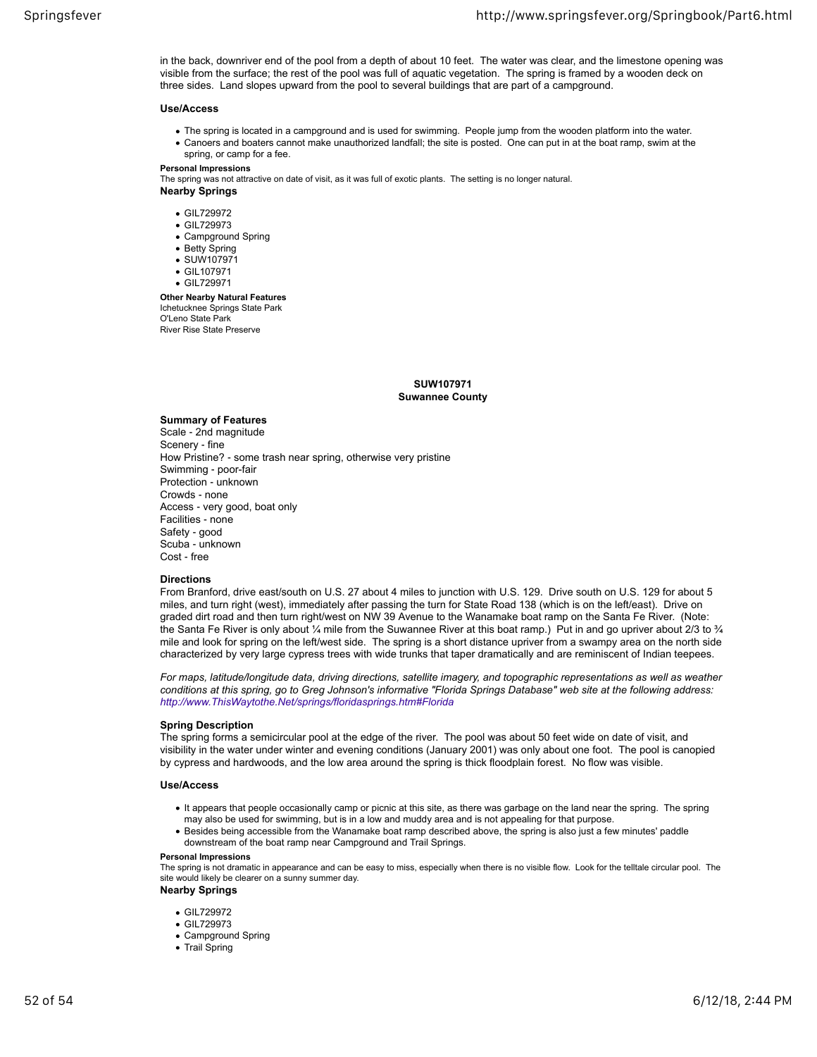in the back, downriver end of the pool from a depth of about 10 feet. The water was clear, and the limestone opening was visible from the surface; the rest of the pool was full of aquatic vegetation. The spring is framed by a wooden deck on three sides. Land slopes upward from the pool to several buildings that are part of a campground.

#### Use/Access

- The spring is located in a campground and is used for swimming. People jump from the wooden platform into the water.
- Canoers and boaters cannot make unauthorized landfall; the site is posted. One can put in at the boat ramp, swim at the spring, or camp for a fee.

##### Personal Impressions

The spring was not attractive on date of visit, as it was full of exotic plants. The setting is no longer natural.

#### Nearby Springs

- GIL729972
- GIL729973
- Campground Spring
- Betty Spring
- SUW107971
- GIL107971
- GIL729971

##### Other Nearby Natural Features

Ichetucknee Springs State Park
O'Leno State Park
River Rise State Preserve

## SUW107971
## Suwannee County

#### Summary of Features

Scale - 2nd magnitude
Scenery - fine
How Pristine? - some trash near spring, otherwise very pristine
Swimming - poor-fair
Protection - unknown
Crowds - none
Access - very good, boat only
Facilities - none
Safety - good
Scuba - unknown
Cost - free

#### Directions

From Branford, drive east/south on U.S. 27 about 4 miles to junction with U.S. 129. Drive south on U.S. 129 for about 5 miles, and turn right (west), immediately after passing the turn for State Road 138 (which is on the left/east). Drive on graded dirt road and then turn right/west on NW 39 Avenue to the Wanamake boat ramp on the Santa Fe River. (Note: the Santa Fe River is only about ¼ mile from the Suwannee River at this boat ramp.) Put in and go upriver about 2/3 to ¾ mile and look for spring on the left/west side. The spring is a short distance upriver from a swampy area on the north side characterized by very large cypress trees with wide trunks that taper dramatically and are reminiscent of Indian teepees.

*For maps, latitude/longitude data, driving directions, satellite imagery, and topographic representations as well as weather conditions at this spring, go to Greg Johnson's informative "Florida Springs Database" web site at the following address: http://www.ThisWaytothe.Net/springs/floridasprings.htm#Florida*

#### Spring Description

The spring forms a semicircular pool at the edge of the river. The pool was about 50 feet wide on date of visit, and visibility in the water under winter and evening conditions (January 2001) was only about one foot. The pool is canopied by cypress and hardwoods, and the low area around the spring is thick floodplain forest. No flow was visible.

#### Use/Access

- It appears that people occasionally camp or picnic at this site, as there was garbage on the land near the spring. The spring may also be used for swimming, but is in a low and muddy area and is not appealing for that purpose.
- Besides being accessible from the Wanamake boat ramp described above, the spring is also just a few minutes' paddle downstream of the boat ramp near Campground and Trail Springs.

##### Personal Impressions

The spring is not dramatic in appearance and can be easy to miss, especially when there is no visible flow. Look for the telltale circular pool. The site would likely be clearer on a sunny summer day.

#### Nearby Springs

- GIL729972
- GIL729973
- Campground Spring
- Trail Spring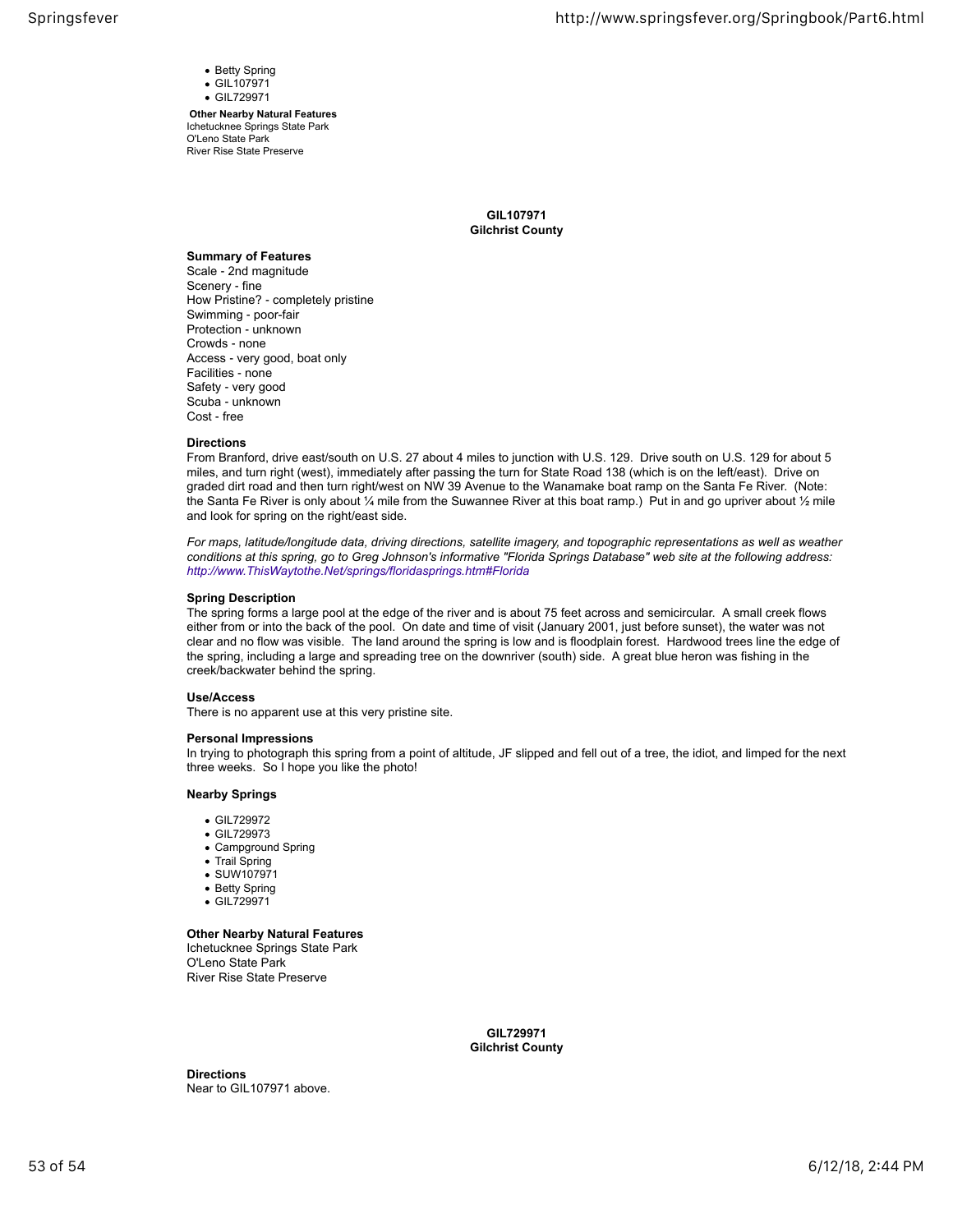- Betty Spring
- GIL107971
- GIL729971

**Other Nearby Natural Features**
Ichetucknee Springs State Park
O'Leno State Park
River Rise State Preserve

## GIL107971
**Gilchrist County**

### Summary of Features

Scale - 2nd magnitude
Scenery - fine
How Pristine? - completely pristine
Swimming - poor-fair
Protection - unknown
Crowds - none
Access - very good, boat only
Facilities - none
Safety - very good
Scuba - unknown
Cost - free

### Directions

From Branford, drive east/south on U.S. 27 about 4 miles to junction with U.S. 129. Drive south on U.S. 129 for about 5 miles, and turn right (west), immediately after passing the turn for State Road 138 (which is on the left/east). Drive on graded dirt road and then turn right/west on NW 39 Avenue to the Wanamake boat ramp on the Santa Fe River. (Note: the Santa Fe River is only about ¼ mile from the Suwannee River at this boat ramp.) Put in and go upriver about ½ mile and look for spring on the right/east side.

*For maps, latitude/longitude data, driving directions, satellite imagery, and topographic representations as well as weather conditions at this spring, go to Greg Johnson's informative "Florida Springs Database" web site at the following address: http://www.ThisWaytothe.Net/springs/floridasprings.htm#Florida*

### Spring Description

The spring forms a large pool at the edge of the river and is about 75 feet across and semicircular. A small creek flows either from or into the back of the pool. On date and time of visit (January 2001, just before sunset), the water was not clear and no flow was visible. The land around the spring is low and is floodplain forest. Hardwood trees line the edge of the spring, including a large and spreading tree on the downriver (south) side. A great blue heron was fishing in the creek/backwater behind the spring.

### Use/Access

There is no apparent use at this very pristine site.

### Personal Impressions

In trying to photograph this spring from a point of altitude, JF slipped and fell out of a tree, the idiot, and limped for the next three weeks. So I hope you like the photo!

### Nearby Springs

- GIL729972
- GIL729973
- Campground Spring
- Trail Spring
- SUW107971
- Betty Spring
- GIL729971

### Other Nearby Natural Features

Ichetucknee Springs State Park
O'Leno State Park
River Rise State Preserve

## GIL729971
**Gilchrist County**

### Directions

Near to GIL107971 above.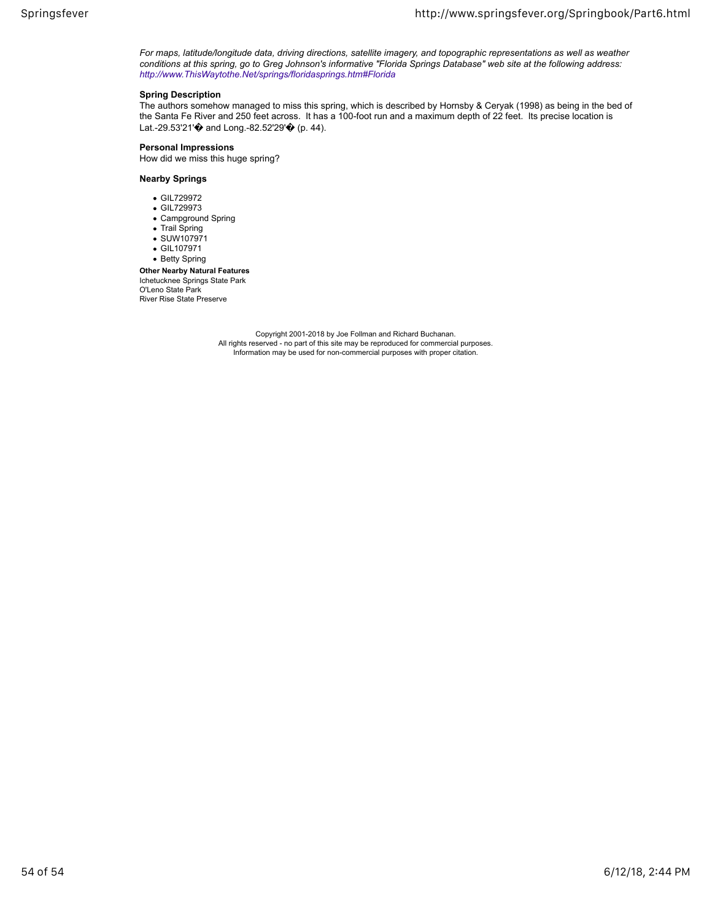*For maps, latitude/longitude data, driving directions, satellite imagery, and topographic representations as well as weather conditions at this spring, go to Greg Johnson's informative "Florida Springs Database" web site at the following address: http://www.ThisWaytothe.Net/springs/floridasprings.htm#Florida*

**Spring Description**

The authors somehow managed to miss this spring, which is described by Hornsby & Ceryak (1998) as being in the bed of the Santa Fe River and 250 feet across. It has a 100-foot run and a maximum depth of 22 feet. Its precise location is Lat.-29.53'21'� and Long.-82.52'29'� (p. 44).

**Personal Impressions**

How did we miss this huge spring?

**Nearby Springs**

- GIL729972
- GIL729973
- Campground Spring
- Trail Spring
- SUW107971
- GIL107971
- Betty Spring

**Other Nearby Natural Features**

Ichetucknee Springs State Park
O'Leno State Park
River Rise State Preserve

Copyright 2001-2018 by Joe Follman and Richard Buchanan.
All rights reserved - no part of this site may be reproduced for commercial purposes.
Information may be used for non-commercial purposes with proper citation.